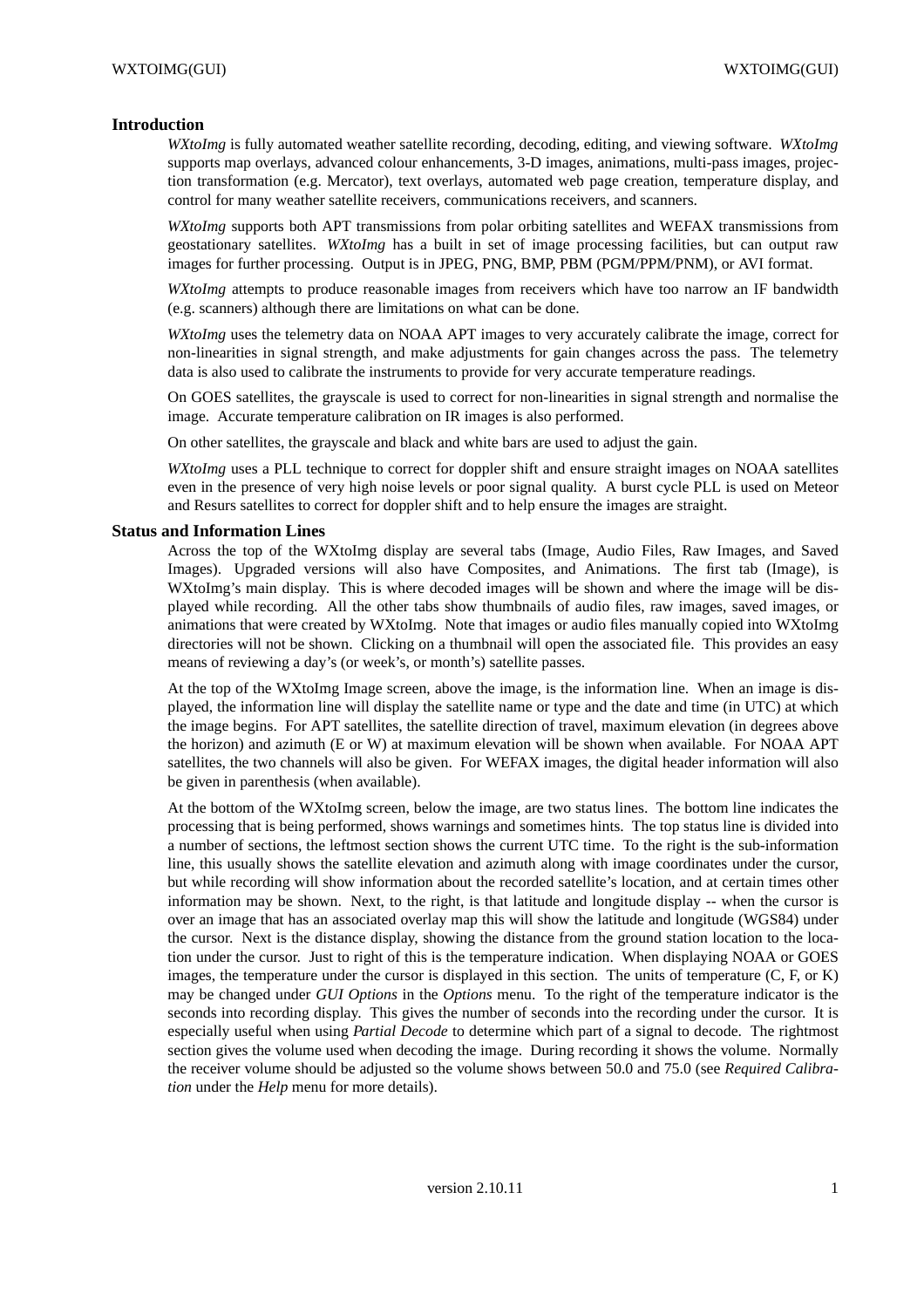## Introduction

*WXtoImg* is fully automated weather satellite recording, decoding, editing, and viewing software. *WXtoImg* supports map overlays, advanced colour enhancements, 3-D images, animations, multi-pass images, projection transformation (e.g. Mercator), text overlays, automated web page creation, temperature display, and control for many weather satellite receivers, communications receivers, and scanners.

*WXtoImg* supports both APT transmissions from polar orbiting satellites and WEFAX transmissions from geostationary satellites. *WXtoImg* has a built in set of image processing facilities, but can output raw images for further processing. Output is in JPEG, PNG, BMP, PBM (PGM/PPM/PNM), or AVI format.

*WXtoImg* attempts to produce reasonable images from receivers which have too narrow an IF bandwidth (e.g. scanners) although there are limitations on what can be done.

*WXtoImg* uses the telemetry data on NOAA APT images to very accurately calibrate the image, correct for non-linearities in signal strength, and make adjustments for gain changes across the pass. The telemetry data is also used to calibrate the instruments to provide for very accurate temperature readings.

On GOES satellites, the grayscale is used to correct for non-linearities in signal strength and normalise the image. Accurate temperature calibration on IR images is also performed.

On other satellites, the grayscale and black and white bars are used to adjust the gain.

*WXtoImg* uses a PLL technique to correct for doppler shift and ensure straight images on NOAA satellites even in the presence of very high noise levels or poor signal quality. A burst cycle PLL is used on Meteor and Resurs satellites to correct for doppler shift and to help ensure the images are straight.

## Status and Information Lines

Across the top of the WXtoImg display are several tabs (Image, Audio Files, Raw Images, and Saved Images). Upgraded versions will also have Composites, and Animations. The first tab (Image), is WXtoImg's main display. This is where decoded images will be shown and where the image will be displayed while recording. All the other tabs show thumbnails of audio files, raw images, saved images, or animations that were created by WXtoImg. Note that images or audio files manually copied into WXtoImg directories will not be shown. Clicking on a thumbnail will open the associated file. This provides an easy means of reviewing a day's (or week's, or month's) satellite passes.

At the top of the WXtoImg Image screen, above the image, is the information line. When an image is displayed, the information line will display the satellite name or type and the date and time (in UTC) at which the image begins. For APT satellites, the satellite direction of travel, maximum elevation (in degrees above the horizon) and azimuth (E or W) at maximum elevation will be shown when available. For NOAA APT satellites, the two channels will also be given. For WEFAX images, the digital header information will also be given in parenthesis (when available).

At the bottom of the WXtoImg screen, below the image, are two status lines. The bottom line indicates the processing that is being performed, shows warnings and sometimes hints. The top status line is divided into a number of sections, the leftmost section shows the current UTC time. To the right is the sub-information line, this usually shows the satellite elevation and azimuth along with image coordinates under the cursor, but while recording will show information about the recorded satellite's location, and at certain times other information may be shown. Next, to the right, is that latitude and longitude display -- when the cursor is over an image that has an associated overlay map this will show the latitude and longitude (WGS84) under the cursor. Next is the distance display, showing the distance from the ground station location to the location under the cursor. Just to right of this is the temperature indication. When displaying NOAA or GOES images, the temperature under the cursor is displayed in this section. The units of temperature (C, F, or K) may be changed under *GUI Options* in the *Options* menu. To the right of the temperature indicator is the seconds into recording display. This gives the number of seconds into the recording under the cursor. It is especially useful when using *Partial Decode* to determine which part of a signal to decode. The rightmost section gives the volume used when decoding the image. During recording it shows the volume. Normally the receiver volume should be adjusted so the volume shows between 50.0 and 75.0 (see *Required Calibration* under the *Help* menu for more details).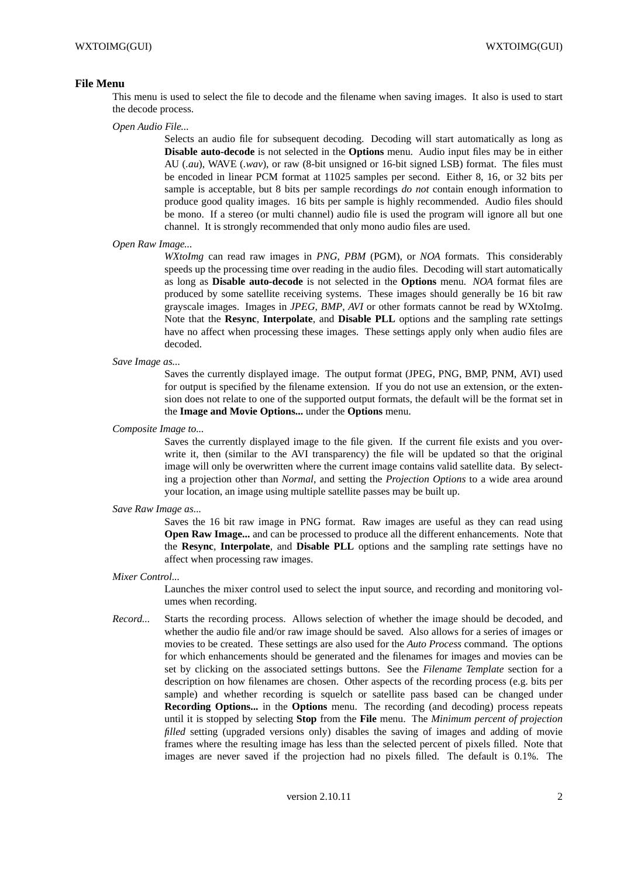## File Menu

This menu is used to select the file to decode and the filename when saving images. It also is used to start the decode process.

*Open Audio File...*

Selects an audio file for subsequent decoding. Decoding will start automatically as long as **Disable auto-decode** is not selected in the **Options** menu. Audio input files may be in either AU (*.au*), WAVE (*.wav*), or raw (8-bit unsigned or 16-bit signed LSB) format. The files must be encoded in linear PCM format at 11025 samples per second. Either 8, 16, or 32 bits per sample is acceptable, but 8 bits per sample recordings *do not* contain enough information to produce good quality images. 16 bits per sample is highly recommended. Audio files should be mono. If a stereo (or multi channel) audio file is used the program will ignore all but one channel. It is strongly recommended that only mono audio files are used.

*Open Raw Image...*

*WXtoImg* can read raw images in *PNG*, *PBM* (PGM), or *NOA* formats. This considerably speeds up the processing time over reading in the audio files. Decoding will start automatically as long as **Disable auto-decode** is not selected in the **Options** menu. *NOA* format files are produced by some satellite receiving systems. These images should generally be 16 bit raw grayscale images. Images in *JPEG*, *BMP*, *AVI* or other formats cannot be read by WXtoImg. Note that the **Resync**, **Interpolate**, and **Disable PLL** options and the sampling rate settings have no affect when processing these images. These settings apply only when audio files are decoded.

*Save Image as...*

Saves the currently displayed image. The output format (JPEG, PNG, BMP, PNM, AVI) used for output is specified by the filename extension. If you do not use an extension, or the extension does not relate to one of the supported output formats, the default will be the format set in the **Image and Movie Options...** under the **Options** menu.

*Composite Image to...*

Saves the currently displayed image to the file given. If the current file exists and you overwrite it, then (similar to the AVI transparency) the file will be updated so that the original image will only be overwritten where the current image contains valid satellite data. By selecting a projection other than *Normal*, and setting the *Projection Options* to a wide area around your location, an image using multiple satellite passes may be built up.

*Save Raw Image as...*

Saves the 16 bit raw image in PNG format. Raw images are useful as they can read using **Open Raw Image...** and can be processed to produce all the different enhancements. Note that the **Resync**, **Interpolate**, and **Disable PLL** options and the sampling rate settings have no affect when processing raw images.

*Mixer Control...*

Launches the mixer control used to select the input source, and recording and monitoring volumes when recording.

*Record...*

Starts the recording process. Allows selection of whether the image should be decoded, and whether the audio file and/or raw image should be saved. Also allows for a series of images or movies to be created. These settings are also used for the *Auto Process* command. The options for which enhancements should be generated and the filenames for images and movies can be set by clicking on the associated settings buttons. See the *Filename Template* section for a description on how filenames are chosen. Other aspects of the recording process (e.g. bits per sample) and whether recording is squelch or satellite pass based can be changed under **Recording Options...** in the **Options** menu. The recording (and decoding) process repeats until it is stopped by selecting **Stop** from the **File** menu. The *Minimum percent of projection filled* setting (upgraded versions only) disables the saving of images and adding of movie frames where the resulting image has less than the selected percent of pixels filled. Note that images are never saved if the projection had no pixels filled. The default is 0.1%. The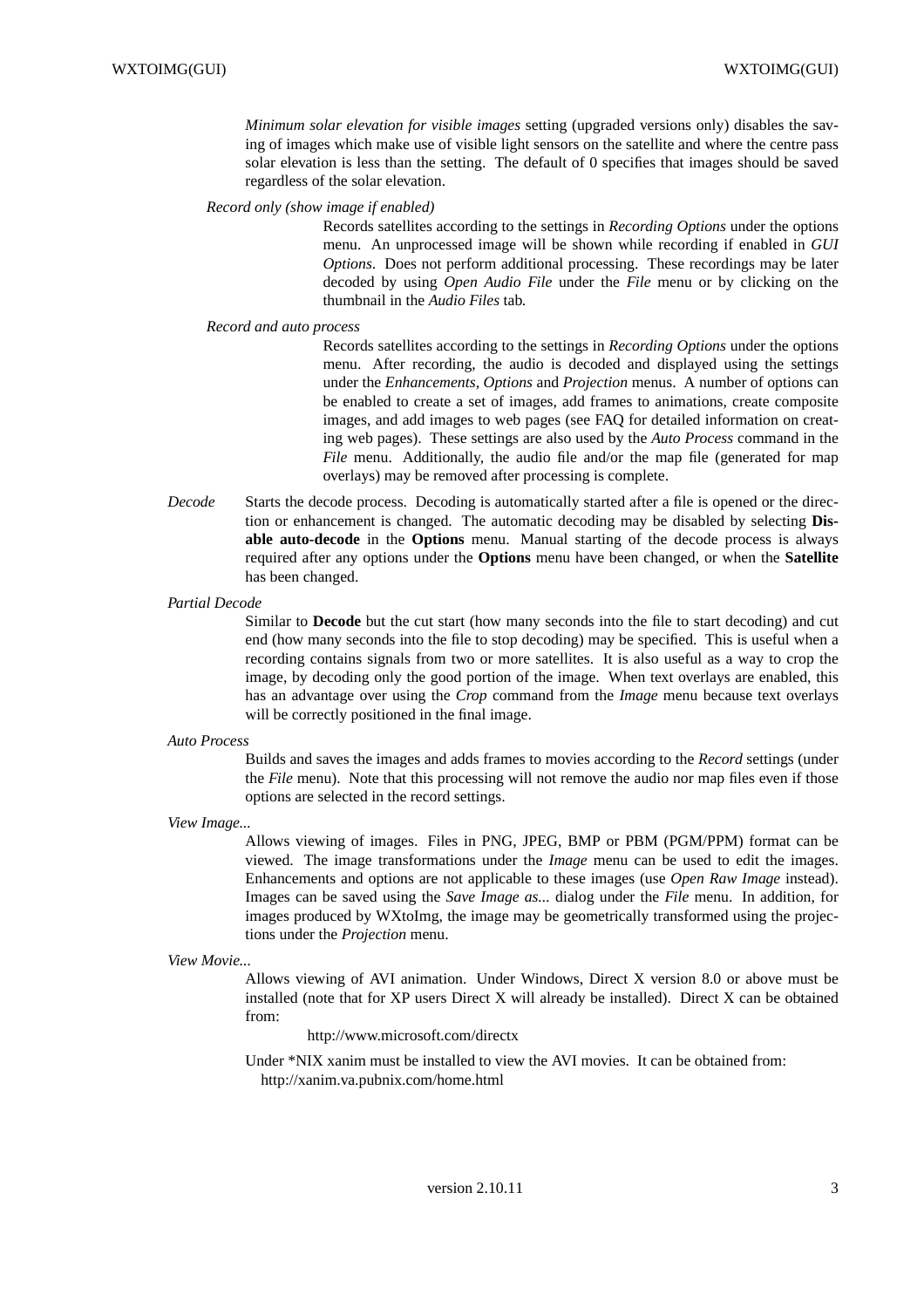*Minimum solar elevation for visible images* setting (upgraded versions only) disables the saving of images which make use of visible light sensors on the satellite and where the centre pass solar elevation is less than the setting. The default of 0 specifies that images should be saved regardless of the solar elevation.

*Record only (show image if enabled)*

Records satellites according to the settings in *Recording Options* under the options menu. An unprocessed image will be shown while recording if enabled in *GUI Options*. Does not perform additional processing. These recordings may be later decoded by using *Open Audio File* under the *File* menu or by clicking on the thumbnail in the *Audio Files* tab.

*Record and auto process*

Records satellites according to the settings in *Recording Options* under the options menu. After recording, the audio is decoded and displayed using the settings under the *Enhancements*, *Options* and *Projection* menus. A number of options can be enabled to create a set of images, add frames to animations, create composite images, and add images to web pages (see FAQ for detailed information on creating web pages). These settings are also used by the *Auto Process* command in the *File* menu. Additionally, the audio file and/or the map file (generated for map overlays) may be removed after processing is complete.

*Decode*

Starts the decode process. Decoding is automatically started after a file is opened or the direction or enhancement is changed. The automatic decoding may be disabled by selecting **Disable auto-decode** in the **Options** menu. Manual starting of the decode process is always required after any options under the **Options** menu have been changed, or when the **Satellite** has been changed.

*Partial Decode*

Similar to **Decode** but the cut start (how many seconds into the file to start decoding) and cut end (how many seconds into the file to stop decoding) may be specified. This is useful when a recording contains signals from two or more satellites. It is also useful as a way to crop the image, by decoding only the good portion of the image. When text overlays are enabled, this has an advantage over using the *Crop* command from the *Image* menu because text overlays will be correctly positioned in the final image.

*Auto Process*

Builds and saves the images and adds frames to movies according to the *Record* settings (under the *File* menu). Note that this processing will not remove the audio nor map files even if those options are selected in the record settings.

*View Image...*

Allows viewing of images. Files in PNG, JPEG, BMP or PBM (PGM/PPM) format can be viewed. The image transformations under the *Image* menu can be used to edit the images. Enhancements and options are not applicable to these images (use *Open Raw Image* instead). Images can be saved using the *Save Image as...* dialog under the *File* menu. In addition, for images produced by WXtoImg, the image may be geometrically transformed using the projections under the *Projection* menu.

*View Movie...*

Allows viewing of AVI animation. Under Windows, Direct X version 8.0 or above must be installed (note that for XP users Direct X will already be installed). Direct X can be obtained from:

http://www.microsoft.com/directx

Under *NIX xanim must be installed to view the AVI movies. It can be obtained from:
http://xanim.va.pubnix.com/home.html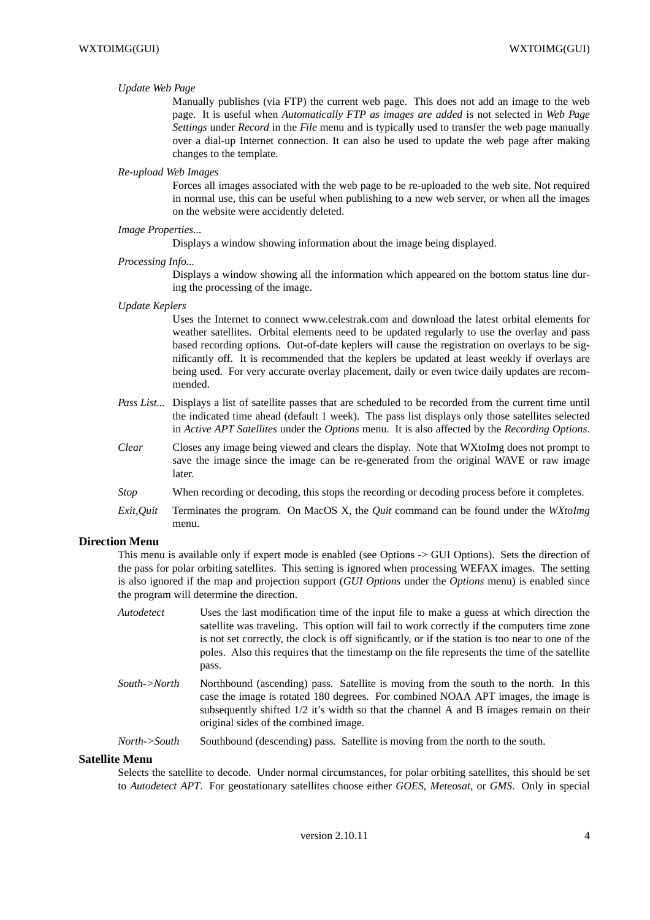*Update Web Page*

Manually publishes (via FTP) the current web page. This does not add an image to the web page. It is useful when *Automatically FTP as images are added* is not selected in *Web Page Settings* under *Record* in the *File* menu and is typically used to transfer the web page manually over a dial-up Internet connection. It can also be used to update the web page after making changes to the template.

*Re-upload Web Images*

Forces all images associated with the web page to be re-uploaded to the web site. Not required in normal use, this can be useful when publishing to a new web server, or when all the images on the website were accidently deleted.

*Image Properties...*

Displays a window showing information about the image being displayed.

*Processing Info...*

Displays a window showing all the information which appeared on the bottom status line during the processing of the image.

*Update Keplers*

Uses the Internet to connect www.celestrak.com and download the latest orbital elements for weather satellites. Orbital elements need to be updated regularly to use the overlay and pass based recording options. Out-of-date keplers will cause the registration on overlays to be significantly off. It is recommended that the keplers be updated at least weekly if overlays are being used. For very accurate overlay placement, daily or even twice daily updates are recommended.

*Pass List...* Displays a list of satellite passes that are scheduled to be recorded from the current time until the indicated time ahead (default 1 week). The pass list displays only those satellites selected in *Active APT Satellites* under the *Options* menu. It is also affected by the *Recording Options*.

*Clear* Closes any image being viewed and clears the display. Note that WXtoImg does not prompt to save the image since the image can be re-generated from the original WAVE or raw image later.

*Stop* When recording or decoding, this stops the recording or decoding process before it completes.

*Exit,Quit* Terminates the program. On MacOS X, the *Quit* command can be found under the *WXtoImg* menu.

## Direction Menu

This menu is available only if expert mode is enabled (see Options -> GUI Options). Sets the direction of the pass for polar orbiting satellites. This setting is ignored when processing WEFAX images. The setting is also ignored if the map and projection support (*GUI Options* under the *Options* menu) is enabled since the program will determine the direction.

*Autodetect* Uses the last modification time of the input file to make a guess at which direction the satellite was traveling. This option will fail to work correctly if the computers time zone is not set correctly, the clock is off significantly, or if the station is too near to one of the poles. Also this requires that the timestamp on the file represents the time of the satellite pass.

*South->North* Northbound (ascending) pass. Satellite is moving from the south to the north. In this case the image is rotated 180 degrees. For combined NOAA APT images, the image is subsequently shifted 1/2 it's width so that the channel A and B images remain on their original sides of the combined image.

*North->South* Southbound (descending) pass. Satellite is moving from the north to the south.

## Satellite Menu

Selects the satellite to decode. Under normal circumstances, for polar orbiting satellites, this should be set to *Autodetect APT*. For geostationary satellites choose either *GOES*, *Meteosat*, or *GMS*. Only in special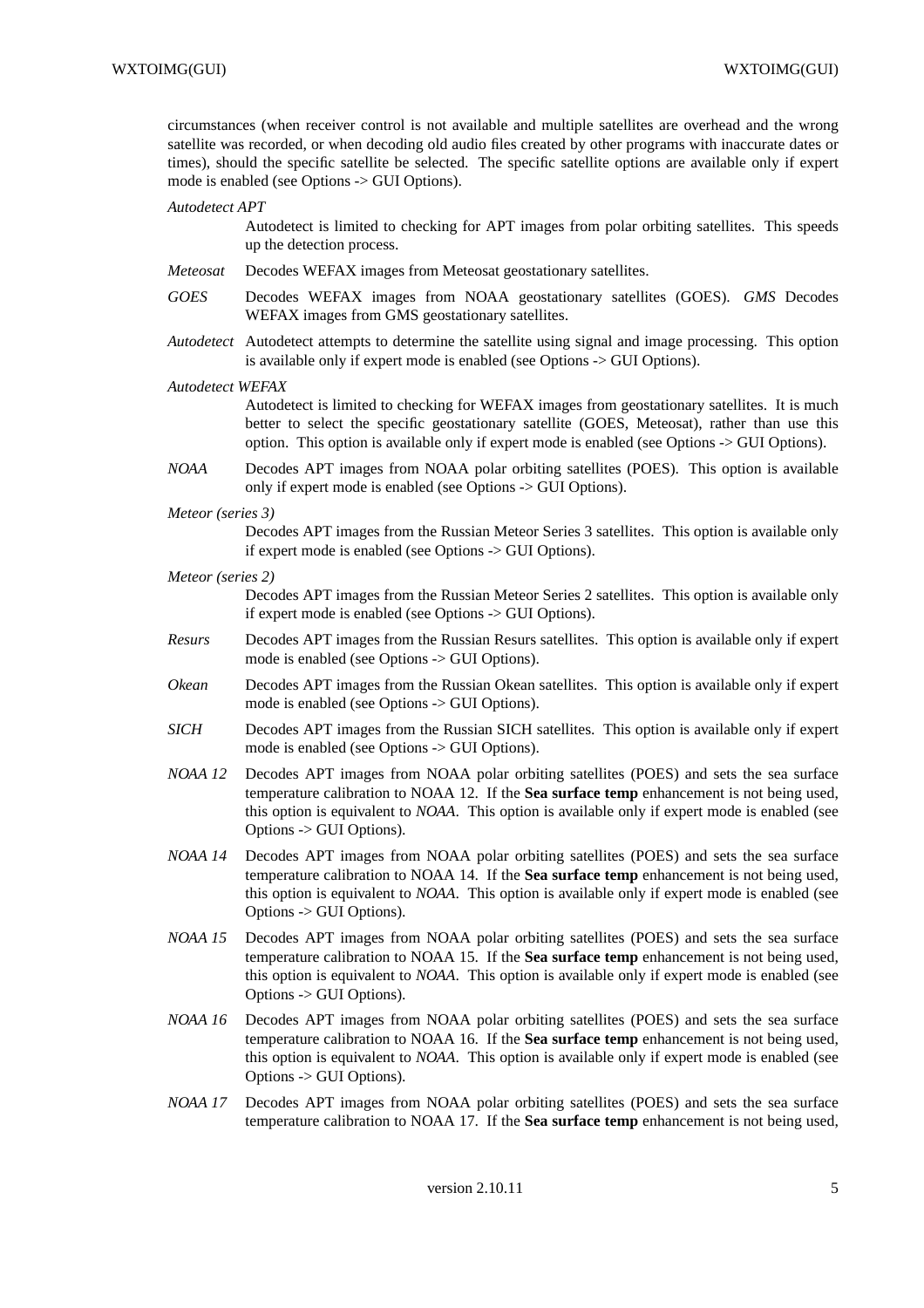circumstances (when receiver control is not available and multiple satellites are overhead and the wrong satellite was recorded, or when decoding old audio files created by other programs with inaccurate dates or times), should the specific satellite be selected. The specific satellite options are available only if expert mode is enabled (see Options -> GUI Options).

*Autodetect APT*
: Autodetect is limited to checking for APT images from polar orbiting satellites. This speeds up the detection process.

*Meteosat*
: Decodes WEFAX images from Meteosat geostationary satellites.

*GOES*
: Decodes WEFAX images from NOAA geostationary satellites (GOES). *GMS* Decodes WEFAX images from GMS geostationary satellites.

*Autodetect*
: Autodetect attempts to determine the satellite using signal and image processing. This option is available only if expert mode is enabled (see Options -> GUI Options).

*Autodetect WEFAX*
: Autodetect is limited to checking for WEFAX images from geostationary satellites. It is much better to select the specific geostationary satellite (GOES, Meteosat), rather than use this option. This option is available only if expert mode is enabled (see Options -> GUI Options).

*NOAA*
: Decodes APT images from NOAA polar orbiting satellites (POES). This option is available only if expert mode is enabled (see Options -> GUI Options).

*Meteor (series 3)*
: Decodes APT images from the Russian Meteor Series 3 satellites. This option is available only if expert mode is enabled (see Options -> GUI Options).

*Meteor (series 2)*
: Decodes APT images from the Russian Meteor Series 2 satellites. This option is available only if expert mode is enabled (see Options -> GUI Options).

*Resurs*
: Decodes APT images from the Russian Resurs satellites. This option is available only if expert mode is enabled (see Options -> GUI Options).

*Okean*
: Decodes APT images from the Russian Okean satellites. This option is available only if expert mode is enabled (see Options -> GUI Options).

*SICH*
: Decodes APT images from the Russian SICH satellites. This option is available only if expert mode is enabled (see Options -> GUI Options).

*NOAA 12*
: Decodes APT images from NOAA polar orbiting satellites (POES) and sets the sea surface temperature calibration to NOAA 12. If the **Sea surface temp** enhancement is not being used, this option is equivalent to *NOAA*. This option is available only if expert mode is enabled (see Options -> GUI Options).

*NOAA 14*
: Decodes APT images from NOAA polar orbiting satellites (POES) and sets the sea surface temperature calibration to NOAA 14. If the **Sea surface temp** enhancement is not being used, this option is equivalent to *NOAA*. This option is available only if expert mode is enabled (see Options -> GUI Options).

*NOAA 15*
: Decodes APT images from NOAA polar orbiting satellites (POES) and sets the sea surface temperature calibration to NOAA 15. If the **Sea surface temp** enhancement is not being used, this option is equivalent to *NOAA*. This option is available only if expert mode is enabled (see Options -> GUI Options).

*NOAA 16*
: Decodes APT images from NOAA polar orbiting satellites (POES) and sets the sea surface temperature calibration to NOAA 16. If the **Sea surface temp** enhancement is not being used, this option is equivalent to *NOAA*. This option is available only if expert mode is enabled (see Options -> GUI Options).

*NOAA 17*
: Decodes APT images from NOAA polar orbiting satellites (POES) and sets the sea surface temperature calibration to NOAA 17. If the **Sea surface temp** enhancement is not being used,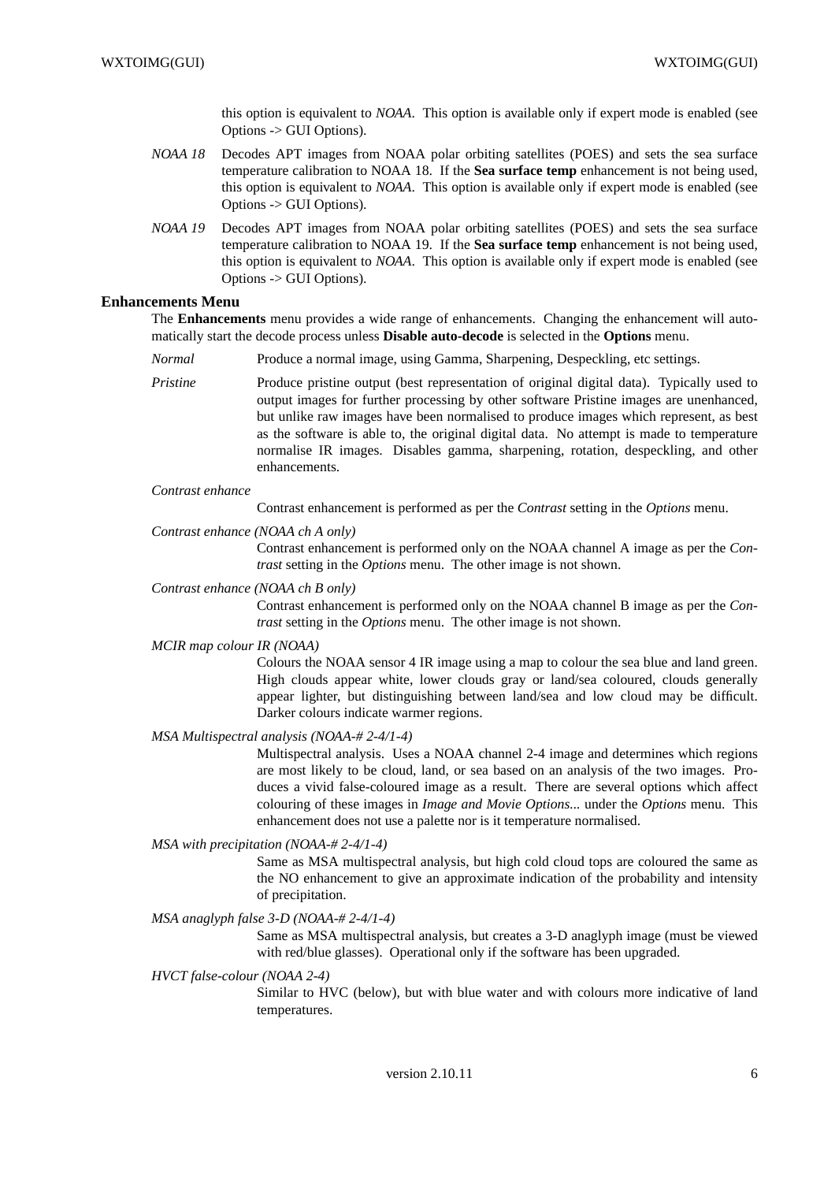this option is equivalent to *NOAA*. This option is available only if expert mode is enabled (see Options -> GUI Options).

*NOAA 18*
Decodes APT images from NOAA polar orbiting satellites (POES) and sets the sea surface temperature calibration to NOAA 18. If the **Sea surface temp** enhancement is not being used, this option is equivalent to *NOAA*. This option is available only if expert mode is enabled (see Options -> GUI Options).

*NOAA 19*
Decodes APT images from NOAA polar orbiting satellites (POES) and sets the sea surface temperature calibration to NOAA 19. If the **Sea surface temp** enhancement is not being used, this option is equivalent to *NOAA*. This option is available only if expert mode is enabled (see Options -> GUI Options).

## Enhancements Menu

The **Enhancements** menu provides a wide range of enhancements. Changing the enhancement will automatically start the decode process unless **Disable auto-decode** is selected in the **Options** menu.

*Normal*
Produce a normal image, using Gamma, Sharpening, Despeckling, etc settings.

*Pristine*
Produce pristine output (best representation of original digital data). Typically used to output images for further processing by other software Pristine images are unenhanced, but unlike raw images have been normalised to produce images which represent, as best as the software is able to, the original digital data. No attempt is made to temperature normalise IR images. Disables gamma, sharpening, rotation, despeckling, and other enhancements.

*Contrast enhance*
Contrast enhancement is performed as per the *Contrast* setting in the *Options* menu.

*Contrast enhance (NOAA ch A only)*
Contrast enhancement is performed only on the NOAA channel A image as per the *Contrast* setting in the *Options* menu. The other image is not shown.

*Contrast enhance (NOAA ch B only)*
Contrast enhancement is performed only on the NOAA channel B image as per the *Contrast* setting in the *Options* menu. The other image is not shown.

*MCIR map colour IR (NOAA)*
Colours the NOAA sensor 4 IR image using a map to colour the sea blue and land green. High clouds appear white, lower clouds gray or land/sea coloured, clouds generally appear lighter, but distinguishing between land/sea and low cloud may be difficult. Darker colours indicate warmer regions.

*MSA Multispectral analysis (NOAA-# 2-4/1-4)*
Multispectral analysis. Uses a NOAA channel 2-4 image and determines which regions are most likely to be cloud, land, or sea based on an analysis of the two images. Produces a vivid false-coloured image as a result. There are several options which affect colouring of these images in *Image and Movie Options...* under the *Options* menu. This enhancement does not use a palette nor is it temperature normalised.

*MSA with precipitation (NOAA-# 2-4/1-4)*
Same as MSA multispectral analysis, but high cold cloud tops are coloured the same as the NO enhancement to give an approximate indication of the probability and intensity of precipitation.

*MSA anaglyph false 3-D (NOAA-# 2-4/1-4)*
Same as MSA multispectral analysis, but creates a 3-D anaglyph image (must be viewed with red/blue glasses). Operational only if the software has been upgraded.

*HVCT false-colour (NOAA 2-4)*
Similar to HVC (below), but with blue water and with colours more indicative of land temperatures.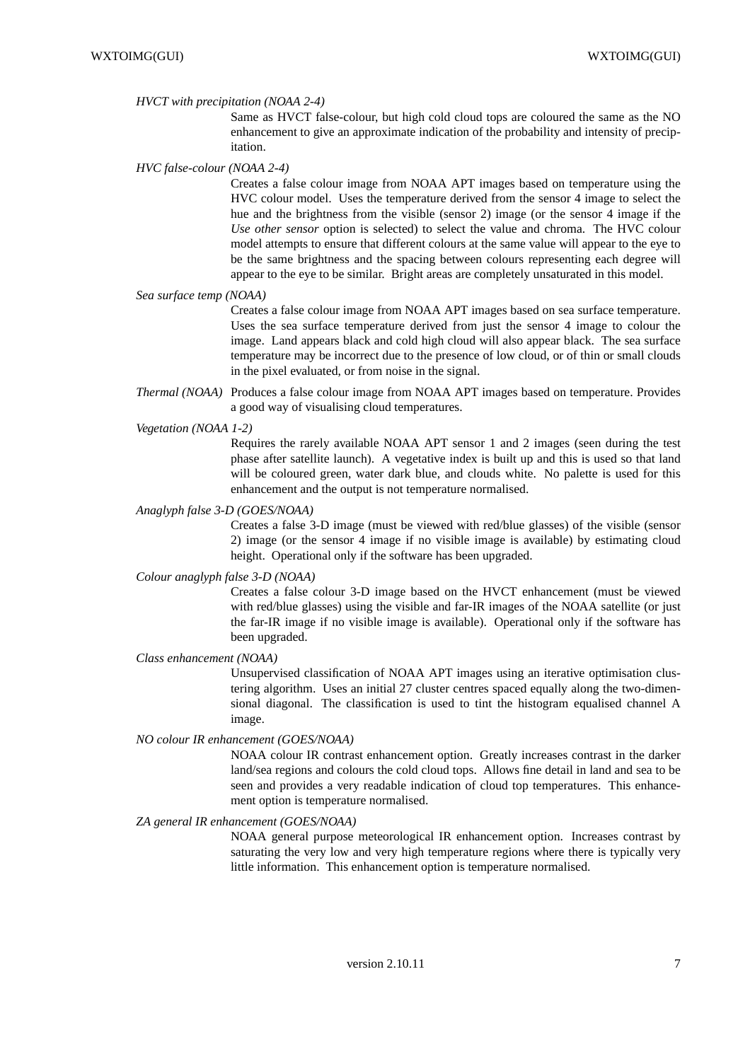*HVCT with precipitation (NOAA 2-4)*

Same as HVCT false-colour, but high cold cloud tops are coloured the same as the NO enhancement to give an approximate indication of the probability and intensity of precipitation.

*HVC false-colour (NOAA 2-4)*

Creates a false colour image from NOAA APT images based on temperature using the HVC colour model. Uses the temperature derived from the sensor 4 image to select the hue and the brightness from the visible (sensor 2) image (or the sensor 4 image if the *Use other sensor* option is selected) to select the value and chroma. The HVC colour model attempts to ensure that different colours at the same value will appear to the eye to be the same brightness and the spacing between colours representing each degree will appear to the eye to be similar. Bright areas are completely unsaturated in this model.

*Sea surface temp (NOAA)*

Creates a false colour image from NOAA APT images based on sea surface temperature. Uses the sea surface temperature derived from just the sensor 4 image to colour the image. Land appears black and cold high cloud will also appear black. The sea surface temperature may be incorrect due to the presence of low cloud, or of thin or small clouds in the pixel evaluated, or from noise in the signal.

*Thermal (NOAA)*

Produces a false colour image from NOAA APT images based on temperature. Provides a good way of visualising cloud temperatures.

*Vegetation (NOAA 1-2)*

Requires the rarely available NOAA APT sensor 1 and 2 images (seen during the test phase after satellite launch). A vegetative index is built up and this is used so that land will be coloured green, water dark blue, and clouds white. No palette is used for this enhancement and the output is not temperature normalised.

*Anaglyph false 3-D (GOES/NOAA)*

Creates a false 3-D image (must be viewed with red/blue glasses) of the visible (sensor 2) image (or the sensor 4 image if no visible image is available) by estimating cloud height. Operational only if the software has been upgraded.

*Colour anaglyph false 3-D (NOAA)*

Creates a false colour 3-D image based on the HVCT enhancement (must be viewed with red/blue glasses) using the visible and far-IR images of the NOAA satellite (or just the far-IR image if no visible image is available). Operational only if the software has been upgraded.

*Class enhancement (NOAA)*

Unsupervised classification of NOAA APT images using an iterative optimisation clustering algorithm. Uses an initial 27 cluster centres spaced equally along the two-dimensional diagonal. The classification is used to tint the histogram equalised channel A image.

*NO colour IR enhancement (GOES/NOAA)*

NOAA colour IR contrast enhancement option. Greatly increases contrast in the darker land/sea regions and colours the cold cloud tops. Allows fine detail in land and sea to be seen and provides a very readable indication of cloud top temperatures. This enhancement option is temperature normalised.

*ZA general IR enhancement (GOES/NOAA)*

NOAA general purpose meteorological IR enhancement option. Increases contrast by saturating the very low and very high temperature regions where there is typically very little information. This enhancement option is temperature normalised.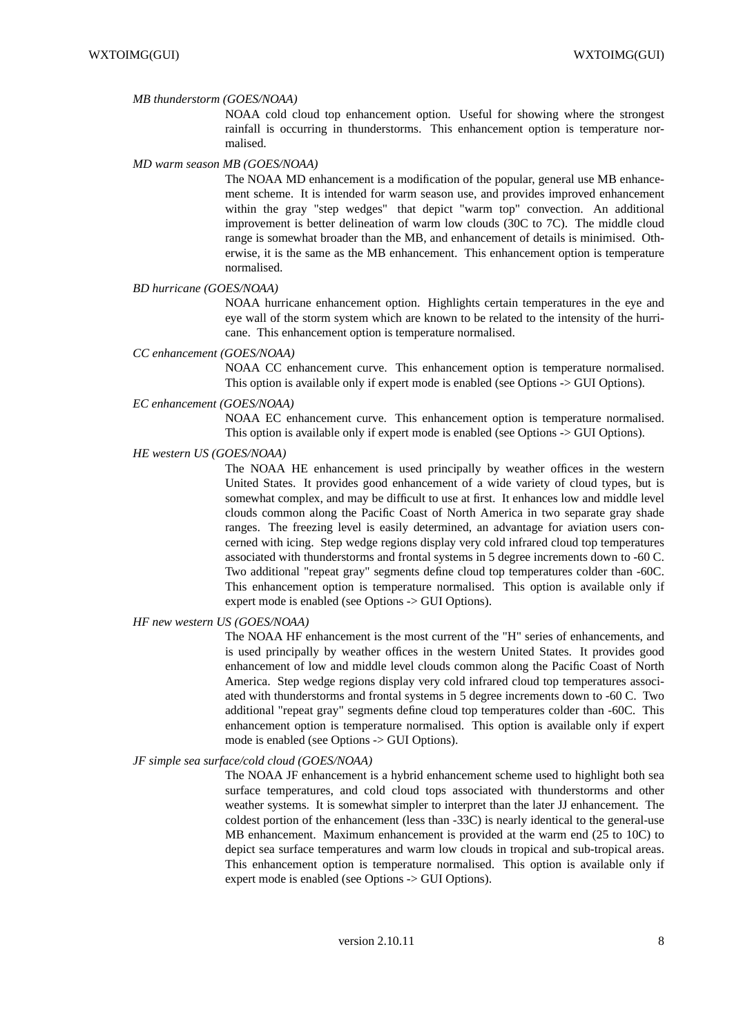*MB thunderstorm (GOES/NOAA)*

NOAA cold cloud top enhancement option. Useful for showing where the strongest rainfall is occurring in thunderstorms. This enhancement option is temperature normalised.

*MD warm season MB (GOES/NOAA)*

The NOAA MD enhancement is a modification of the popular, general use MB enhancement scheme. It is intended for warm season use, and provides improved enhancement within the gray "step wedges" that depict "warm top" convection. An additional improvement is better delineation of warm low clouds (30C to 7C). The middle cloud range is somewhat broader than the MB, and enhancement of details is minimised. Otherwise, it is the same as the MB enhancement. This enhancement option is temperature normalised.

*BD hurricane (GOES/NOAA)*

NOAA hurricane enhancement option. Highlights certain temperatures in the eye and eye wall of the storm system which are known to be related to the intensity of the hurricane. This enhancement option is temperature normalised.

*CC enhancement (GOES/NOAA)*

NOAA CC enhancement curve. This enhancement option is temperature normalised. This option is available only if expert mode is enabled (see Options -> GUI Options).

*EC enhancement (GOES/NOAA)*

NOAA EC enhancement curve. This enhancement option is temperature normalised. This option is available only if expert mode is enabled (see Options -> GUI Options).

*HE western US (GOES/NOAA)*

The NOAA HE enhancement is used principally by weather offices in the western United States. It provides good enhancement of a wide variety of cloud types, but is somewhat complex, and may be difficult to use at first. It enhances low and middle level clouds common along the Pacific Coast of North America in two separate gray shade ranges. The freezing level is easily determined, an advantage for aviation users concerned with icing. Step wedge regions display very cold infrared cloud top temperatures associated with thunderstorms and frontal systems in 5 degree increments down to -60 C. Two additional "repeat gray" segments define cloud top temperatures colder than -60C. This enhancement option is temperature normalised. This option is available only if expert mode is enabled (see Options -> GUI Options).

*HF new western US (GOES/NOAA)*

The NOAA HF enhancement is the most current of the "H" series of enhancements, and is used principally by weather offices in the western United States. It provides good enhancement of low and middle level clouds common along the Pacific Coast of North America. Step wedge regions display very cold infrared cloud top temperatures associated with thunderstorms and frontal systems in 5 degree increments down to -60 C. Two additional "repeat gray" segments define cloud top temperatures colder than -60C. This enhancement option is temperature normalised. This option is available only if expert mode is enabled (see Options -> GUI Options).

*JF simple sea surface/cold cloud (GOES/NOAA)*

The NOAA JF enhancement is a hybrid enhancement scheme used to highlight both sea surface temperatures, and cold cloud tops associated with thunderstorms and other weather systems. It is somewhat simpler to interpret than the later JJ enhancement. The coldest portion of the enhancement (less than -33C) is nearly identical to the general-use MB enhancement. Maximum enhancement is provided at the warm end (25 to 10C) to depict sea surface temperatures and warm low clouds in tropical and sub-tropical areas. This enhancement option is temperature normalised. This option is available only if expert mode is enabled (see Options -> GUI Options).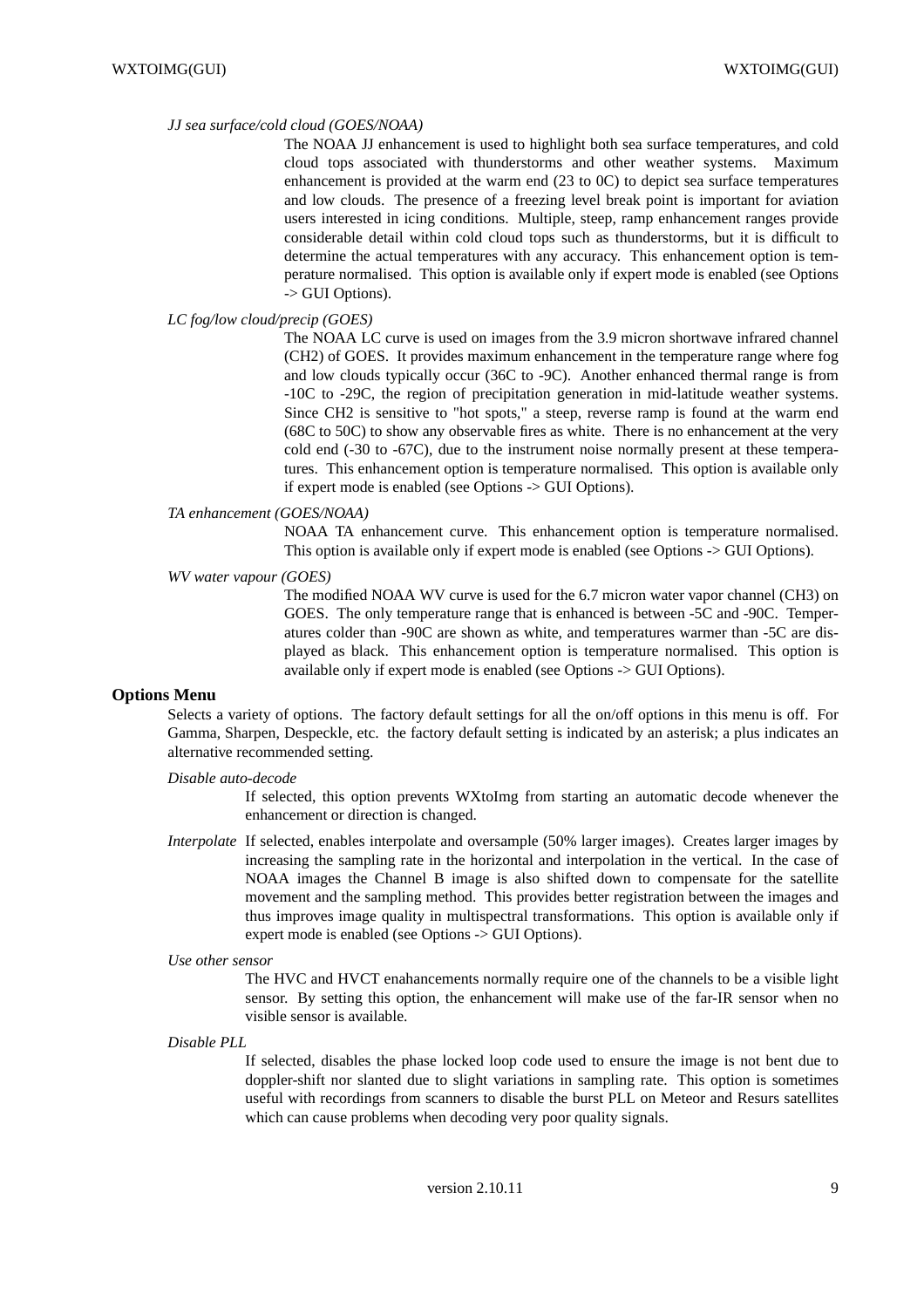*JJ sea surface/cold cloud (GOES/NOAA)*

The NOAA JJ enhancement is used to highlight both sea surface temperatures, and cold cloud tops associated with thunderstorms and other weather systems. Maximum enhancement is provided at the warm end (23 to 0C) to depict sea surface temperatures and low clouds. The presence of a freezing level break point is important for aviation users interested in icing conditions. Multiple, steep, ramp enhancement ranges provide considerable detail within cold cloud tops such as thunderstorms, but it is difficult to determine the actual temperatures with any accuracy. This enhancement option is temperature normalised. This option is available only if expert mode is enabled (see Options -> GUI Options).

*LC fog/low cloud/precip (GOES)*

The NOAA LC curve is used on images from the 3.9 micron shortwave infrared channel (CH2) of GOES. It provides maximum enhancement in the temperature range where fog and low clouds typically occur (36C to -9C). Another enhanced thermal range is from -10C to -29C, the region of precipitation generation in mid-latitude weather systems. Since CH2 is sensitive to "hot spots," a steep, reverse ramp is found at the warm end (68C to 50C) to show any observable fires as white. There is no enhancement at the very cold end (-30 to -67C), due to the instrument noise normally present at these temperatures. This enhancement option is temperature normalised. This option is available only if expert mode is enabled (see Options -> GUI Options).

*TA enhancement (GOES/NOAA)*

NOAA TA enhancement curve. This enhancement option is temperature normalised. This option is available only if expert mode is enabled (see Options -> GUI Options).

*WV water vapour (GOES)*

The modified NOAA WV curve is used for the 6.7 micron water vapor channel (CH3) on GOES. The only temperature range that is enhanced is between -5C and -90C. Temperatures colder than -90C are shown as white, and temperatures warmer than -5C are displayed as black. This enhancement option is temperature normalised. This option is available only if expert mode is enabled (see Options -> GUI Options).

## Options Menu

Selects a variety of options. The factory default settings for all the on/off options in this menu is off. For Gamma, Sharpen, Despeckle, etc. the factory default setting is indicated by an asterisk; a plus indicates an alternative recommended setting.

*Disable auto-decode*

If selected, this option prevents WXtoImg from starting an automatic decode whenever the enhancement or direction is changed.

*Interpolate*

If selected, enables interpolate and oversample (50% larger images). Creates larger images by increasing the sampling rate in the horizontal and interpolation in the vertical. In the case of NOAA images the Channel B image is also shifted down to compensate for the satellite movement and the sampling method. This provides better registration between the images and thus improves image quality in multispectral transformations. This option is available only if expert mode is enabled (see Options -> GUI Options).

*Use other sensor*

The HVC and HVCT enahancements normally require one of the channels to be a visible light sensor. By setting this option, the enhancement will make use of the far-IR sensor when no visible sensor is available.

*Disable PLL*

If selected, disables the phase locked loop code used to ensure the image is not bent due to doppler-shift nor slanted due to slight variations in sampling rate. This option is sometimes useful with recordings from scanners to disable the burst PLL on Meteor and Resurs satellites which can cause problems when decoding very poor quality signals.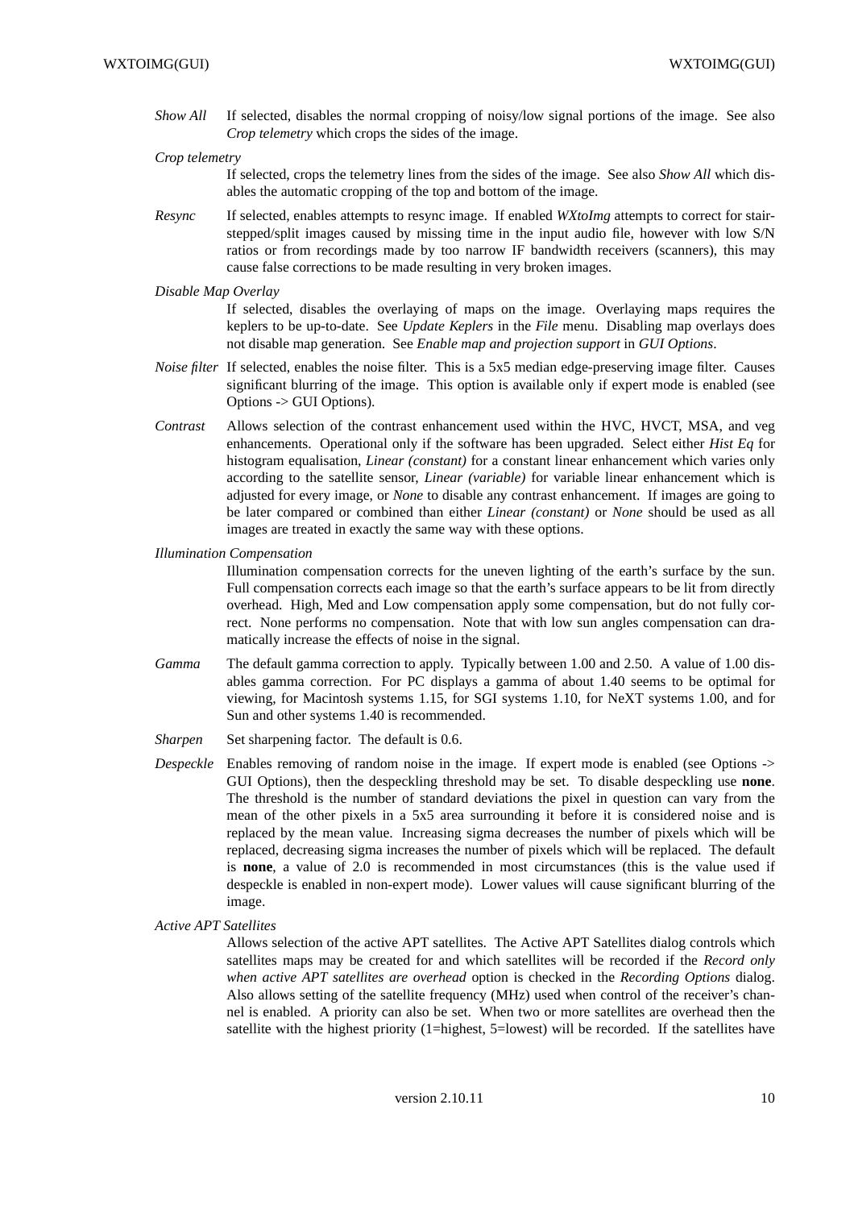*Show All* If selected, disables the normal cropping of noisy/low signal portions of the image. See also *Crop telemetry* which crops the sides of the image.

*Crop telemetry*
If selected, crops the telemetry lines from the sides of the image. See also *Show All* which disables the automatic cropping of the top and bottom of the image.

*Resync* If selected, enables attempts to resync image. If enabled *WXtoImg* attempts to correct for stair-stepped/split images caused by missing time in the input audio file, however with low S/N ratios or from recordings made by too narrow IF bandwidth receivers (scanners), this may cause false corrections to be made resulting in very broken images.

*Disable Map Overlay*
If selected, disables the overlaying of maps on the image. Overlaying maps requires the keplers to be up-to-date. See *Update Keplers* in the *File* menu. Disabling map overlays does not disable map generation. See *Enable map and projection support* in *GUI Options*.

*Noise filter* If selected, enables the noise filter. This is a 5x5 median edge-preserving image filter. Causes significant blurring of the image. This option is available only if expert mode is enabled (see Options -> GUI Options).

*Contrast* Allows selection of the contrast enhancement used within the HVC, HVCT, MSA, and veg enhancements. Operational only if the software has been upgraded. Select either *Hist Eq* for histogram equalisation, *Linear (constant)* for a constant linear enhancement which varies only according to the satellite sensor, *Linear (variable)* for variable linear enhancement which is adjusted for every image, or *None* to disable any contrast enhancement. If images are going to be later compared or combined than either *Linear (constant)* or *None* should be used as all images are treated in exactly the same way with these options.

*Illumination Compensation*
Illumination compensation corrects for the uneven lighting of the earth's surface by the sun. Full compensation corrects each image so that the earth's surface appears to be lit from directly overhead. High, Med and Low compensation apply some compensation, but do not fully correct. None performs no compensation. Note that with low sun angles compensation can dramatically increase the effects of noise in the signal.

*Gamma* The default gamma correction to apply. Typically between 1.00 and 2.50. A value of 1.00 disables gamma correction. For PC displays a gamma of about 1.40 seems to be optimal for viewing, for Macintosh systems 1.15, for SGI systems 1.10, for NeXT systems 1.00, and for Sun and other systems 1.40 is recommended.

*Sharpen* Set sharpening factor. The default is 0.6.

*Despeckle* Enables removing of random noise in the image. If expert mode is enabled (see Options -> GUI Options), then the despeckling threshold may be set. To disable despeckling use **none**. The threshold is the number of standard deviations the pixel in question can vary from the mean of the other pixels in a 5x5 area surrounding it before it is considered noise and is replaced by the mean value. Increasing sigma decreases the number of pixels which will be replaced, decreasing sigma increases the number of pixels which will be replaced. The default is **none**, a value of 2.0 is recommended in most circumstances (this is the value used if despeckle is enabled in non-expert mode). Lower values will cause significant blurring of the image.

*Active APT Satellites*
Allows selection of the active APT satellites. The Active APT Satellites dialog controls which satellites maps may be created for and which satellites will be recorded if the *Record only when active APT satellites are overhead* option is checked in the *Recording Options* dialog. Also allows setting of the satellite frequency (MHz) used when control of the receiver's channel is enabled. A priority can also be set. When two or more satellites are overhead then the satellite with the highest priority (1=highest, 5=lowest) will be recorded. If the satellites have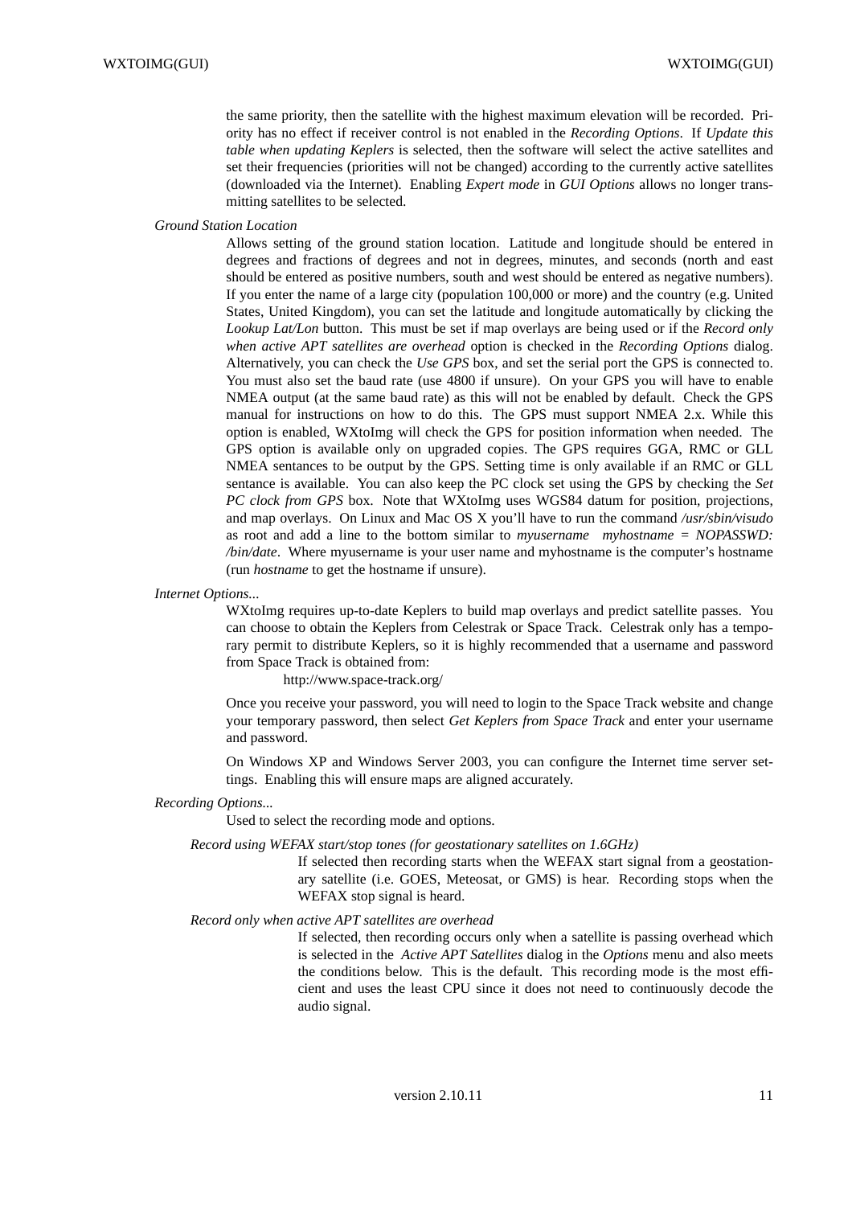the same priority, then the satellite with the highest maximum elevation will be recorded. Priority has no effect if receiver control is not enabled in the *Recording Options*. If *Update this table when updating Keplers* is selected, then the software will select the active satellites and set their frequencies (priorities will not be changed) according to the currently active satellites (downloaded via the Internet). Enabling *Expert mode* in *GUI Options* allows no longer transmitting satellites to be selected.

*Ground Station Location*

Allows setting of the ground station location. Latitude and longitude should be entered in degrees and fractions of degrees and not in degrees, minutes, and seconds (north and east should be entered as positive numbers, south and west should be entered as negative numbers). If you enter the name of a large city (population 100,000 or more) and the country (e.g. United States, United Kingdom), you can set the latitude and longitude automatically by clicking the *Lookup Lat/Lon* button. This must be set if map overlays are being used or if the *Record only when active APT satellites are overhead* option is checked in the *Recording Options* dialog. Alternatively, you can check the *Use GPS* box, and set the serial port the GPS is connected to. You must also set the baud rate (use 4800 if unsure). On your GPS you will have to enable NMEA output (at the same baud rate) as this will not be enabled by default. Check the GPS manual for instructions on how to do this. The GPS must support NMEA 2.x. While this option is enabled, WXtoImg will check the GPS for position information when needed. The GPS option is available only on upgraded copies. The GPS requires GGA, RMC or GLL NMEA sentances to be output by the GPS. Setting time is only available if an RMC or GLL sentance is available. You can also keep the PC clock set using the GPS by checking the *Set PC clock from GPS* box. Note that WXtoImg uses WGS84 datum for position, projections, and map overlays. On Linux and Mac OS X you'll have to run the command */usr/sbin/visudo* as root and add a line to the bottom similar to *myusername myhostname = NOPASSWD: /bin/date*. Where myusername is your user name and myhostname is the computer's hostname (run *hostname* to get the hostname if unsure).

*Internet Options...*

WXtoImg requires up-to-date Keplers to build map overlays and predict satellite passes. You can choose to obtain the Keplers from Celestrak or Space Track. Celestrak only has a temporary permit to distribute Keplers, so it is highly recommended that a username and password from Space Track is obtained from:

http://www.space-track.org/

Once you receive your password, you will need to login to the Space Track website and change your temporary password, then select *Get Keplers from Space Track* and enter your username and password.

On Windows XP and Windows Server 2003, you can configure the Internet time server settings. Enabling this will ensure maps are aligned accurately.

*Recording Options...*

Used to select the recording mode and options.

*Record using WEFAX start/stop tones (for geostationary satellites on 1.6GHz)*

If selected then recording starts when the WEFAX start signal from a geostationary satellite (i.e. GOES, Meteosat, or GMS) is hear. Recording stops when the WEFAX stop signal is heard.

*Record only when active APT satellites are overhead*

If selected, then recording occurs only when a satellite is passing overhead which is selected in the *Active APT Satellites* dialog in the *Options* menu and also meets the conditions below. This is the default. This recording mode is the most efficient and uses the least CPU since it does not need to continuously decode the audio signal.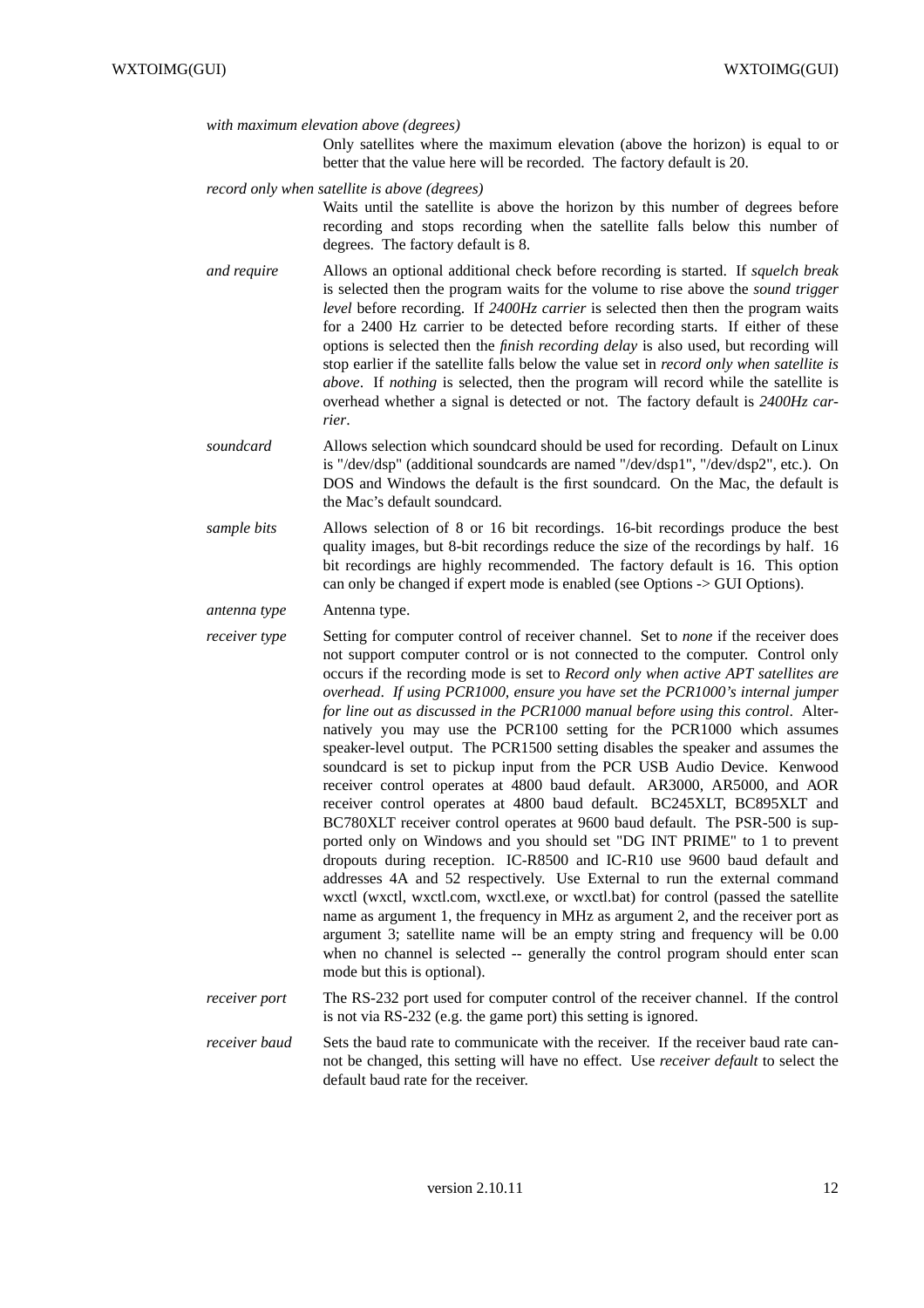*with maximum elevation above (degrees)*
Only satellites where the maximum elevation (above the horizon) is equal to or better that the value here will be recorded. The factory default is 20.

*record only when satellite is above (degrees)*
Waits until the satellite is above the horizon by this number of degrees before recording and stops recording when the satellite falls below this number of degrees. The factory default is 8.

*and require*
Allows an optional additional check before recording is started. If *squelch break* is selected then the program waits for the volume to rise above the *sound trigger level* before recording. If *2400Hz carrier* is selected then then the program waits for a 2400 Hz carrier to be detected before recording starts. If either of these options is selected then the *finish recording delay* is also used, but recording will stop earlier if the satellite falls below the value set in *record only when satellite is above*. If *nothing* is selected, then the program will record while the satellite is overhead whether a signal is detected or not. The factory default is *2400Hz carrier*.

*soundcard*
Allows selection which soundcard should be used for recording. Default on Linux is "/dev/dsp" (additional soundcards are named "/dev/dsp1", "/dev/dsp2", etc.). On DOS and Windows the default is the first soundcard. On the Mac, the default is the Mac's default soundcard.

*sample bits*
Allows selection of 8 or 16 bit recordings. 16-bit recordings produce the best quality images, but 8-bit recordings reduce the size of the recordings by half. 16 bit recordings are highly recommended. The factory default is 16. This option can only be changed if expert mode is enabled (see Options -> GUI Options).

*antenna type*
Antenna type.

*receiver type*
Setting for computer control of receiver channel. Set to *none* if the receiver does not support computer control or is not connected to the computer. Control only occurs if the recording mode is set to *Record only when active APT satellites are overhead*. *If using PCR1000, ensure you have set the PCR1000's internal jumper for line out as discussed in the PCR1000 manual before using this control*. Alternatively you may use the PCR100 setting for the PCR1000 which assumes speaker-level output. The PCR1500 setting disables the speaker and assumes the soundcard is set to pickup input from the PCR USB Audio Device. Kenwood receiver control operates at 4800 baud default. AR3000, AR5000, and AOR receiver control operates at 4800 baud default. BC245XLT, BC895XLT and BC780XLT receiver control operates at 9600 baud default. The PSR-500 is supported only on Windows and you should set "DG INT PRIME" to 1 to prevent dropouts during reception. IC-R8500 and IC-R10 use 9600 baud default and addresses 4A and 52 respectively. Use External to run the external command wxctl (wxctl, wxctl.com, wxctl.exe, or wxctl.bat) for control (passed the satellite name as argument 1, the frequency in MHz as argument 2, and the receiver port as argument 3; satellite name will be an empty string and frequency will be 0.00 when no channel is selected -- generally the control program should enter scan mode but this is optional).

*receiver port*
The RS-232 port used for computer control of the receiver channel. If the control is not via RS-232 (e.g. the game port) this setting is ignored.

*receiver baud*
Sets the baud rate to communicate with the receiver. If the receiver baud rate cannot be changed, this setting will have no effect. Use *receiver default* to select the default baud rate for the receiver.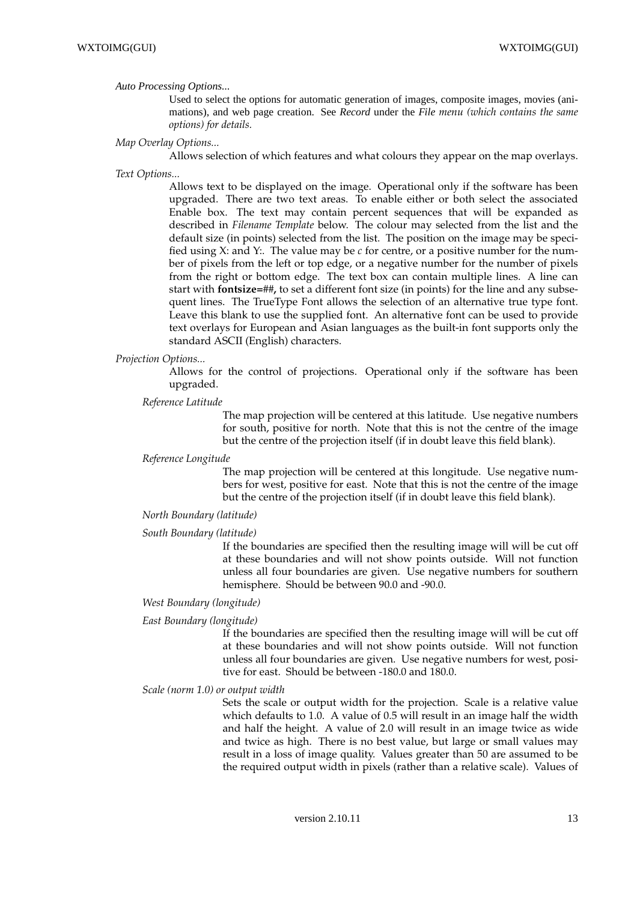*Auto Processing Options...*

Used to select the options for automatic generation of images, composite images, movies (animations), and web page creation. See *Record* under the *File menu (which contains the same options) for details.*

*Map Overlay Options...*

Allows selection of which features and what colours they appear on the map overlays.

*Text Options...*

Allows text to be displayed on the image. Operational only if the software has been upgraded. There are two text areas. To enable either or both select the associated Enable box. The text may contain percent sequences that will be expanded as described in *Filename Template* below. The colour may selected from the list and the default size (in points) selected from the list. The position on the image may be specified using X: and Y:. The value may be *c* for centre, or a positive number for the number of pixels from the left or top edge, or a negative number for the number of pixels from the right or bottom edge. The text box can contain multiple lines. A line can start with **fontsize=**##**,** to set a different font size (in points) for the line and any subsequent lines. The TrueType Font allows the selection of an alternative true type font. Leave this blank to use the supplied font. An alternative font can be used to provide text overlays for European and Asian languages as the built-in font supports only the standard ASCII (English) characters.

*Projection Options...*

Allows for the control of projections. Operational only if the software has been upgraded.

*Reference Latitude*

The map projection will be centered at this latitude. Use negative numbers for south, positive for north. Note that this is not the centre of the image but the centre of the projection itself (if in doubt leave this field blank).

*Reference Longitude*

The map projection will be centered at this longitude. Use negative numbers for west, positive for east. Note that this is not the centre of the image but the centre of the projection itself (if in doubt leave this field blank).

*North Boundary (latitude)*

*South Boundary (latitude)*

If the boundaries are specified then the resulting image will will be cut off at these boundaries and will not show points outside. Will not function unless all four boundaries are given. Use negative numbers for southern hemisphere. Should be between 90.0 and -90.0.

*West Boundary (longitude)*

*East Boundary (longitude)*

If the boundaries are specified then the resulting image will will be cut off at these boundaries and will not show points outside. Will not function unless all four boundaries are given. Use negative numbers for west, positive for east. Should be between -180.0 and 180.0.

*Scale (norm 1.0) or output width*

Sets the scale or output width for the projection. Scale is a relative value which defaults to 1.0. A value of 0.5 will result in an image half the width and half the height. A value of 2.0 will result in an image twice as wide and twice as high. There is no best value, but large or small values may result in a loss of image quality. Values greater than 50 are assumed to be the required output width in pixels (rather than a relative scale). Values of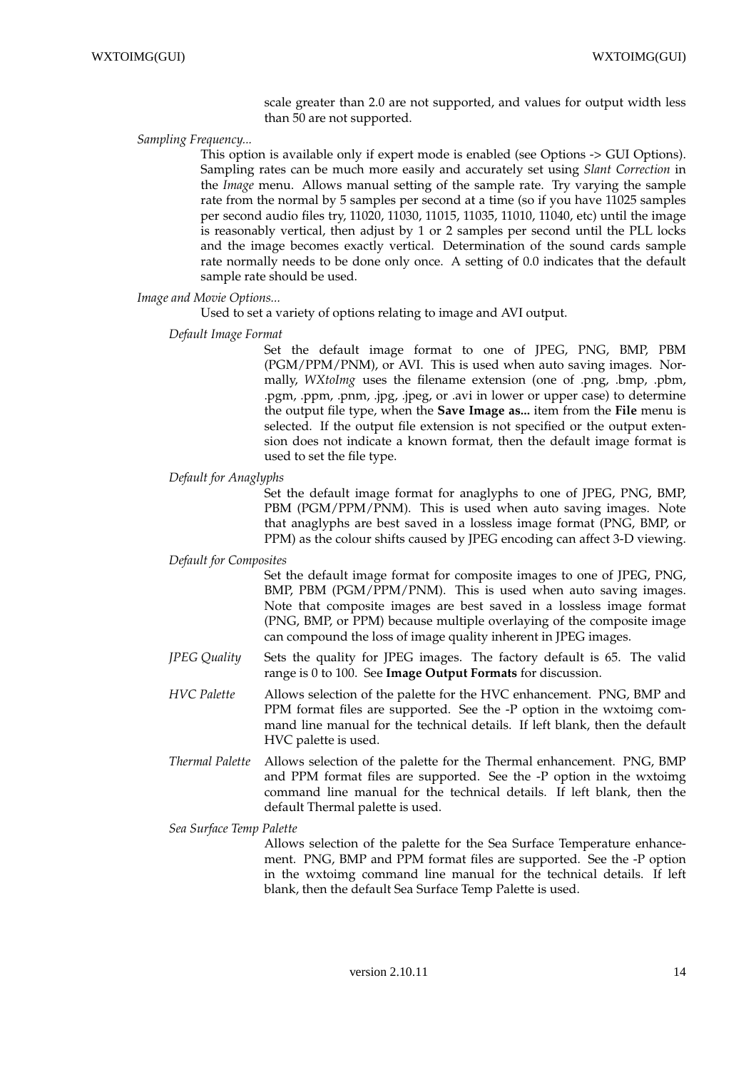scale greater than 2.0 are not supported, and values for output width less than 50 are not supported.

*Sampling Frequency...*

This option is available only if expert mode is enabled (see Options -> GUI Options). Sampling rates can be much more easily and accurately set using *Slant Correction* in the *Image* menu. Allows manual setting of the sample rate. Try varying the sample rate from the normal by 5 samples per second at a time (so if you have 11025 samples per second audio files try, 11020, 11030, 11015, 11035, 11010, 11040, etc) until the image is reasonably vertical, then adjust by 1 or 2 samples per second until the PLL locks and the image becomes exactly vertical. Determination of the sound cards sample rate normally needs to be done only once. A setting of 0.0 indicates that the default sample rate should be used.

*Image and Movie Options...*

Used to set a variety of options relating to image and AVI output.

*Default Image Format*

Set the default image format to one of JPEG, PNG, BMP, PBM (PGM/PPM/PNM), or AVI. This is used when auto saving images. Normally, *WXtoImg* uses the filename extension (one of .png, .bmp, .pbm, .pgm, .ppm, .pnm, .jpg, .jpeg, or .avi in lower or upper case) to determine the output file type, when the **Save Image as...** item from the **File** menu is selected. If the output file extension is not specified or the output extension does not indicate a known format, then the default image format is used to set the file type.

*Default for Anaglyphs*

Set the default image format for anaglyphs to one of JPEG, PNG, BMP, PBM (PGM/PPM/PNM). This is used when auto saving images. Note that anaglyphs are best saved in a lossless image format (PNG, BMP, or PPM) as the colour shifts caused by JPEG encoding can affect 3-D viewing.

*Default for Composites*

Set the default image format for composite images to one of JPEG, PNG, BMP, PBM (PGM/PPM/PNM). This is used when auto saving images. Note that composite images are best saved in a lossless image format (PNG, BMP, or PPM) because multiple overlaying of the composite image can compound the loss of image quality inherent in JPEG images.

*JPEG Quality*

Sets the quality for JPEG images. The factory default is 65. The valid range is 0 to 100. See **Image Output Formats** for discussion.

*HVC Palette*

Allows selection of the palette for the HVC enhancement. PNG, BMP and PPM format files are supported. See the -P option in the wxtoimg command line manual for the technical details. If left blank, then the default HVC palette is used.

*Thermal Palette*

Allows selection of the palette for the Thermal enhancement. PNG, BMP and PPM format files are supported. See the -P option in the wxtoimg command line manual for the technical details. If left blank, then the default Thermal palette is used.

*Sea Surface Temp Palette*

Allows selection of the palette for the Sea Surface Temperature enhancement. PNG, BMP and PPM format files are supported. See the -P option in the wxtoimg command line manual for the technical details. If left blank, then the default Sea Surface Temp Palette is used.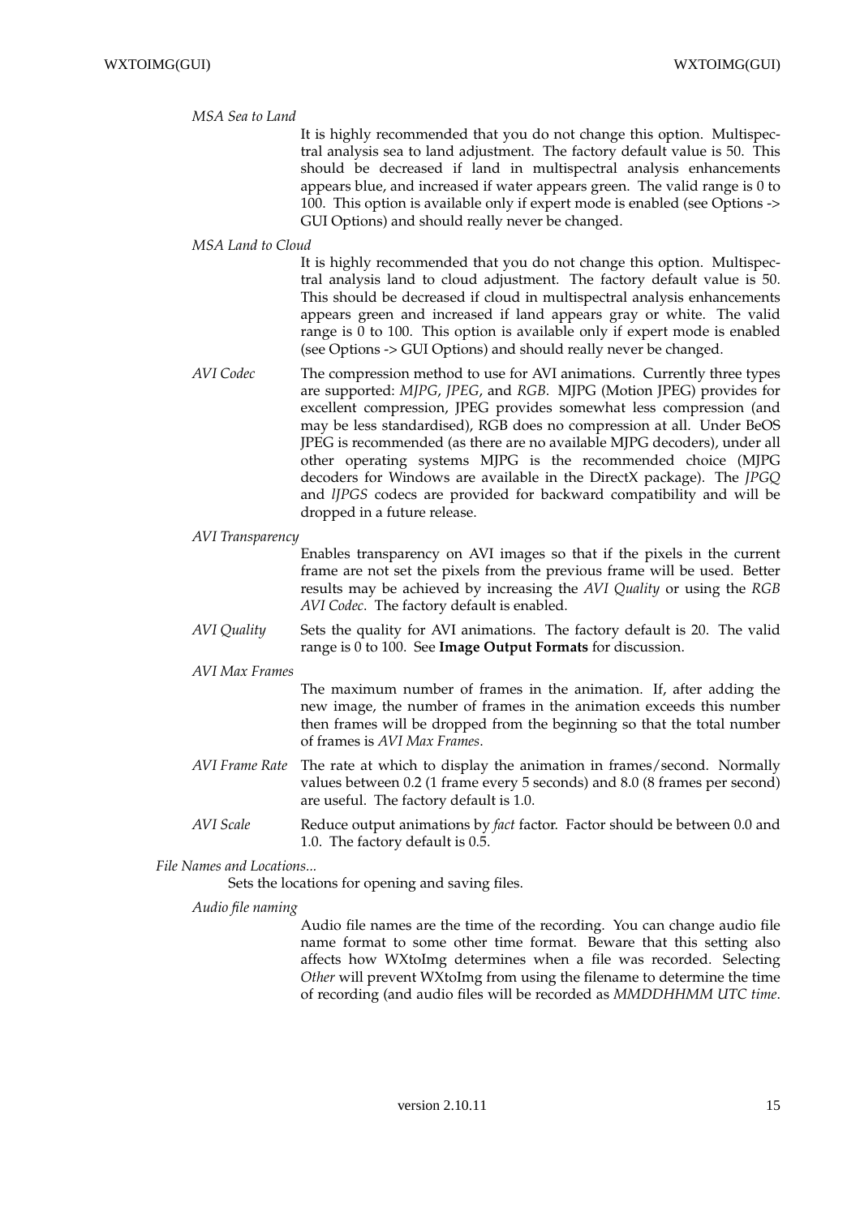*MSA Sea to Land*

It is highly recommended that you do not change this option. Multispectral analysis sea to land adjustment. The factory default value is 50. This should be decreased if land in multispectral analysis enhancements appears blue, and increased if water appears green. The valid range is 0 to 100. This option is available only if expert mode is enabled (see Options -> GUI Options) and should really never be changed.

*MSA Land to Cloud*

It is highly recommended that you do not change this option. Multispectral analysis land to cloud adjustment. The factory default value is 50. This should be decreased if cloud in multispectral analysis enhancements appears green and increased if land appears gray or white. The valid range is 0 to 100. This option is available only if expert mode is enabled (see Options -> GUI Options) and should really never be changed.

*AVI Codec*

The compression method to use for AVI animations. Currently three types are supported: *MJPG*, *JPEG*, and *RGB*. MJPG (Motion JPEG) provides for excellent compression, JPEG provides somewhat less compression (and may be less standardised), RGB does no compression at all. Under BeOS JPEG is recommended (as there are no available MJPG decoders), under all other operating systems MJPG is the recommended choice (MJPG decoders for Windows are available in the DirectX package). The *JPGQ* and *IJPGS* codecs are provided for backward compatibility and will be dropped in a future release.

*AVI Transparency*

Enables transparency on AVI images so that if the pixels in the current frame are not set the pixels from the previous frame will be used. Better results may be achieved by increasing the *AVI Quality* or using the *RGB AVI Codec*. The factory default is enabled.

*AVI Quality*

Sets the quality for AVI animations. The factory default is 20. The valid range is 0 to 100. See **Image Output Formats** for discussion.

*AVI Max Frames*

The maximum number of frames in the animation. If, after adding the new image, the number of frames in the animation exceeds this number then frames will be dropped from the beginning so that the total number of frames is *AVI Max Frames*.

*AVI Frame Rate*

The rate at which to display the animation in frames/second. Normally values between 0.2 (1 frame every 5 seconds) and 8.0 (8 frames per second) are useful. The factory default is 1.0.

*AVI Scale*

Reduce output animations by *fact* factor. Factor should be between 0.0 and 1.0. The factory default is 0.5.

*File Names and Locations...*

Sets the locations for opening and saving files.

*Audio file naming*

Audio file names are the time of the recording. You can change audio file name format to some other time format. Beware that this setting also affects how WXtoImg determines when a file was recorded. Selecting *Other* will prevent WXtoImg from using the filename to determine the time of recording (and audio files will be recorded as *MMDDHHMM UTC time*.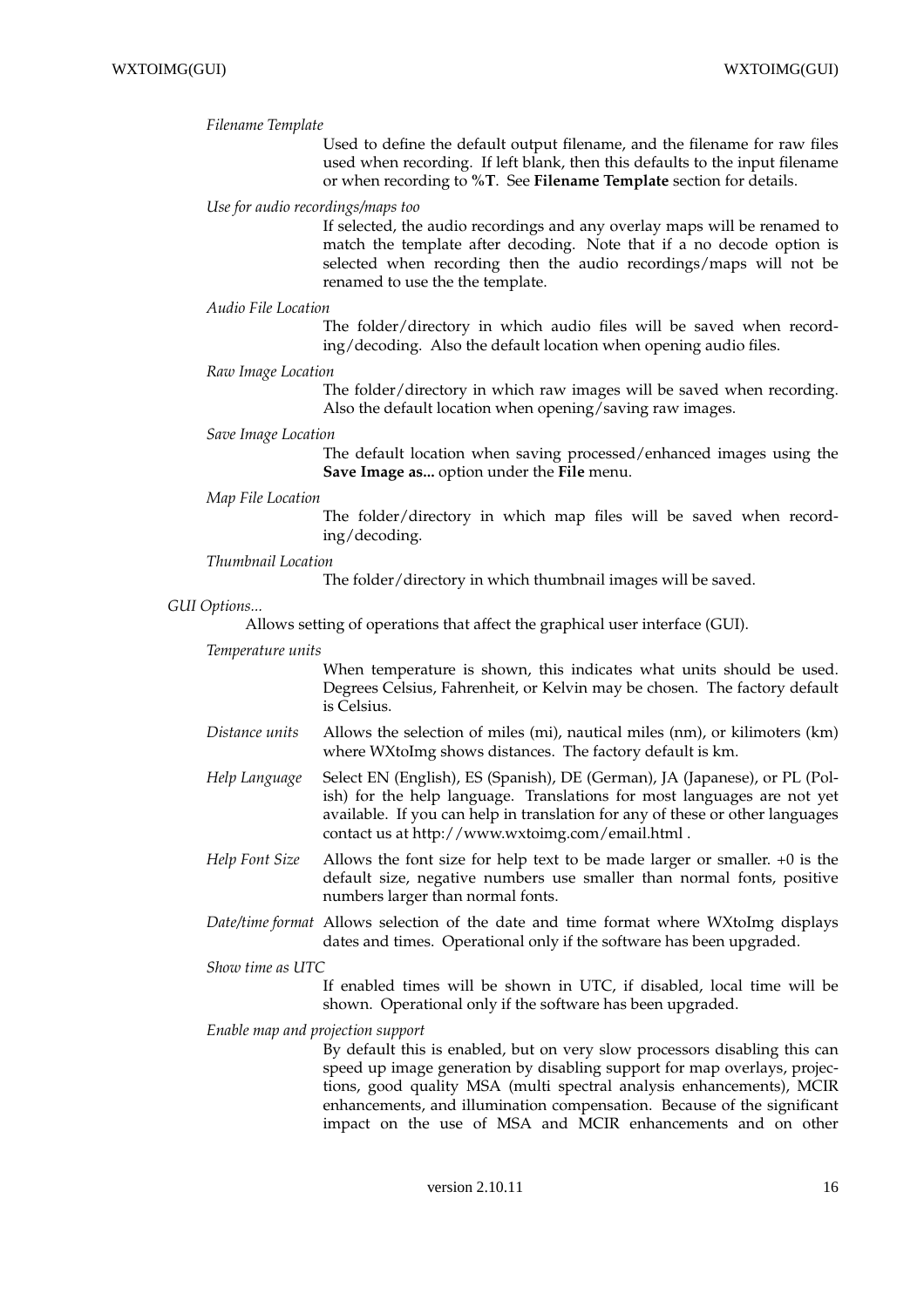*Filename Template*

Used to define the default output filename, and the filename for raw files used when recording. If left blank, then this defaults to the input filename or when recording to **%T**. See **Filename Template** section for details.

*Use for audio recordings/maps too*

If selected, the audio recordings and any overlay maps will be renamed to match the template after decoding. Note that if a no decode option is selected when recording then the audio recordings/maps will not be renamed to use the the template.

*Audio File Location*

The folder/directory in which audio files will be saved when recording/decoding. Also the default location when opening audio files.

*Raw Image Location*

The folder/directory in which raw images will be saved when recording. Also the default location when opening/saving raw images.

*Save Image Location*

The default location when saving processed/enhanced images using the **Save Image as...** option under the **File** menu.

*Map File Location*

The folder/directory in which map files will be saved when recording/decoding.

*Thumbnail Location*

The folder/directory in which thumbnail images will be saved.

*GUI Options...*

Allows setting of operations that affect the graphical user interface (GUI).

*Temperature units*

When temperature is shown, this indicates what units should be used. Degrees Celsius, Fahrenheit, or Kelvin may be chosen. The factory default is Celsius.

*Distance units*

Allows the selection of miles (mi), nautical miles (nm), or kilimoters (km) where WXtoImg shows distances. The factory default is km.

*Help Language*

Select EN (English), ES (Spanish), DE (German), JA (Japanese), or PL (Polish) for the help language. Translations for most languages are not yet available. If you can help in translation for any of these or other languages contact us at http://www.wxtoimg.com/email.html .

*Help Font Size*

Allows the font size for help text to be made larger or smaller. +0 is the default size, negative numbers use smaller than normal fonts, positive numbers larger than normal fonts.

*Date/time format*

Allows selection of the date and time format where WXtoImg displays dates and times. Operational only if the software has been upgraded.

*Show time as UTC*

If enabled times will be shown in UTC, if disabled, local time will be shown. Operational only if the software has been upgraded.

*Enable map and projection support*

By default this is enabled, but on very slow processors disabling this can speed up image generation by disabling support for map overlays, projections, good quality MSA (multi spectral analysis enhancements), MCIR enhancements, and illumination compensation. Because of the significant impact on the use of MSA and MCIR enhancements and on other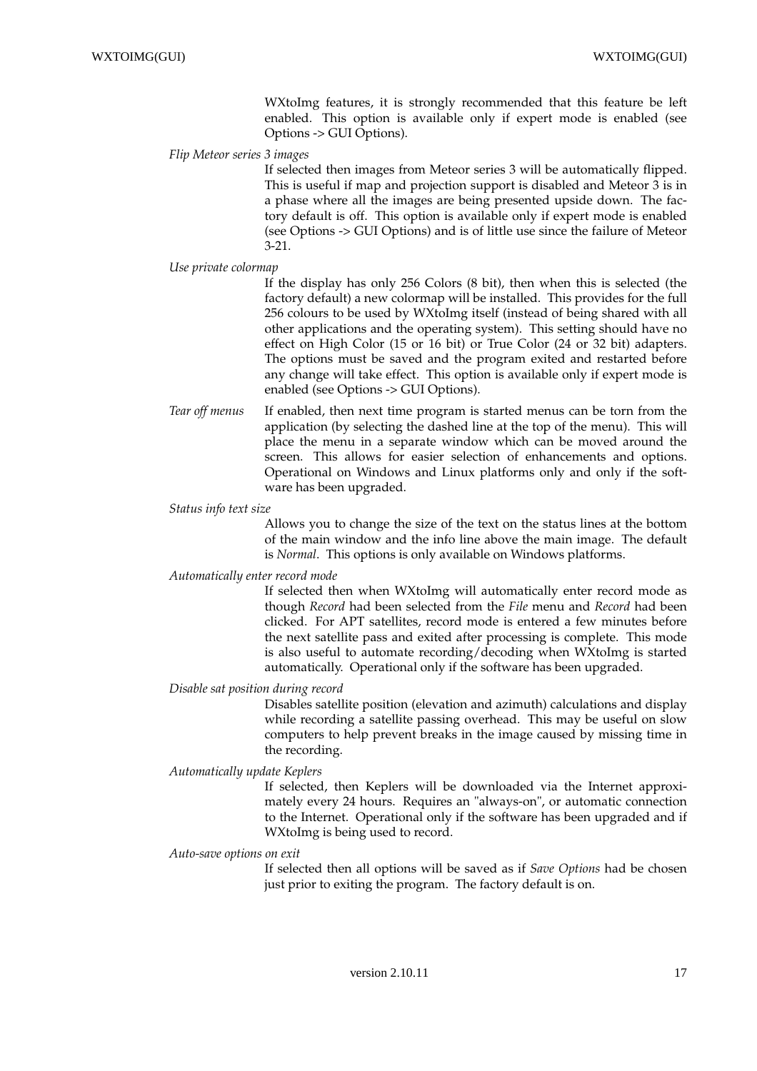WXtoImg features, it is strongly recommended that this feature be left enabled. This option is available only if expert mode is enabled (see Options -> GUI Options).

*Flip Meteor series 3 images*

If selected then images from Meteor series 3 will be automatically flipped. This is useful if map and projection support is disabled and Meteor 3 is in a phase where all the images are being presented upside down. The factory default is off. This option is available only if expert mode is enabled (see Options -> GUI Options) and is of little use since the failure of Meteor 3-21.

*Use private colormap*

If the display has only 256 Colors (8 bit), then when this is selected (the factory default) a new colormap will be installed. This provides for the full 256 colours to be used by WXtoImg itself (instead of being shared with all other applications and the operating system). This setting should have no effect on High Color (15 or 16 bit) or True Color (24 or 32 bit) adapters. The options must be saved and the program exited and restarted before any change will take effect. This option is available only if expert mode is enabled (see Options -> GUI Options).

*Tear off menus*

If enabled, then next time program is started menus can be torn from the application (by selecting the dashed line at the top of the menu). This will place the menu in a separate window which can be moved around the screen. This allows for easier selection of enhancements and options. Operational on Windows and Linux platforms only and only if the software has been upgraded.

*Status info text size*

Allows you to change the size of the text on the status lines at the bottom of the main window and the info line above the main image. The default is *Normal*. This options is only available on Windows platforms.

*Automatically enter record mode*

If selected then when WXtoImg will automatically enter record mode as though *Record* had been selected from the *File* menu and *Record* had been clicked. For APT satellites, record mode is entered a few minutes before the next satellite pass and exited after processing is complete. This mode is also useful to automate recording/decoding when WXtoImg is started automatically. Operational only if the software has been upgraded.

*Disable sat position during record*

Disables satellite position (elevation and azimuth) calculations and display while recording a satellite passing overhead. This may be useful on slow computers to help prevent breaks in the image caused by missing time in the recording.

*Automatically update Keplers*

If selected, then Keplers will be downloaded via the Internet approximately every 24 hours. Requires an "always-on", or automatic connection to the Internet. Operational only if the software has been upgraded and if WXtoImg is being used to record.

*Auto-save options on exit*

If selected then all options will be saved as if *Save Options* had be chosen just prior to exiting the program. The factory default is on.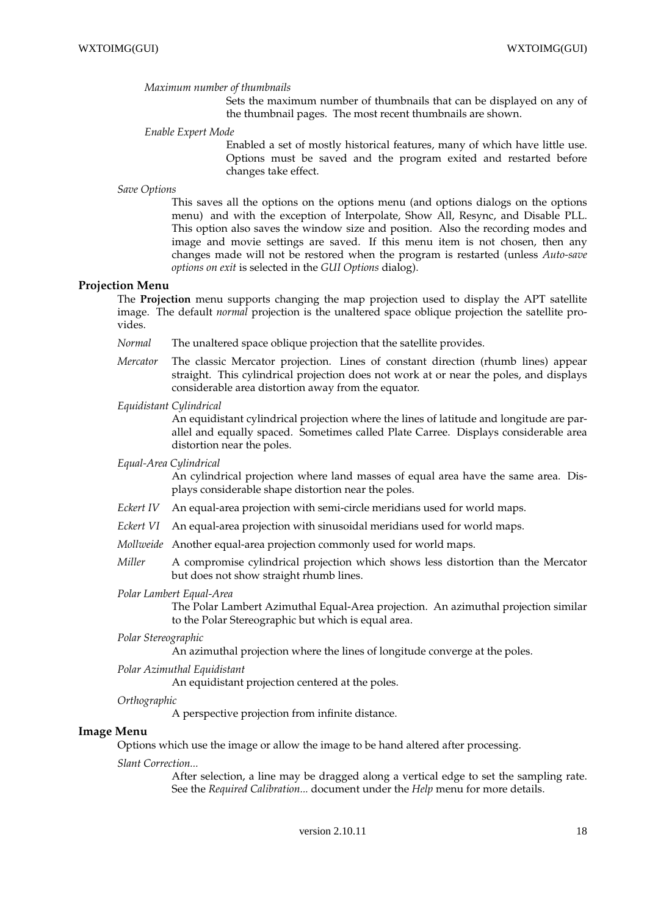*Maximum number of thumbnails*

Sets the maximum number of thumbnails that can be displayed on any of the thumbnail pages. The most recent thumbnails are shown.

*Enable Expert Mode*

Enabled a set of mostly historical features, many of which have little use. Options must be saved and the program exited and restarted before changes take effect.

*Save Options*

This saves all the options on the options menu (and options dialogs on the options menu) and with the exception of Interpolate, Show All, Resync, and Disable PLL. This option also saves the window size and position. Also the recording modes and image and movie settings are saved. If this menu item is not chosen, then any changes made will not be restored when the program is restarted (unless *Auto-save options on exit* is selected in the *GUI Options* dialog).

## Projection Menu

The **Projection** menu supports changing the map projection used to display the APT satellite image. The default *normal* projection is the unaltered space oblique projection the satellite provides.

*Normal*

The unaltered space oblique projection that the satellite provides.

*Mercator*

The classic Mercator projection. Lines of constant direction (rhumb lines) appear straight. This cylindrical projection does not work at or near the poles, and displays considerable area distortion away from the equator.

*Equidistant Cylindrical*

An equidistant cylindrical projection where the lines of latitude and longitude are parallel and equally spaced. Sometimes called Plate Carree. Displays considerable area distortion near the poles.

*Equal-Area Cylindrical*

An cylindrical projection where land masses of equal area have the same area. Displays considerable shape distortion near the poles.

*Eckert IV*

An equal-area projection with semi-circle meridians used for world maps.

*Eckert VI*

An equal-area projection with sinusoidal meridians used for world maps.

*Mollweide*

Another equal-area projection commonly used for world maps.

*Miller*

A compromise cylindrical projection which shows less distortion than the Mercator but does not show straight rhumb lines.

*Polar Lambert Equal-Area*

The Polar Lambert Azimuthal Equal-Area projection. An azimuthal projection similar to the Polar Stereographic but which is equal area.

*Polar Stereographic*

An azimuthal projection where the lines of longitude converge at the poles.

*Polar Azimuthal Equidistant*

An equidistant projection centered at the poles.

*Orthographic*

A perspective projection from infinite distance.

## Image Menu

Options which use the image or allow the image to be hand altered after processing.

*Slant Correction...*

After selection, a line may be dragged along a vertical edge to set the sampling rate. See the *Required Calibration...* document under the *Help* menu for more details.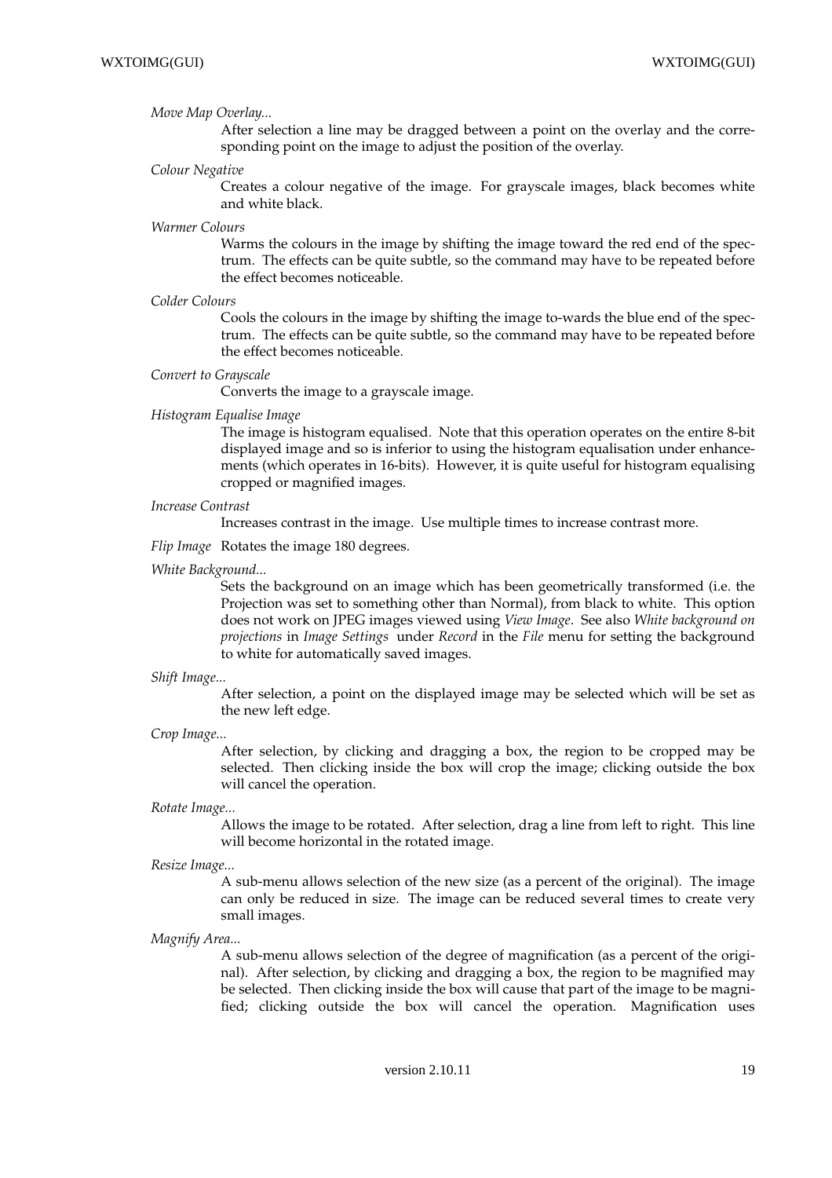*Move Map Overlay...*

After selection a line may be dragged between a point on the overlay and the corresponding point on the image to adjust the position of the overlay.

*Colour Negative*

Creates a colour negative of the image. For grayscale images, black becomes white and white black.

*Warmer Colours*

Warms the colours in the image by shifting the image toward the red end of the spectrum. The effects can be quite subtle, so the command may have to be repeated before the effect becomes noticeable.

*Colder Colours*

Cools the colours in the image by shifting the image to-wards the blue end of the spectrum. The effects can be quite subtle, so the command may have to be repeated before the effect becomes noticeable.

*Convert to Grayscale*

Converts the image to a grayscale image.

*Histogram Equalise Image*

The image is histogram equalised. Note that this operation operates on the entire 8-bit displayed image and so is inferior to using the histogram equalisation under enhancements (which operates in 16-bits). However, it is quite useful for histogram equalising cropped or magnified images.

*Increase Contrast*

Increases contrast in the image. Use multiple times to increase contrast more.

*Flip Image* Rotates the image 180 degrees.

*White Background...*

Sets the background on an image which has been geometrically transformed (i.e. the Projection was set to something other than Normal), from black to white. This option does not work on JPEG images viewed using *View Image*. See also *White background on projections* in *Image Settings* under *Record* in the *File* menu for setting the background to white for automatically saved images.

*Shift Image...*

After selection, a point on the displayed image may be selected which will be set as the new left edge.

*Crop Image...*

After selection, by clicking and dragging a box, the region to be cropped may be selected. Then clicking inside the box will crop the image; clicking outside the box will cancel the operation.

*Rotate Image...*

Allows the image to be rotated. After selection, drag a line from left to right. This line will become horizontal in the rotated image.

*Resize Image...*

A sub-menu allows selection of the new size (as a percent of the original). The image can only be reduced in size. The image can be reduced several times to create very small images.

*Magnify Area...*

A sub-menu allows selection of the degree of magnification (as a percent of the original). After selection, by clicking and dragging a box, the region to be magnified may be selected. Then clicking inside the box will cause that part of the image to be magnified; clicking outside the box will cancel the operation. Magnification uses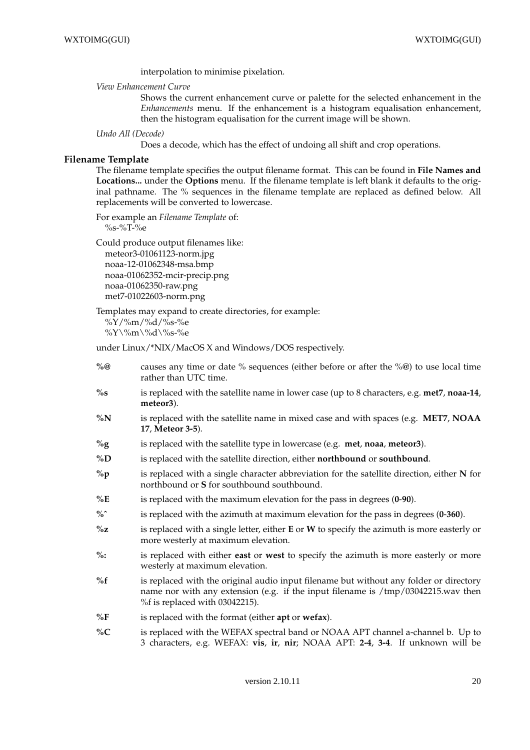interpolation to minimise pixelation.

*View Enhancement Curve*

Shows the current enhancement curve or palette for the selected enhancement in the *Enhancements* menu. If the enhancement is a histogram equalisation enhancement, then the histogram equalisation for the current image will be shown.

*Undo All (Decode)*

Does a decode, which has the effect of undoing all shift and crop operations.

## Filename Template

The filename template specifies the output filename format. This can be found in **File Names and Locations...** under the **Options** menu. If the filename template is left blank it defaults to the original pathname. The % sequences in the filename template are replaced as defined below. All replacements will be converted to lowercase.

For example an *Filename Template* of:

```
%s-%T-%e
```

Could produce output filenames like:

```
meteor3-01061123-norm.jpg
noaa-12-01062348-msa.bmp
noaa-01062352-mcir-precip.png
noaa-01062350-raw.png
met7-01022603-norm.png
```

Templates may expand to create directories, for example:

```
%Y/%m/%d/%s-%e
%Y\%m\%d\%s-%e
```

under Linux/*NIX/MacOS X and Windows/DOS respectively.

**%@** causes any time or date % sequences (either before or after the %@) to use local time rather than UTC time.

**%s** is replaced with the satellite name in lower case (up to 8 characters, e.g. **met7**, **noaa-14**, **meteor3**).

**%N** is replaced with the satellite name in mixed case and with spaces (e.g. **MET7**, **NOAA 17**, **Meteor 3-5**).

**%g** is replaced with the satellite type in lowercase (e.g. **met**, **noaa**, **meteor3**).

**%D** is replaced with the satellite direction, either **northbound** or **southbound**.

**%p** is replaced with a single character abbreviation for the satellite direction, either **N** for northbound or **S** for southbound southbound.

**%E** is replaced with the maximum elevation for the pass in degrees (**0**-**90**).

**%^** is replaced with the azimuth at maximum elevation for the pass in degrees (**0**-**360**).

**%z** is replaced with a single letter, either **E** or **W** to specify the azimuth is more easterly or more westerly at maximum elevation.

**%:** is replaced with either **east** or **west** to specify the azimuth is more easterly or more westerly at maximum elevation.

**%f** is replaced with the original audio input filename but without any folder or directory name nor with any extension (e.g. if the input filename is /tmp/03042215.wav then %f is replaced with 03042215).

**%F** is replaced with the format (either **apt** or **wefax**).

**%C** is replaced with the WEFAX spectral band or NOAA APT channel a-channel b. Up to 3 characters, e.g. WEFAX: **vis**, **ir**, **nir**; NOAA APT: **2-4**, **3-4**. If unknown will be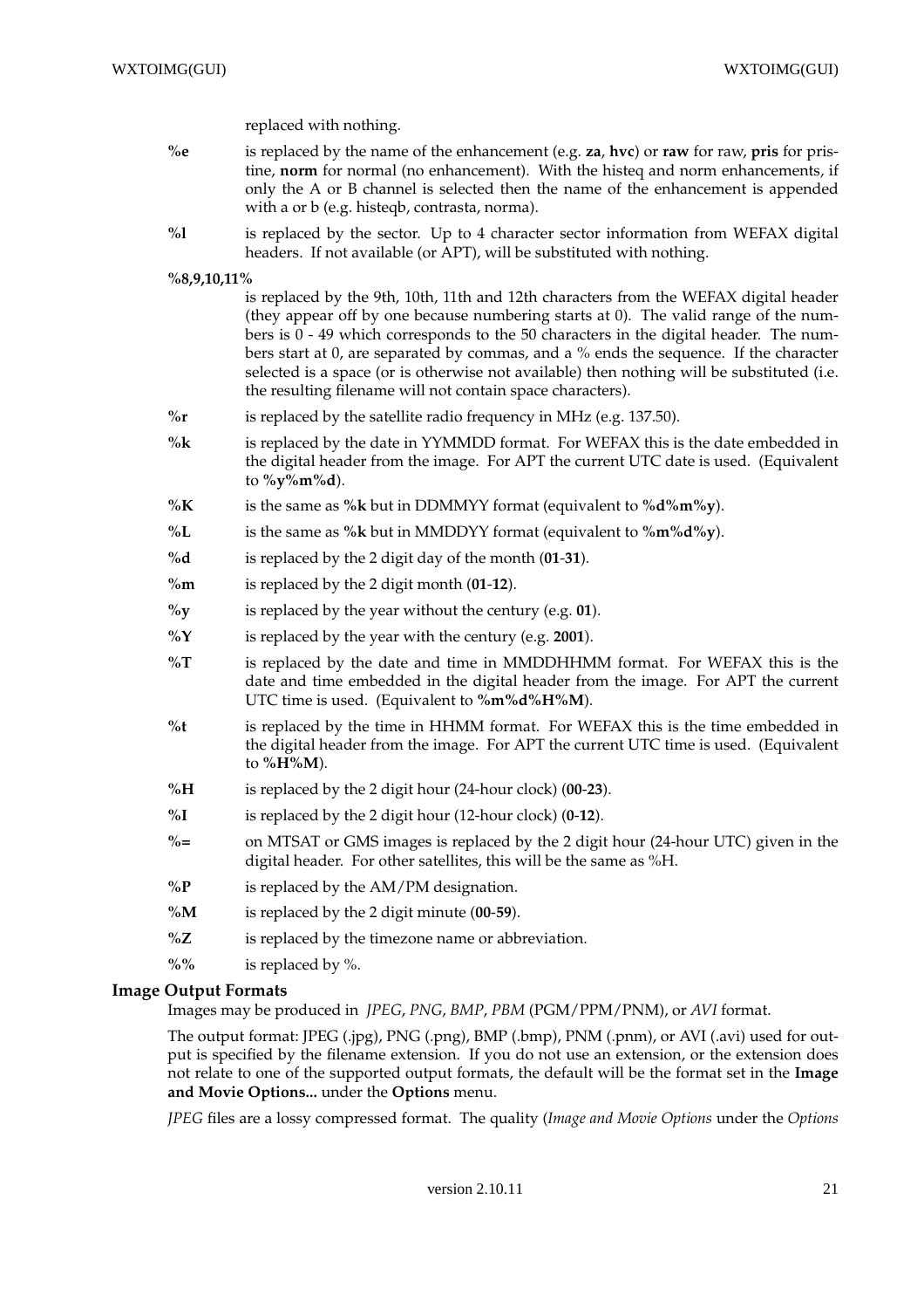replaced with nothing.

**%e** is replaced by the name of the enhancement (e.g. **za**, **hvc**) or **raw** for raw, **pris** for pristine, **norm** for normal (no enhancement). With the histeq and norm enhancements, if only the A or B channel is selected then the name of the enhancement is appended with a or b (e.g. histeqb, contrasta, norma).

**%l** is replaced by the sector. Up to 4 character sector information from WEFAX digital headers. If not available (or APT), will be substituted with nothing.

**%8,9,10,11%**
is replaced by the 9th, 10th, 11th and 12th characters from the WEFAX digital header (they appear off by one because numbering starts at 0). The valid range of the numbers is 0 - 49 which corresponds to the 50 characters in the digital header. The numbers start at 0, are separated by commas, and a % ends the sequence. If the character selected is a space (or is otherwise not available) then nothing will be substituted (i.e. the resulting filename will not contain space characters).

**%r** is replaced by the satellite radio frequency in MHz (e.g. 137.50).

**%k** is replaced by the date in YYMMDD format. For WEFAX this is the date embedded in the digital header from the image. For APT the current UTC date is used. (Equivalent to **%y%m%d**).

**%K** is the same as **%k** but in DDMMYY format (equivalent to **%d%m%y**).

**%L** is the same as **%k** but in MMDDYY format (equivalent to **%m%d%y**).

**%d** is replaced by the 2 digit day of the month (**01**-**31**).

**%m** is replaced by the 2 digit month (**01**-**12**).

**%y** is replaced by the year without the century (e.g. **01**).

**%Y** is replaced by the year with the century (e.g. **2001**).

**%T** is replaced by the date and time in MMDDHHMM format. For WEFAX this is the date and time embedded in the digital header from the image. For APT the current UTC time is used. (Equivalent to **%m%d%H%M**).

**%t** is replaced by the time in HHMM format. For WEFAX this is the time embedded in the digital header from the image. For APT the current UTC time is used. (Equivalent to **%H%M**).

**%H** is replaced by the 2 digit hour (24-hour clock) (**00**-**23**).

**%I** is replaced by the 2 digit hour (12-hour clock) (**0**-**12**).

**%=** on MTSAT or GMS images is replaced by the 2 digit hour (24-hour UTC) given in the digital header. For other satellites, this will be the same as %H.

**%P** is replaced by the AM/PM designation.

**%M** is replaced by the 2 digit minute (**00**-**59**).

**%Z** is replaced by the timezone name or abbreviation.

**%%** is replaced by %.

## Image Output Formats

Images may be produced in *JPEG*, *PNG*, *BMP*, *PBM* (PGM/PPM/PNM), or *AVI* format.

The output format: JPEG (.jpg), PNG (.png), BMP (.bmp), PNM (.pnm), or AVI (.avi) used for output is specified by the filename extension. If you do not use an extension, or the extension does not relate to one of the supported output formats, the default will be the format set in the **Image and Movie Options...** under the **Options** menu.

*JPEG* files are a lossy compressed format. The quality (*Image and Movie Options* under the *Options*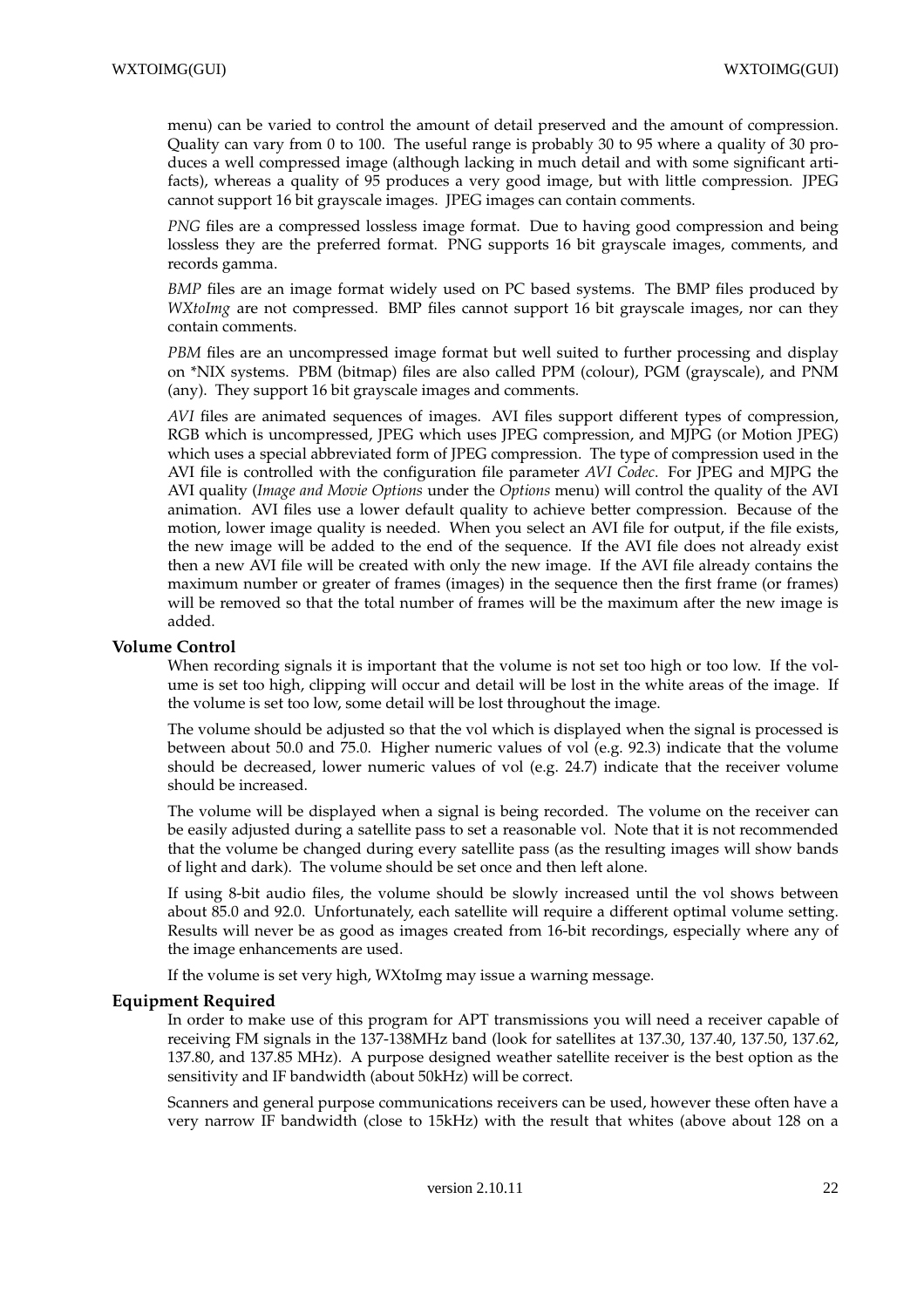menu) can be varied to control the amount of detail preserved and the amount of compression. Quality can vary from 0 to 100. The useful range is probably 30 to 95 where a quality of 30 produces a well compressed image (although lacking in much detail and with some significant artifacts), whereas a quality of 95 produces a very good image, but with little compression. JPEG cannot support 16 bit grayscale images. JPEG images can contain comments.

*PNG* files are a compressed lossless image format. Due to having good compression and being lossless they are the preferred format. PNG supports 16 bit grayscale images, comments, and records gamma.

*BMP* files are an image format widely used on PC based systems. The BMP files produced by *WXtoImg* are not compressed. BMP files cannot support 16 bit grayscale images, nor can they contain comments.

*PBM* files are an uncompressed image format but well suited to further processing and display on *NIX systems. PBM (bitmap) files are also called PPM (colour), PGM (grayscale), and PNM (any). They support 16 bit grayscale images and comments.

*AVI* files are animated sequences of images. AVI files support different types of compression, RGB which is uncompressed, JPEG which uses JPEG compression, and MJPG (or Motion JPEG) which uses a special abbreviated form of JPEG compression. The type of compression used in the AVI file is controlled with the configuration file parameter *AVI Codec*. For JPEG and MJPG the AVI quality (*Image and Movie Options* under the *Options* menu) will control the quality of the AVI animation. AVI files use a lower default quality to achieve better compression. Because of the motion, lower image quality is needed. When you select an AVI file for output, if the file exists, the new image will be added to the end of the sequence. If the AVI file does not already exist then a new AVI file will be created with only the new image. If the AVI file already contains the maximum number or greater of frames (images) in the sequence then the first frame (or frames) will be removed so that the total number of frames will be the maximum after the new image is added.

**Volume Control**

When recording signals it is important that the volume is not set too high or too low. If the volume is set too high, clipping will occur and detail will be lost in the white areas of the image. If the volume is set too low, some detail will be lost throughout the image.

The volume should be adjusted so that the vol which is displayed when the signal is processed is between about 50.0 and 75.0. Higher numeric values of vol (e.g. 92.3) indicate that the volume should be decreased, lower numeric values of vol (e.g. 24.7) indicate that the receiver volume should be increased.

The volume will be displayed when a signal is being recorded. The volume on the receiver can be easily adjusted during a satellite pass to set a reasonable vol. Note that it is not recommended that the volume be changed during every satellite pass (as the resulting images will show bands of light and dark). The volume should be set once and then left alone.

If using 8-bit audio files, the volume should be slowly increased until the vol shows between about 85.0 and 92.0. Unfortunately, each satellite will require a different optimal volume setting. Results will never be as good as images created from 16-bit recordings, especially where any of the image enhancements are used.

If the volume is set very high, WXtoImg may issue a warning message.

**Equipment Required**

In order to make use of this program for APT transmissions you will need a receiver capable of receiving FM signals in the 137-138MHz band (look for satellites at 137.30, 137.40, 137.50, 137.62, 137.80, and 137.85 MHz). A purpose designed weather satellite receiver is the best option as the sensitivity and IF bandwidth (about 50kHz) will be correct.

Scanners and general purpose communications receivers can be used, however these often have a very narrow IF bandwidth (close to 15kHz) with the result that whites (above about 128 on a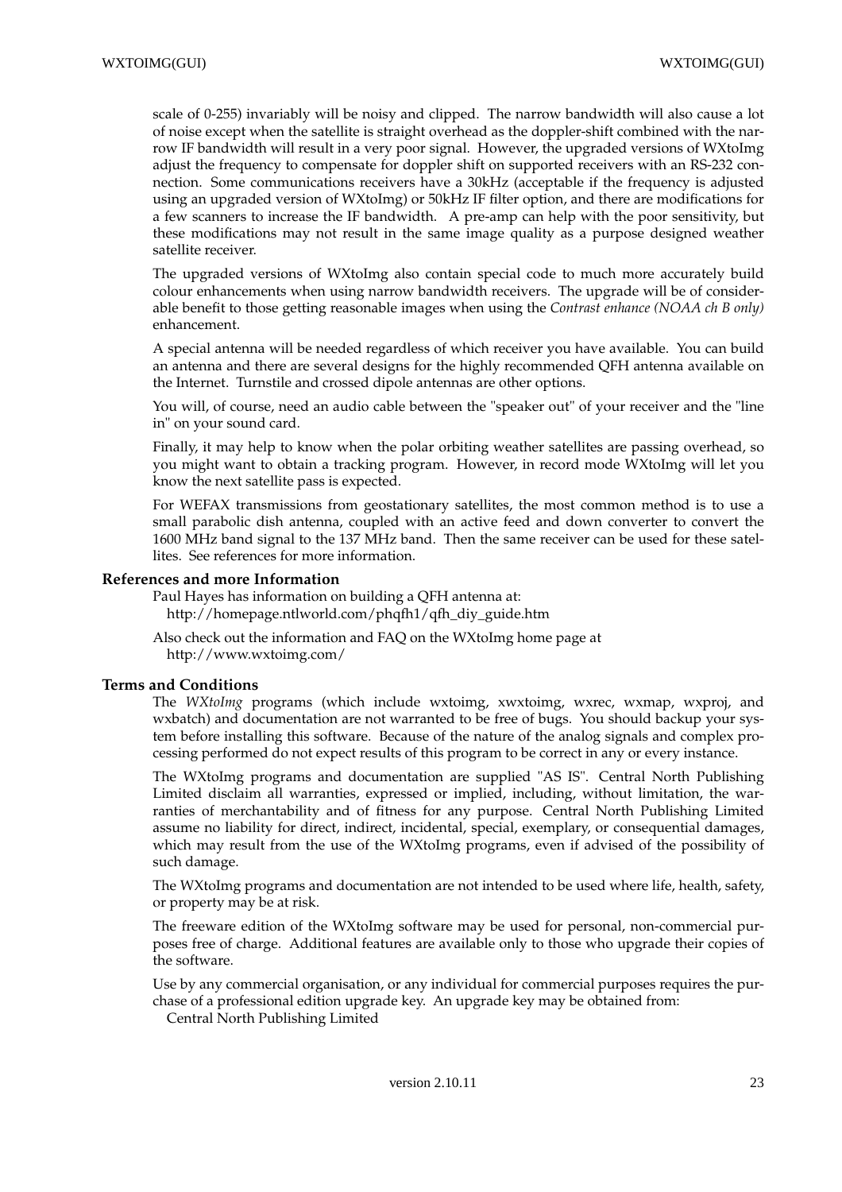scale of 0-255) invariably will be noisy and clipped. The narrow bandwidth will also cause a lot of noise except when the satellite is straight overhead as the doppler-shift combined with the narrow IF bandwidth will result in a very poor signal. However, the upgraded versions of WXtoImg adjust the frequency to compensate for doppler shift on supported receivers with an RS-232 connection. Some communications receivers have a 30kHz (acceptable if the frequency is adjusted using an upgraded version of WXtoImg) or 50kHz IF filter option, and there are modifications for a few scanners to increase the IF bandwidth. A pre-amp can help with the poor sensitivity, but these modifications may not result in the same image quality as a purpose designed weather satellite receiver.

The upgraded versions of WXtoImg also contain special code to much more accurately build colour enhancements when using narrow bandwidth receivers. The upgrade will be of considerable benefit to those getting reasonable images when using the *Contrast enhance (NOAA ch B only)* enhancement.

A special antenna will be needed regardless of which receiver you have available. You can build an antenna and there are several designs for the highly recommended QFH antenna available on the Internet. Turnstile and crossed dipole antennas are other options.

You will, of course, need an audio cable between the "speaker out" of your receiver and the "line in" on your sound card.

Finally, it may help to know when the polar orbiting weather satellites are passing overhead, so you might want to obtain a tracking program. However, in record mode WXtoImg will let you know the next satellite pass is expected.

For WEFAX transmissions from geostationary satellites, the most common method is to use a small parabolic dish antenna, coupled with an active feed and down converter to convert the 1600 MHz band signal to the 137 MHz band. Then the same receiver can be used for these satellites. See references for more information.

## References and more Information

Paul Hayes has information on building a QFH antenna at:
http://homepage.ntlworld.com/phqfh1/qfh_diy_guide.htm

Also check out the information and FAQ on the WXtoImg home page at
http://www.wxtoimg.com/

## Terms and Conditions

The *WXtoImg* programs (which include wxtoimg, xwxtoimg, wxrec, wxmap, wxproj, and wxbatch) and documentation are not warranted to be free of bugs. You should backup your system before installing this software. Because of the nature of the analog signals and complex processing performed do not expect results of this program to be correct in any or every instance.

The WXtoImg programs and documentation are supplied "AS IS". Central North Publishing Limited disclaim all warranties, expressed or implied, including, without limitation, the warranties of merchantability and of fitness for any purpose. Central North Publishing Limited assume no liability for direct, indirect, incidental, special, exemplary, or consequential damages, which may result from the use of the WXtoImg programs, even if advised of the possibility of such damage.

The WXtoImg programs and documentation are not intended to be used where life, health, safety, or property may be at risk.

The freeware edition of the WXtoImg software may be used for personal, non-commercial purposes free of charge. Additional features are available only to those who upgrade their copies of the software.

Use by any commercial organisation, or any individual for commercial purposes requires the purchase of a professional edition upgrade key. An upgrade key may be obtained from:
Central North Publishing Limited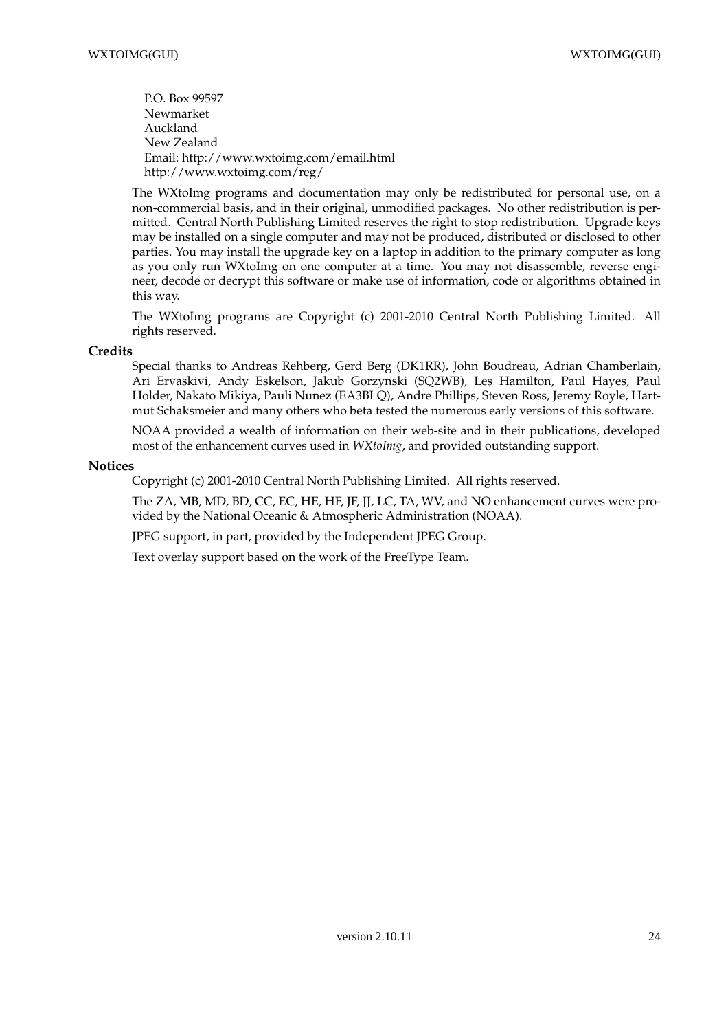P.O. Box 99597
Newmarket
Auckland
New Zealand
Email: http://www.wxtoimg.com/email.html
http://www.wxtoimg.com/reg/

The WXtoImg programs and documentation may only be redistributed for personal use, on a non-commercial basis, and in their original, unmodified packages. No other redistribution is permitted. Central North Publishing Limited reserves the right to stop redistribution. Upgrade keys may be installed on a single computer and may not be produced, distributed or disclosed to other parties. You may install the upgrade key on a laptop in addition to the primary computer as long as you only run WXtoImg on one computer at a time. You may not disassemble, reverse engineer, decode or decrypt this software or make use of information, code or algorithms obtained in this way.

The WXtoImg programs are Copyright (c) 2001-2010 Central North Publishing Limited. All rights reserved.

### Credits

Special thanks to Andreas Rehberg, Gerd Berg (DK1RR), John Boudreau, Adrian Chamberlain, Ari Ervaskivi, Andy Eskelson, Jakub Gorzynski (SQ2WB), Les Hamilton, Paul Hayes, Paul Holder, Nakato Mikiya, Pauli Nunez (EA3BLQ), Andre Phillips, Steven Ross, Jeremy Royle, Hartmut Schaksmeier and many others who beta tested the numerous early versions of this software.

NOAA provided a wealth of information on their web-site and in their publications, developed most of the enhancement curves used in *WXtoImg*, and provided outstanding support.

### Notices

Copyright (c) 2001-2010 Central North Publishing Limited. All rights reserved.

The ZA, MB, MD, BD, CC, EC, HE, HF, JF, JJ, LC, TA, WV, and NO enhancement curves were provided by the National Oceanic & Atmospheric Administration (NOAA).

JPEG support, in part, provided by the Independent JPEG Group.

Text overlay support based on the work of the FreeType Team.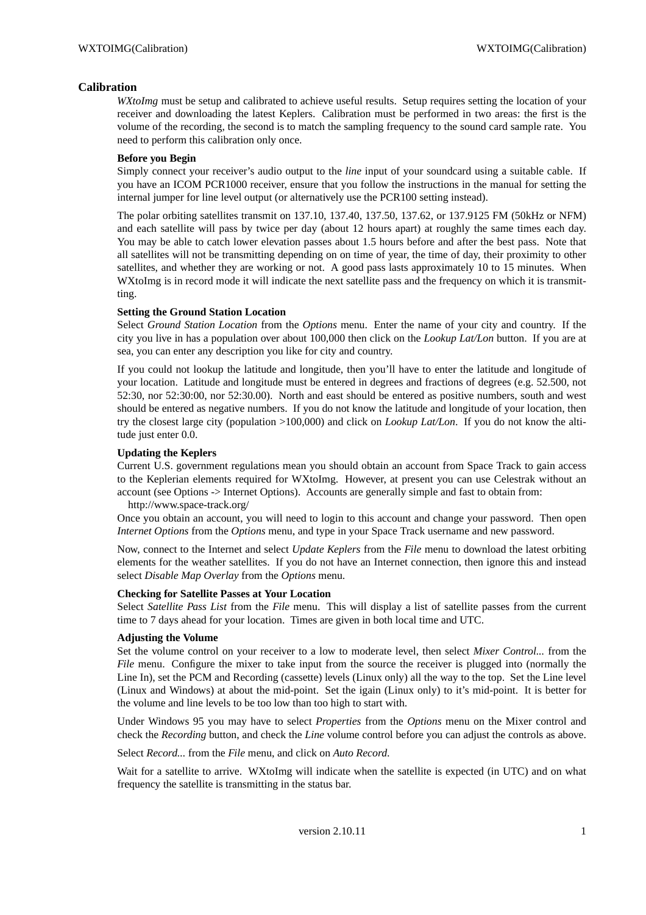## Calibration

*WXtoImg* must be setup and calibrated to achieve useful results. Setup requires setting the location of your receiver and downloading the latest Keplers. Calibration must be performed in two areas: the first is the volume of the recording, the second is to match the sampling frequency to the sound card sample rate. You need to perform this calibration only once.

**Before you Begin**

Simply connect your receiver's audio output to the *line* input of your soundcard using a suitable cable. If you have an ICOM PCR1000 receiver, ensure that you follow the instructions in the manual for setting the internal jumper for line level output (or alternatively use the PCR100 setting instead).

The polar orbiting satellites transmit on 137.10, 137.40, 137.50, 137.62, or 137.9125 FM (50kHz or NFM) and each satellite will pass by twice per day (about 12 hours apart) at roughly the same times each day. You may be able to catch lower elevation passes about 1.5 hours before and after the best pass. Note that all satellites will not be transmitting depending on on time of year, the time of day, their proximity to other satellites, and whether they are working or not. A good pass lasts approximately 10 to 15 minutes. When WXtoImg is in record mode it will indicate the next satellite pass and the frequency on which it is transmitting.

**Setting the Ground Station Location**

Select *Ground Station Location* from the *Options* menu. Enter the name of your city and country. If the city you live in has a population over about 100,000 then click on the *Lookup Lat/Lon* button. If you are at sea, you can enter any description you like for city and country.

If you could not lookup the latitude and longitude, then you'll have to enter the latitude and longitude of your location. Latitude and longitude must be entered in degrees and fractions of degrees (e.g. 52.500, not 52:30, nor 52:30:00, nor 52:30.00). North and east should be entered as positive numbers, south and west should be entered as negative numbers. If you do not know the latitude and longitude of your location, then try the closest large city (population >100,000) and click on *Lookup Lat/Lon*. If you do not know the altitude just enter 0.0.

**Updating the Keplers**

Current U.S. government regulations mean you should obtain an account from Space Track to gain access to the Keplerian elements required for WXtoImg. However, at present you can use Celestrak without an account (see Options -> Internet Options). Accounts are generally simple and fast to obtain from:

http://www.space-track.org/

Once you obtain an account, you will need to login to this account and change your password. Then open *Internet Options* from the *Options* menu, and type in your Space Track username and new password.

Now, connect to the Internet and select *Update Keplers* from the *File* menu to download the latest orbiting elements for the weather satellites. If you do not have an Internet connection, then ignore this and instead select *Disable Map Overlay* from the *Options* menu.

**Checking for Satellite Passes at Your Location**

Select *Satellite Pass List* from the *File* menu. This will display a list of satellite passes from the current time to 7 days ahead for your location. Times are given in both local time and UTC.

**Adjusting the Volume**

Set the volume control on your receiver to a low to moderate level, then select *Mixer Control...* from the *File* menu. Configure the mixer to take input from the source the receiver is plugged into (normally the Line In), set the PCM and Recording (cassette) levels (Linux only) all the way to the top. Set the Line level (Linux and Windows) at about the mid-point. Set the igain (Linux only) to it's mid-point. It is better for the volume and line levels to be too low than too high to start with.

Under Windows 95 you may have to select *Properties* from the *Options* menu on the Mixer control and check the *Recording* button, and check the *Line* volume control before you can adjust the controls as above.

Select *Record...* from the *File* menu, and click on *Auto Record.*

Wait for a satellite to arrive. WXtoImg will indicate when the satellite is expected (in UTC) and on what frequency the satellite is transmitting in the status bar.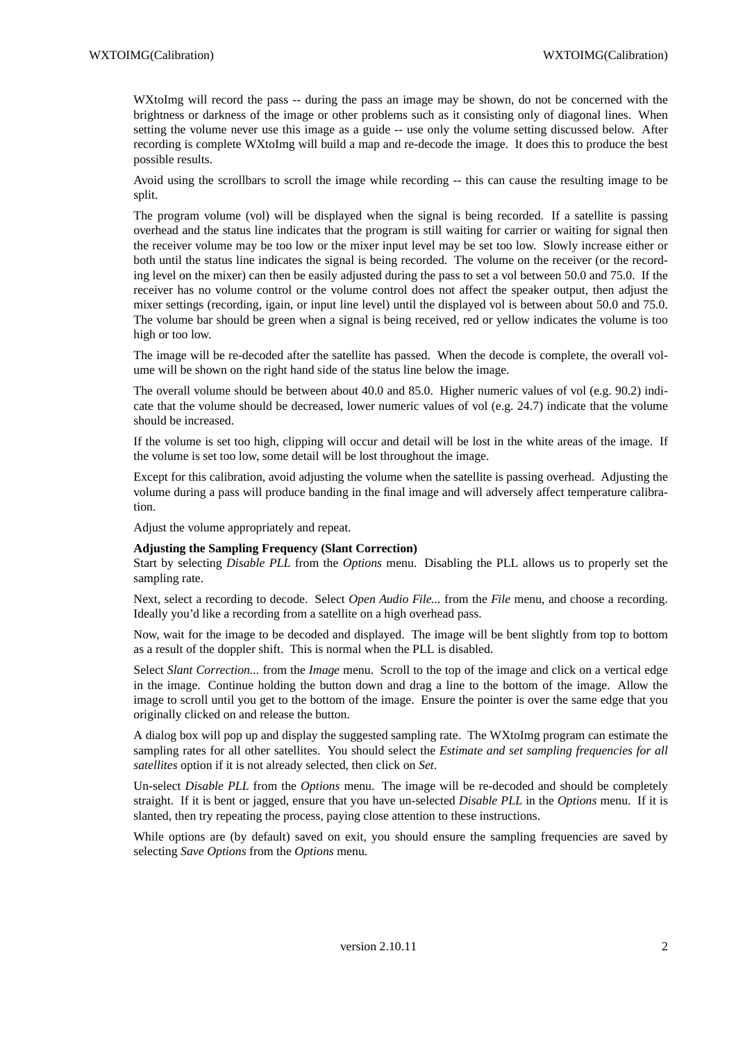WXtoImg will record the pass -- during the pass an image may be shown, do not be concerned with the brightness or darkness of the image or other problems such as it consisting only of diagonal lines. When setting the volume never use this image as a guide -- use only the volume setting discussed below. After recording is complete WXtoImg will build a map and re-decode the image. It does this to produce the best possible results.

Avoid using the scrollbars to scroll the image while recording -- this can cause the resulting image to be split.

The program volume (vol) will be displayed when the signal is being recorded. If a satellite is passing overhead and the status line indicates that the program is still waiting for carrier or waiting for signal then the receiver volume may be too low or the mixer input level may be set too low. Slowly increase either or both until the status line indicates the signal is being recorded. The volume on the receiver (or the recording level on the mixer) can then be easily adjusted during the pass to set a vol between 50.0 and 75.0. If the receiver has no volume control or the volume control does not affect the speaker output, then adjust the mixer settings (recording, igain, or input line level) until the displayed vol is between about 50.0 and 75.0. The volume bar should be green when a signal is being received, red or yellow indicates the volume is too high or too low.

The image will be re-decoded after the satellite has passed. When the decode is complete, the overall volume will be shown on the right hand side of the status line below the image.

The overall volume should be between about 40.0 and 85.0. Higher numeric values of vol (e.g. 90.2) indicate that the volume should be decreased, lower numeric values of vol (e.g. 24.7) indicate that the volume should be increased.

If the volume is set too high, clipping will occur and detail will be lost in the white areas of the image. If the volume is set too low, some detail will be lost throughout the image.

Except for this calibration, avoid adjusting the volume when the satellite is passing overhead. Adjusting the volume during a pass will produce banding in the final image and will adversely affect temperature calibration.

Adjust the volume appropriately and repeat.

**Adjusting the Sampling Frequency (Slant Correction)**

Start by selecting *Disable PLL* from the *Options* menu. Disabling the PLL allows us to properly set the sampling rate.

Next, select a recording to decode. Select *Open Audio File...* from the *File* menu, and choose a recording. Ideally you'd like a recording from a satellite on a high overhead pass.

Now, wait for the image to be decoded and displayed. The image will be bent slightly from top to bottom as a result of the doppler shift. This is normal when the PLL is disabled.

Select *Slant Correction...* from the *Image* menu. Scroll to the top of the image and click on a vertical edge in the image. Continue holding the button down and drag a line to the bottom of the image. Allow the image to scroll until you get to the bottom of the image. Ensure the pointer is over the same edge that you originally clicked on and release the button.

A dialog box will pop up and display the suggested sampling rate. The WXtoImg program can estimate the sampling rates for all other satellites. You should select the *Estimate and set sampling frequencies for all satellites* option if it is not already selected, then click on *Set*.

Un-select *Disable PLL* from the *Options* menu. The image will be re-decoded and should be completely straight. If it is bent or jagged, ensure that you have un-selected *Disable PLL* in the *Options* menu. If it is slanted, then try repeating the process, paying close attention to these instructions.

While options are (by default) saved on exit, you should ensure the sampling frequencies are saved by selecting *Save Options* from the *Options* menu.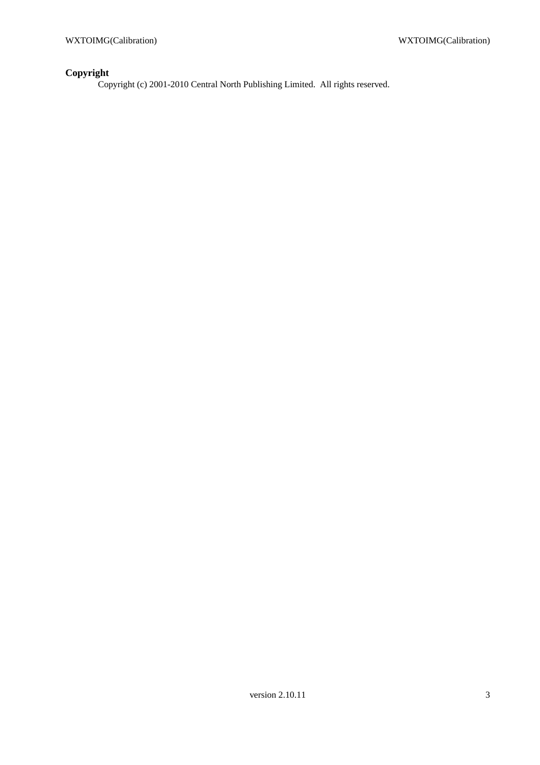## Copyright

Copyright (c) 2001-2010 Central North Publishing Limited. All rights reserved.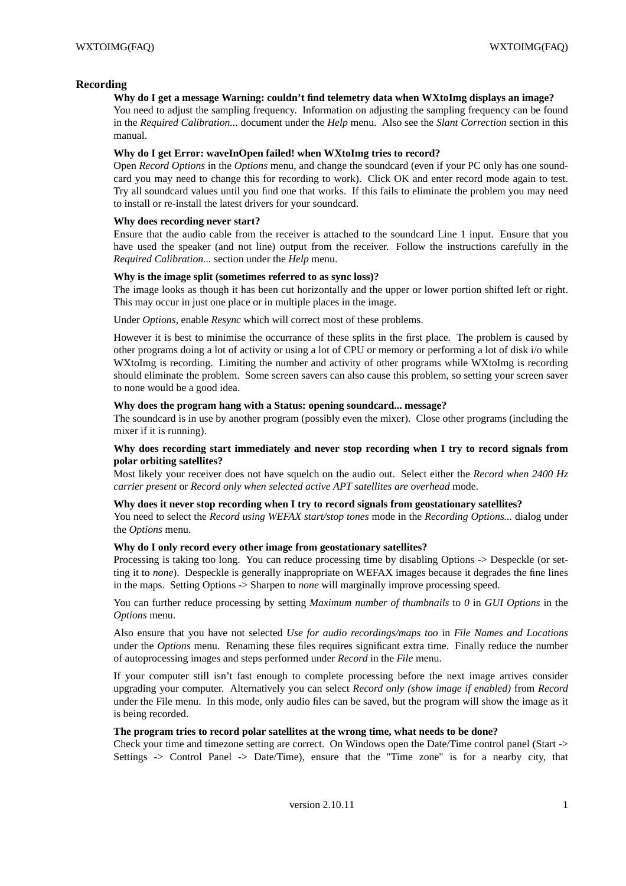## Recording

**Why do I get a message Warning: couldn't find telemetry data when WXtoImg displays an image?**

You need to adjust the sampling frequency. Information on adjusting the sampling frequency can be found in the *Required Calibration...* document under the *Help* menu. Also see the *Slant Correction* section in this manual.

**Why do I get Error: waveInOpen failed! when WXtoImg tries to record?**

Open *Record Options* in the *Options* menu, and change the soundcard (even if your PC only has one soundcard you may need to change this for recording to work). Click OK and enter record mode again to test. Try all soundcard values until you find one that works. If this fails to eliminate the problem you may need to install or re-install the latest drivers for your soundcard.

**Why does recording never start?**

Ensure that the audio cable from the receiver is attached to the soundcard Line 1 input. Ensure that you have used the speaker (and not line) output from the receiver. Follow the instructions carefully in the *Required Calibration...* section under the *Help* menu.

**Why is the image split (sometimes referred to as sync loss)?**

The image looks as though it has been cut horizontally and the upper or lower portion shifted left or right. This may occur in just one place or in multiple places in the image.

Under *Options*, enable *Resync* which will correct most of these problems.

However it is best to minimise the occurrance of these splits in the first place. The problem is caused by other programs doing a lot of activity or using a lot of CPU or memory or performing a lot of disk i/o while WXtoImg is recording. Limiting the number and activity of other programs while WXtoImg is recording should eliminate the problem. Some screen savers can also cause this problem, so setting your screen saver to none would be a good idea.

**Why does the program hang with a Status: opening soundcard... message?**

The soundcard is in use by another program (possibly even the mixer). Close other programs (including the mixer if it is running).

**Why does recording start immediately and never stop recording when I try to record signals from polar orbiting satellites?**

Most likely your receiver does not have squelch on the audio out. Select either the *Record when 2400 Hz carrier present* or *Record only when selected active APT satellites are overhead* mode.

**Why does it never stop recording when I try to record signals from geostationary satellites?**

You need to select the *Record using WEFAX start/stop tones* mode in the *Recording Options...* dialog under the *Options* menu.

**Why do I only record every other image from geostationary satellites?**

Processing is taking too long. You can reduce processing time by disabling Options -> Despeckle (or setting it to *none*). Despeckle is generally inappropriate on WEFAX images because it degrades the fine lines in the maps. Setting Options -> Sharpen to *none* will marginally improve processing speed.

You can further reduce processing by setting *Maximum number of thumbnails* to *0* in *GUI Options* in the *Options* menu.

Also ensure that you have not selected *Use for audio recordings/maps too* in *File Names and Locations* under the *Options* menu. Renaming these files requires significant extra time. Finally reduce the number of autoprocessing images and steps performed under *Record* in the *File* menu.

If your computer still isn't fast enough to complete processing before the next image arrives consider upgrading your computer. Alternatively you can select *Record only (show image if enabled)* from *Record* under the File menu. In this mode, only audio files can be saved, but the program will show the image as it is being recorded.

**The program tries to record polar satellites at the wrong time, what needs to be done?**

Check your time and timezone setting are correct. On Windows open the Date/Time control panel (Start -> Settings -> Control Panel -> Date/Time), ensure that the "Time zone" is for a nearby city, that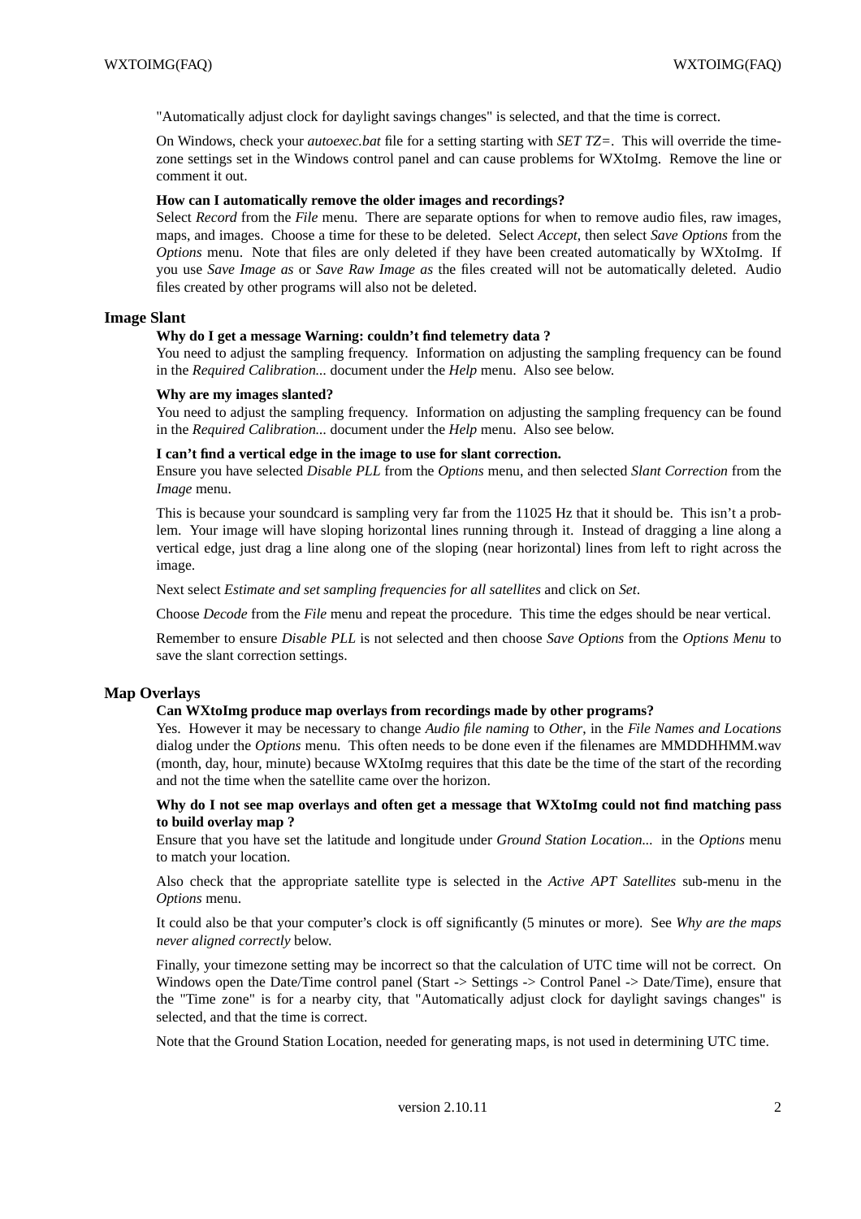"Automatically adjust clock for daylight savings changes" is selected, and that the time is correct.

On Windows, check your *autoexec.bat* file for a setting starting with *SET TZ=*. This will override the timezone settings set in the Windows control panel and can cause problems for WXtoImg. Remove the line or comment it out.

**How can I automatically remove the older images and recordings?**
Select *Record* from the *File* menu. There are separate options for when to remove audio files, raw images, maps, and images. Choose a time for these to be deleted. Select *Accept*, then select *Save Options* from the *Options* menu. Note that files are only deleted if they have been created automatically by WXtoImg. If you use *Save Image as* or *Save Raw Image as* the files created will not be automatically deleted. Audio files created by other programs will also not be deleted.

## Image Slant

**Why do I get a message Warning: couldn't find telemetry data ?**
You need to adjust the sampling frequency. Information on adjusting the sampling frequency can be found in the *Required Calibration...* document under the *Help* menu. Also see below.

**Why are my images slanted?**
You need to adjust the sampling frequency. Information on adjusting the sampling frequency can be found in the *Required Calibration...* document under the *Help* menu. Also see below.

**I can't find a vertical edge in the image to use for slant correction.**
Ensure you have selected *Disable PLL* from the *Options* menu, and then selected *Slant Correction* from the *Image* menu.

This is because your soundcard is sampling very far from the 11025 Hz that it should be. This isn't a problem. Your image will have sloping horizontal lines running through it. Instead of dragging a line along a vertical edge, just drag a line along one of the sloping (near horizontal) lines from left to right across the image.

Next select *Estimate and set sampling frequencies for all satellites* and click on *Set*.

Choose *Decode* from the *File* menu and repeat the procedure. This time the edges should be near vertical.

Remember to ensure *Disable PLL* is not selected and then choose *Save Options* from the *Options Menu* to save the slant correction settings.

## Map Overlays

**Can WXtoImg produce map overlays from recordings made by other programs?**
Yes. However it may be necessary to change *Audio file naming* to *Other*, in the *File Names and Locations* dialog under the *Options* menu. This often needs to be done even if the filenames are MMDDHHMM.wav (month, day, hour, minute) because WXtoImg requires that this date be the time of the start of the recording and not the time when the satellite came over the horizon.

**Why do I not see map overlays and often get a message that WXtoImg could not find matching pass to build overlay map ?**
Ensure that you have set the latitude and longitude under *Ground Station Location...* in the *Options* menu to match your location.

Also check that the appropriate satellite type is selected in the *Active APT Satellites* sub-menu in the *Options* menu.

It could also be that your computer's clock is off significantly (5 minutes or more). See *Why are the maps never aligned correctly* below.

Finally, your timezone setting may be incorrect so that the calculation of UTC time will not be correct. On Windows open the Date/Time control panel (Start -> Settings -> Control Panel -> Date/Time), ensure that the "Time zone" is for a nearby city, that "Automatically adjust clock for daylight savings changes" is selected, and that the time is correct.

Note that the Ground Station Location, needed for generating maps, is not used in determining UTC time.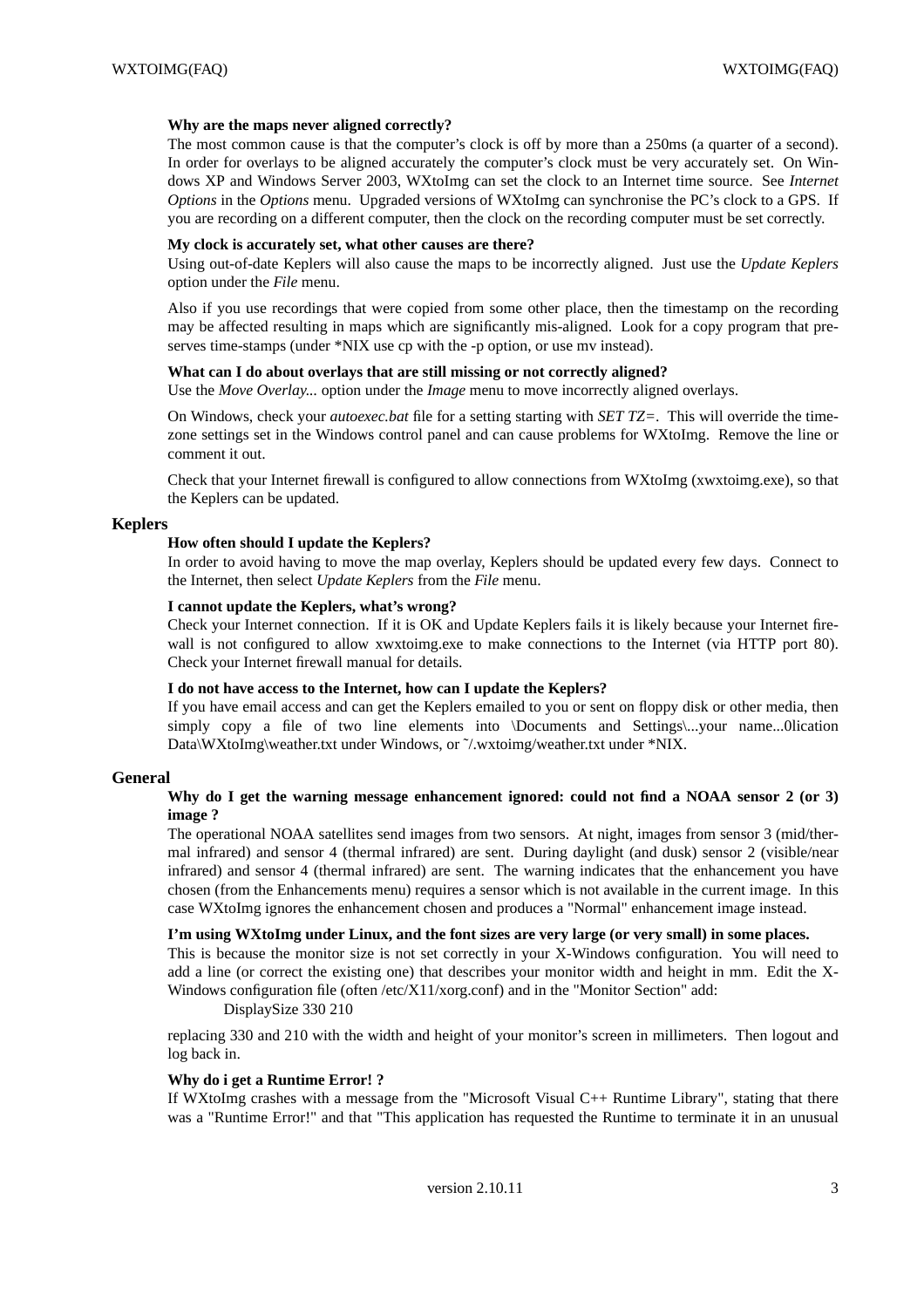**Why are the maps never aligned correctly?**

The most common cause is that the computer's clock is off by more than a 250ms (a quarter of a second). In order for overlays to be aligned accurately the computer's clock must be very accurately set. On Windows XP and Windows Server 2003, WXtoImg can set the clock to an Internet time source. See *Internet Options* in the *Options* menu. Upgraded versions of WXtoImg can synchronise the PC's clock to a GPS. If you are recording on a different computer, then the clock on the recording computer must be set correctly.

**My clock is accurately set, what other causes are there?**

Using out-of-date Keplers will also cause the maps to be incorrectly aligned. Just use the *Update Keplers* option under the *File* menu.

Also if you use recordings that were copied from some other place, then the timestamp on the recording may be affected resulting in maps which are significantly mis-aligned. Look for a copy program that preserves time-stamps (under *NIX use cp with the -p option, or use mv instead).

**What can I do about overlays that are still missing or not correctly aligned?**

Use the *Move Overlay...* option under the *Image* menu to move incorrectly aligned overlays.

On Windows, check your *autoexec.bat* file for a setting starting with *SET TZ=*. This will override the timezone settings set in the Windows control panel and can cause problems for WXtoImg. Remove the line or comment it out.

Check that your Internet firewall is configured to allow connections from WXtoImg (xwxtoimg.exe), so that the Keplers can be updated.

## Keplers

**How often should I update the Keplers?**

In order to avoid having to move the map overlay, Keplers should be updated every few days. Connect to the Internet, then select *Update Keplers* from the *File* menu.

**I cannot update the Keplers, what's wrong?**

Check your Internet connection. If it is OK and Update Keplers fails it is likely because your Internet firewall is not configured to allow xwxtoimg.exe to make connections to the Internet (via HTTP port 80). Check your Internet firewall manual for details.

**I do not have access to the Internet, how can I update the Keplers?**

If you have email access and can get the Keplers emailed to you or sent on floppy disk or other media, then simply copy a file of two line elements into \Documents and Settings\...your name...0lication Data\WXtoImg\weather.txt under Windows, or ~/.wxtoimg/weather.txt under *NIX.

## General

**Why do I get the warning message enhancement ignored: could not find a NOAA sensor 2 (or 3) image ?**

The operational NOAA satellites send images from two sensors. At night, images from sensor 3 (mid/thermal infrared) and sensor 4 (thermal infrared) are sent. During daylight (and dusk) sensor 2 (visible/near infrared) and sensor 4 (thermal infrared) are sent. The warning indicates that the enhancement you have chosen (from the Enhancements menu) requires a sensor which is not available in the current image. In this case WXtoImg ignores the enhancement chosen and produces a "Normal" enhancement image instead.

**I'm using WXtoImg under Linux, and the font sizes are very large (or very small) in some places.**

This is because the monitor size is not set correctly in your X-Windows configuration. You will need to add a line (or correct the existing one) that describes your monitor width and height in mm. Edit the X-Windows configuration file (often /etc/X11/xorg.conf) and in the "Monitor Section" add:

```
DisplaySize 330 210
```

replacing 330 and 210 with the width and height of your monitor's screen in millimeters. Then logout and log back in.

**Why do i get a Runtime Error! ?**

If WXtoImg crashes with a message from the "Microsoft Visual C++ Runtime Library", stating that there was a "Runtime Error!" and that "This application has requested the Runtime to terminate it in an unusual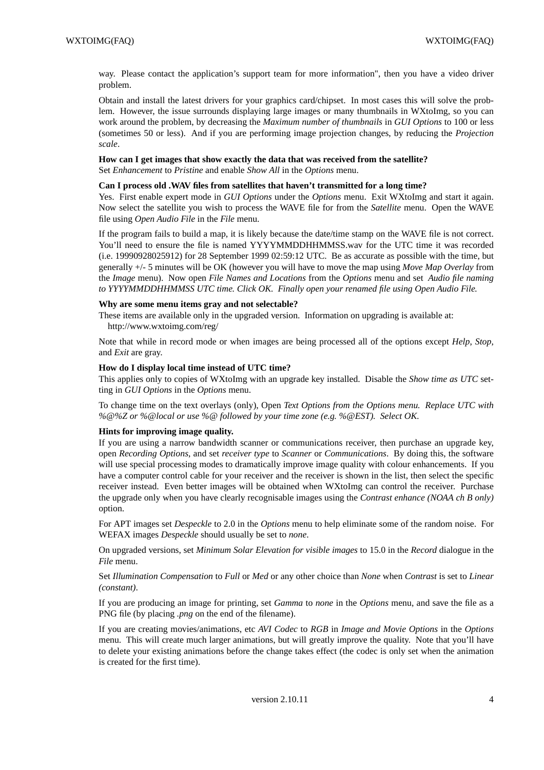way. Please contact the application's support team for more information", then you have a video driver problem.

Obtain and install the latest drivers for your graphics card/chipset. In most cases this will solve the problem. However, the issue surrounds displaying large images or many thumbnails in WXtoImg, so you can work around the problem, by decreasing the *Maximum number of thumbnails* in *GUI Options* to 100 or less (sometimes 50 or less). And if you are performing image projection changes, by reducing the *Projection scale*.

**How can I get images that show exactly the data that was received from the satellite?**
Set *Enhancement* to *Pristine* and enable *Show All* in the *Options* menu.

**Can I process old .WAV files from satellites that haven't transmitted for a long time?**
Yes. First enable expert mode in *GUI Options* under the *Options* menu. Exit WXtoImg and start it again. Now select the satellite you wish to process the WAVE file for from the *Satellite* menu. Open the WAVE file using *Open Audio File* in the *File* menu.

If the program fails to build a map, it is likely because the date/time stamp on the WAVE file is not correct. You'll need to ensure the file is named YYYYMMDDHHMMSS.wav for the UTC time it was recorded (i.e. 19990928025912) for 28 September 1999 02:59:12 UTC. Be as accurate as possible with the time, but generally +/- 5 minutes will be OK (however you will have to move the map using *Move Map Overlay* from the *Image* menu). Now open *File Names and Locations* from the *Options* menu and set *Audio file naming to YYYYMMDDHHMMSS UTC time. Click OK. Finally open your renamed file using Open Audio File.*

**Why are some menu items gray and not selectable?**
These items are available only in the upgraded version. Information on upgrading is available at:
http://www.wxtoimg.com/reg/

Note that while in record mode or when images are being processed all of the options except *Help*, *Stop*, and *Exit* are gray.

**How do I display local time instead of UTC time?**
This applies only to copies of WXtoImg with an upgrade key installed. Disable the *Show time as UTC* setting in *GUI Options* in the *Options* menu.

To change time on the text overlays (only), Open *Text Options from the Options menu. Replace UTC with %@%Z or %@local or use %@ followed by your time zone (e.g. %@EST). Select OK.*

**Hints for improving image quality.**
If you are using a narrow bandwidth scanner or communications receiver, then purchase an upgrade key, open *Recording Options*, and set *receiver type* to *Scanner* or *Communications*. By doing this, the software will use special processing modes to dramatically improve image quality with colour enhancements. If you have a computer control cable for your receiver and the receiver is shown in the list, then select the specific receiver instead. Even better images will be obtained when WXtoImg can control the receiver. Purchase the upgrade only when you have clearly recognisable images using the *Contrast enhance (NOAA ch B only)* option.

For APT images set *Despeckle* to 2.0 in the *Options* menu to help eliminate some of the random noise. For WEFAX images *Despeckle* should usually be set to *none*.

On upgraded versions, set *Minimum Solar Elevation for visible images* to 15.0 in the *Record* dialogue in the *File* menu.

Set *Illumination Compensation* to *Full* or *Med* or any other choice than *None* when *Contrast* is set to *Linear (constant)*.

If you are producing an image for printing, set *Gamma* to *none* in the *Options* menu, and save the file as a PNG file (by placing *.png* on the end of the filename).

If you are creating movies/animations, etc *AVI Codec* to *RGB* in *Image and Movie Options* in the *Options* menu. This will create much larger animations, but will greatly improve the quality. Note that you'll have to delete your existing animations before the change takes effect (the codec is only set when the animation is created for the first time).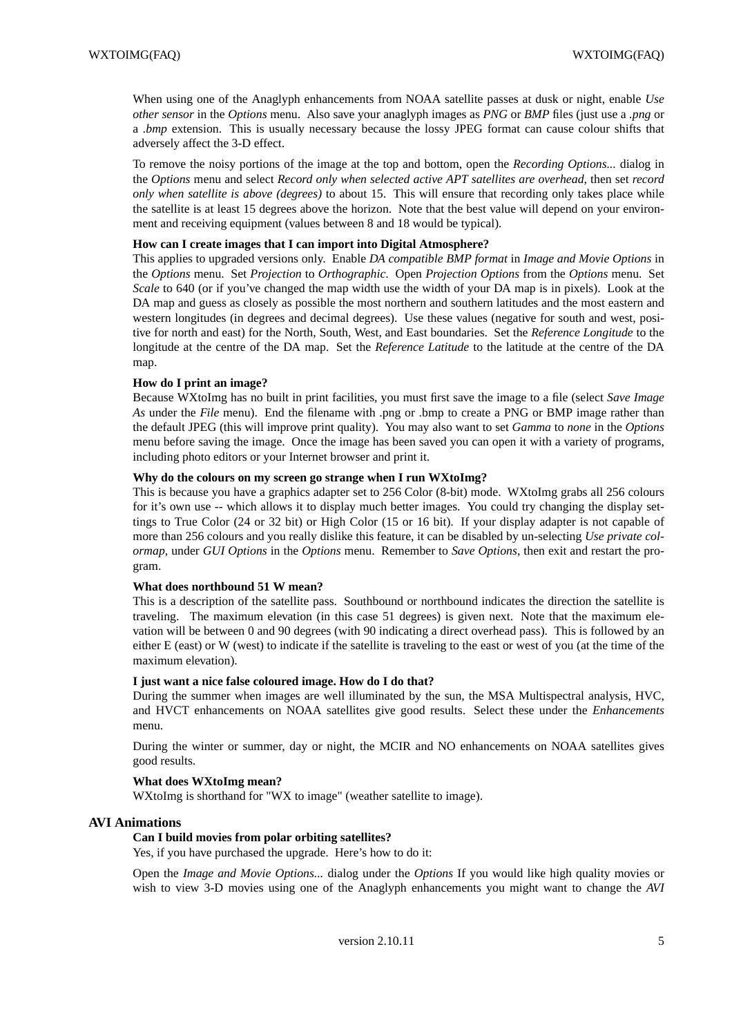When using one of the Anaglyph enhancements from NOAA satellite passes at dusk or night, enable *Use other sensor* in the *Options* menu. Also save your anaglyph images as *PNG* or *BMP* files (just use a *.png* or a *.bmp* extension. This is usually necessary because the lossy JPEG format can cause colour shifts that adversely affect the 3-D effect.

To remove the noisy portions of the image at the top and bottom, open the *Recording Options...* dialog in the *Options* menu and select *Record only when selected active APT satellites are overhead*, then set *record only when satellite is above (degrees)* to about 15. This will ensure that recording only takes place while the satellite is at least 15 degrees above the horizon. Note that the best value will depend on your environment and receiving equipment (values between 8 and 18 would be typical).

**How can I create images that I can import into Digital Atmosphere?**

This applies to upgraded versions only. Enable *DA compatible BMP format* in *Image and Movie Options* in the *Options* menu. Set *Projection* to *Orthographic*. Open *Projection Options* from the *Options* menu. Set *Scale* to 640 (or if you've changed the map width use the width of your DA map is in pixels). Look at the DA map and guess as closely as possible the most northern and southern latitudes and the most eastern and western longitudes (in degrees and decimal degrees). Use these values (negative for south and west, positive for north and east) for the North, South, West, and East boundaries. Set the *Reference Longitude* to the longitude at the centre of the DA map. Set the *Reference Latitude* to the latitude at the centre of the DA map.

**How do I print an image?**

Because WXtoImg has no built in print facilities, you must first save the image to a file (select *Save Image As* under the *File* menu). End the filename with .png or .bmp to create a PNG or BMP image rather than the default JPEG (this will improve print quality). You may also want to set *Gamma* to *none* in the *Options* menu before saving the image. Once the image has been saved you can open it with a variety of programs, including photo editors or your Internet browser and print it.

**Why do the colours on my screen go strange when I run WXtoImg?**

This is because you have a graphics adapter set to 256 Color (8-bit) mode. WXtoImg grabs all 256 colours for it's own use -- which allows it to display much better images. You could try changing the display settings to True Color (24 or 32 bit) or High Color (15 or 16 bit). If your display adapter is not capable of more than 256 colours and you really dislike this feature, it can be disabled by un-selecting *Use private colormap*, under *GUI Options* in the *Options* menu. Remember to *Save Options*, then exit and restart the program.

**What does northbound 51 W mean?**

This is a description of the satellite pass. Southbound or northbound indicates the direction the satellite is traveling. The maximum elevation (in this case 51 degrees) is given next. Note that the maximum elevation will be between 0 and 90 degrees (with 90 indicating a direct overhead pass). This is followed by an either E (east) or W (west) to indicate if the satellite is traveling to the east or west of you (at the time of the maximum elevation).

**I just want a nice false coloured image. How do I do that?**

During the summer when images are well illuminated by the sun, the MSA Multispectral analysis, HVC, and HVCT enhancements on NOAA satellites give good results. Select these under the *Enhancements* menu.

During the winter or summer, day or night, the MCIR and NO enhancements on NOAA satellites gives good results.

**What does WXtoImg mean?**

WXtoImg is shorthand for "WX to image" (weather satellite to image).

## AVI Animations

**Can I build movies from polar orbiting satellites?**

Yes, if you have purchased the upgrade. Here's how to do it:

Open the *Image and Movie Options...* dialog under the *Options* If you would like high quality movies or wish to view 3-D movies using one of the Anaglyph enhancements you might want to change the *AVI*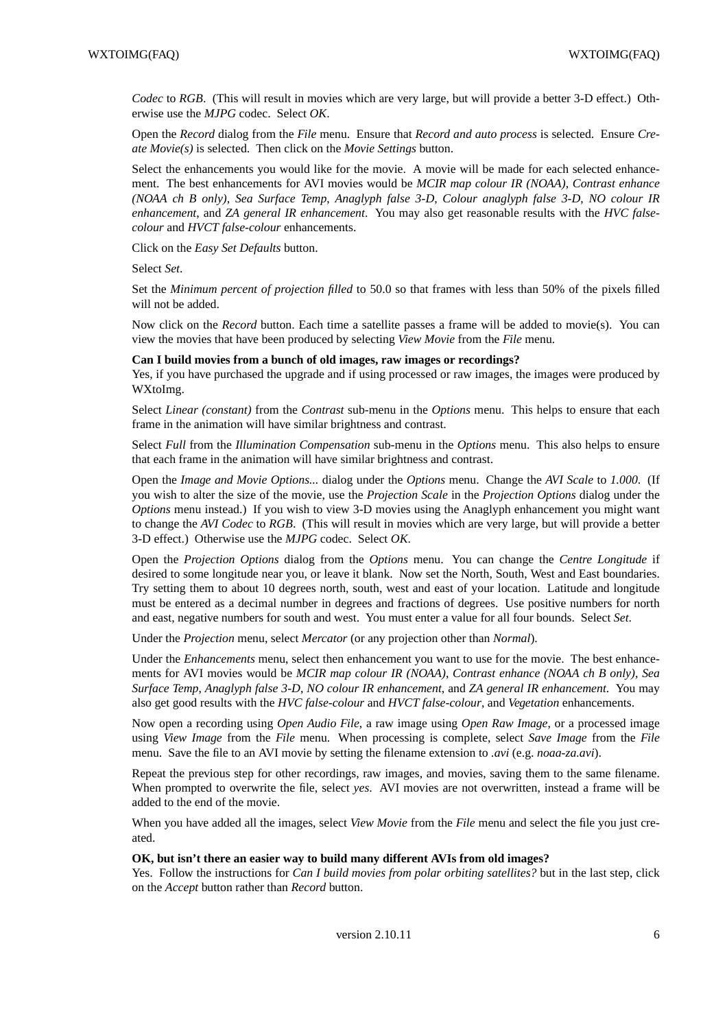*Codec* to *RGB*. (This will result in movies which are very large, but will provide a better 3-D effect.) Otherwise use the *MJPG* codec. Select *OK*.

Open the *Record* dialog from the *File* menu. Ensure that *Record and auto process* is selected. Ensure *Create Movie(s)* is selected. Then click on the *Movie Settings* button.

Select the enhancements you would like for the movie. A movie will be made for each selected enhancement. The best enhancements for AVI movies would be *MCIR map colour IR (NOAA)*, *Contrast enhance (NOAA ch B only)*, *Sea Surface Temp*, *Anaglyph false 3-D*, *Colour anaglyph false 3-D*, *NO colour IR enhancement*, and *ZA general IR enhancement*. You may also get reasonable results with the *HVC false-colour* and *HVCT false-colour* enhancements.

Click on the *Easy Set Defaults* button.

Select *Set*.

Set the *Minimum percent of projection filled* to 50.0 so that frames with less than 50% of the pixels filled will not be added.

Now click on the *Record* button. Each time a satellite passes a frame will be added to movie(s). You can view the movies that have been produced by selecting *View Movie* from the *File* menu.

**Can I build movies from a bunch of old images, raw images or recordings?**
Yes, if you have purchased the upgrade and if using processed or raw images, the images were produced by WXtoImg.

Select *Linear (constant)* from the *Contrast* sub-menu in the *Options* menu. This helps to ensure that each frame in the animation will have similar brightness and contrast.

Select *Full* from the *Illumination Compensation* sub-menu in the *Options* menu. This also helps to ensure that each frame in the animation will have similar brightness and contrast.

Open the *Image and Movie Options...* dialog under the *Options* menu. Change the *AVI Scale* to *1.000*. (If you wish to alter the size of the movie, use the *Projection Scale* in the *Projection Options* dialog under the *Options* menu instead.) If you wish to view 3-D movies using the Anaglyph enhancement you might want to change the *AVI Codec* to *RGB*. (This will result in movies which are very large, but will provide a better 3-D effect.) Otherwise use the *MJPG* codec. Select *OK*.

Open the *Projection Options* dialog from the *Options* menu. You can change the *Centre Longitude* if desired to some longitude near you, or leave it blank. Now set the North, South, West and East boundaries. Try setting them to about 10 degrees north, south, west and east of your location. Latitude and longitude must be entered as a decimal number in degrees and fractions of degrees. Use positive numbers for north and east, negative numbers for south and west. You must enter a value for all four bounds. Select *Set*.

Under the *Projection* menu, select *Mercator* (or any projection other than *Normal*).

Under the *Enhancements* menu, select then enhancement you want to use for the movie. The best enhancements for AVI movies would be *MCIR map colour IR (NOAA)*, *Contrast enhance (NOAA ch B only)*, *Sea Surface Temp*, *Anaglyph false 3-D*, *NO colour IR enhancement*, and *ZA general IR enhancement*. You may also get good results with the *HVC false-colour* and *HVCT false-colour*, and *Vegetation* enhancements.

Now open a recording using *Open Audio File*, a raw image using *Open Raw Image*, or a processed image using *View Image* from the *File* menu. When processing is complete, select *Save Image* from the *File* menu. Save the file to an AVI movie by setting the filename extension to *.avi* (e.g. *noaa-za.avi*).

Repeat the previous step for other recordings, raw images, and movies, saving them to the same filename. When prompted to overwrite the file, select *yes*. AVI movies are not overwritten, instead a frame will be added to the end of the movie.

When you have added all the images, select *View Movie* from the *File* menu and select the file you just created.

**OK, but isn't there an easier way to build many different AVIs from old images?**
Yes. Follow the instructions for *Can I build movies from polar orbiting satellites?* but in the last step, click on the *Accept* button rather than *Record* button.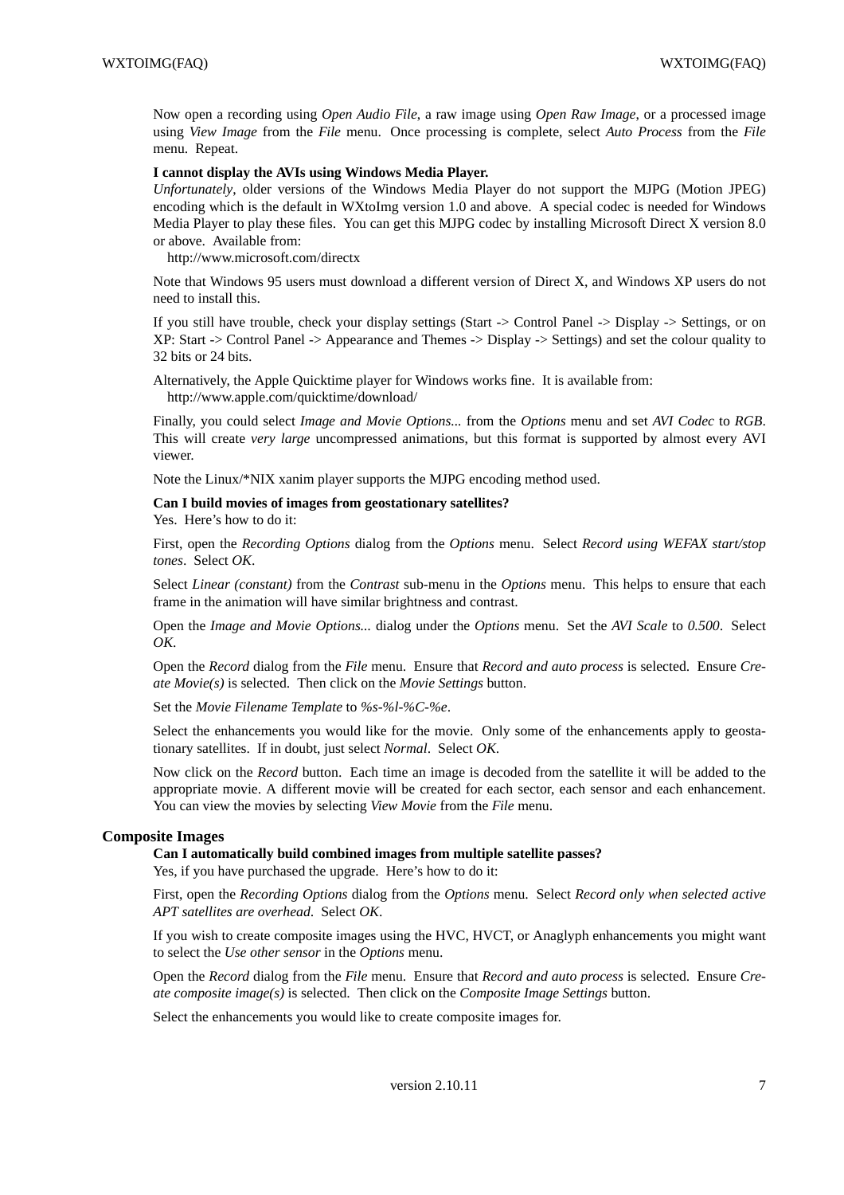Now open a recording using *Open Audio File*, a raw image using *Open Raw Image*, or a processed image using *View Image* from the *File* menu. Once processing is complete, select *Auto Process* from the *File* menu. Repeat.

**I cannot display the AVIs using Windows Media Player.**

*Unfortunately*, older versions of the Windows Media Player do not support the MJPG (Motion JPEG) encoding which is the default in WXtoImg version 1.0 and above. A special codec is needed for Windows Media Player to play these files. You can get this MJPG codec by installing Microsoft Direct X version 8.0 or above. Available from:

http://www.microsoft.com/directx

Note that Windows 95 users must download a different version of Direct X, and Windows XP users do not need to install this.

If you still have trouble, check your display settings (Start -> Control Panel -> Display -> Settings, or on XP: Start -> Control Panel -> Appearance and Themes -> Display -> Settings) and set the colour quality to 32 bits or 24 bits.

Alternatively, the Apple Quicktime player for Windows works fine. It is available from:

http://www.apple.com/quicktime/download/

Finally, you could select *Image and Movie Options...* from the *Options* menu and set *AVI Codec* to *RGB*. This will create *very large* uncompressed animations, but this format is supported by almost every AVI viewer.

Note the Linux/*NIX xanim player supports the MJPG encoding method used.

**Can I build movies of images from geostationary satellites?**

Yes. Here's how to do it:

First, open the *Recording Options* dialog from the *Options* menu. Select *Record using WEFAX start/stop tones*. Select *OK*.

Select *Linear (constant)* from the *Contrast* sub-menu in the *Options* menu. This helps to ensure that each frame in the animation will have similar brightness and contrast.

Open the *Image and Movie Options...* dialog under the *Options* menu. Set the *AVI Scale* to *0.500*. Select *OK*.

Open the *Record* dialog from the *File* menu. Ensure that *Record and auto process* is selected. Ensure *Create Movie(s)* is selected. Then click on the *Movie Settings* button.

Set the *Movie Filename Template* to *%s-%l-%C-%e*.

Select the enhancements you would like for the movie. Only some of the enhancements apply to geostationary satellites. If in doubt, just select *Normal*. Select *OK*.

Now click on the *Record* button. Each time an image is decoded from the satellite it will be added to the appropriate movie. A different movie will be created for each sector, each sensor and each enhancement. You can view the movies by selecting *View Movie* from the *File* menu.

## Composite Images

**Can I automatically build combined images from multiple satellite passes?**

Yes, if you have purchased the upgrade. Here's how to do it:

First, open the *Recording Options* dialog from the *Options* menu. Select *Record only when selected active APT satellites are overhead*. Select *OK*.

If you wish to create composite images using the HVC, HVCT, or Anaglyph enhancements you might want to select the *Use other sensor* in the *Options* menu.

Open the *Record* dialog from the *File* menu. Ensure that *Record and auto process* is selected. Ensure *Create composite image(s)* is selected. Then click on the *Composite Image Settings* button.

Select the enhancements you would like to create composite images for.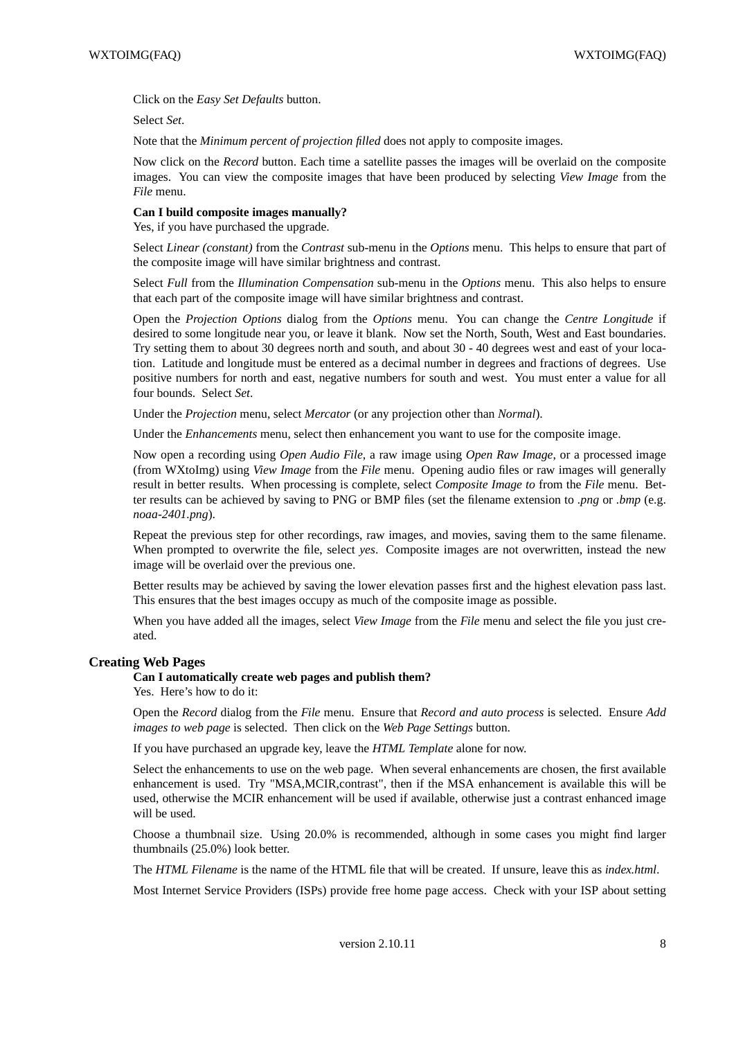Click on the *Easy Set Defaults* button.

Select *Set*.

Note that the *Minimum percent of projection filled* does not apply to composite images.

Now click on the *Record* button. Each time a satellite passes the images will be overlaid on the composite images. You can view the composite images that have been produced by selecting *View Image* from the *File* menu.

**Can I build composite images manually?**
Yes, if you have purchased the upgrade.

Select *Linear (constant)* from the *Contrast* sub-menu in the *Options* menu. This helps to ensure that part of the composite image will have similar brightness and contrast.

Select *Full* from the *Illumination Compensation* sub-menu in the *Options* menu. This also helps to ensure that each part of the composite image will have similar brightness and contrast.

Open the *Projection Options* dialog from the *Options* menu. You can change the *Centre Longitude* if desired to some longitude near you, or leave it blank. Now set the North, South, West and East boundaries. Try setting them to about 30 degrees north and south, and about 30 - 40 degrees west and east of your location. Latitude and longitude must be entered as a decimal number in degrees and fractions of degrees. Use positive numbers for north and east, negative numbers for south and west. You must enter a value for all four bounds. Select *Set*.

Under the *Projection* menu, select *Mercator* (or any projection other than *Normal*).

Under the *Enhancements* menu, select then enhancement you want to use for the composite image.

Now open a recording using *Open Audio File*, a raw image using *Open Raw Image*, or a processed image (from WXtoImg) using *View Image* from the *File* menu. Opening audio files or raw images will generally result in better results. When processing is complete, select *Composite Image to* from the *File* menu. Better results can be achieved by saving to PNG or BMP files (set the filename extension to *.png* or *.bmp* (e.g. *noaa-2401.png*).

Repeat the previous step for other recordings, raw images, and movies, saving them to the same filename. When prompted to overwrite the file, select *yes*. Composite images are not overwritten, instead the new image will be overlaid over the previous one.

Better results may be achieved by saving the lower elevation passes first and the highest elevation pass last. This ensures that the best images occupy as much of the composite image as possible.

When you have added all the images, select *View Image* from the *File* menu and select the file you just created.

## Creating Web Pages

**Can I automatically create web pages and publish them?**
Yes. Here's how to do it:

Open the *Record* dialog from the *File* menu. Ensure that *Record and auto process* is selected. Ensure *Add images to web page* is selected. Then click on the *Web Page Settings* button.

If you have purchased an upgrade key, leave the *HTML Template* alone for now.

Select the enhancements to use on the web page. When several enhancements are chosen, the first available enhancement is used. Try "MSA,MCIR,contrast", then if the MSA enhancement is available this will be used, otherwise the MCIR enhancement will be used if available, otherwise just a contrast enhanced image will be used.

Choose a thumbnail size. Using 20.0% is recommended, although in some cases you might find larger thumbnails (25.0%) look better.

The *HTML Filename* is the name of the HTML file that will be created. If unsure, leave this as *index.html*.

Most Internet Service Providers (ISPs) provide free home page access. Check with your ISP about setting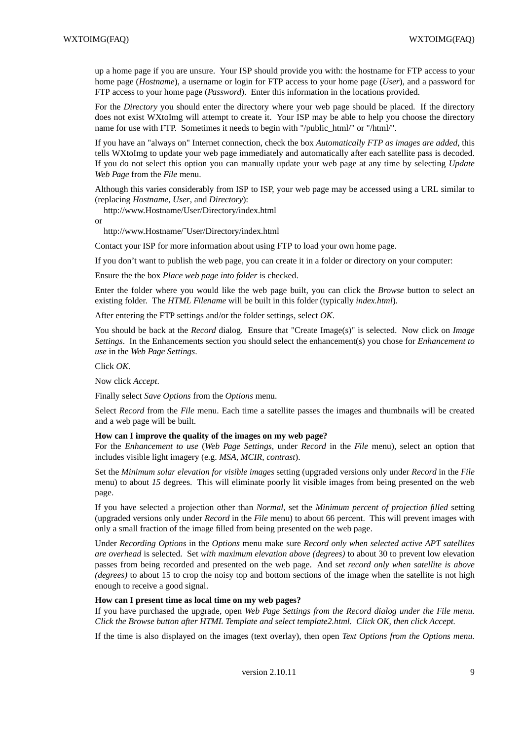up a home page if you are unsure. Your ISP should provide you with: the hostname for FTP access to your home page (*Hostname*), a username or login for FTP access to your home page (*User*), and a password for FTP access to your home page (*Password*). Enter this information in the locations provided.

For the *Directory* you should enter the directory where your web page should be placed. If the directory does not exist WXtoImg will attempt to create it. Your ISP may be able to help you choose the directory name for use with FTP. Sometimes it needs to begin with "/public_html/" or "/html/".

If you have an "always on" Internet connection, check the box *Automatically FTP as images are added*, this tells WXtoImg to update your web page immediately and automatically after each satellite pass is decoded. If you do not select this option you can manually update your web page at any time by selecting *Update Web Page* from the *File* menu.

Although this varies considerably from ISP to ISP, your web page may be accessed using a URL similar to (replacing *Hostname*, *User*, and *Directory*):

http://www.Hostname/User/Directory/index.html

or

http://www.Hostname/~User/Directory/index.html

Contact your ISP for more information about using FTP to load your own home page.

If you don't want to publish the web page, you can create it in a folder or directory on your computer:

Ensure the the box *Place web page into folder* is checked.

Enter the folder where you would like the web page built, you can click the *Browse* button to select an existing folder. The *HTML Filename* will be built in this folder (typically *index.html*).

After entering the FTP settings and/or the folder settings, select *OK*.

You should be back at the *Record* dialog. Ensure that "Create Image(s)" is selected. Now click on *Image Settings*. In the Enhancements section you should select the enhancement(s) you chose for *Enhancement to use* in the *Web Page Settings*.

Click *OK*.

Now click *Accept*.

Finally select *Save Options* from the *Options* menu.

Select *Record* from the *File* menu. Each time a satellite passes the images and thumbnails will be created and a web page will be built.

**How can I improve the quality of the images on my web page?**

For the *Enhancement to use* (*Web Page Settings*, under *Record* in the *File* menu), select an option that includes visible light imagery (e.g. *MSA*, *MCIR*, *contrast*).

Set the *Minimum solar elevation for visible images* setting (upgraded versions only under *Record* in the *File* menu) to about *15* degrees. This will eliminate poorly lit visible images from being presented on the web page.

If you have selected a projection other than *Normal*, set the *Minimum percent of projection filled* setting (upgraded versions only under *Record* in the *File* menu) to about 66 percent. This will prevent images with only a small fraction of the image filled from being presented on the web page.

Under *Recording Options* in the *Options* menu make sure *Record only when selected active APT satellites are overhead* is selected. Set *with maximum elevation above (degrees)* to about 30 to prevent low elevation passes from being recorded and presented on the web page. And set *record only when satellite is above (degrees)* to about 15 to crop the noisy top and bottom sections of the image when the satellite is not high enough to receive a good signal.

**How can I present time as local time on my web pages?**

If you have purchased the upgrade, open *Web Page Settings from the Record dialog under the File menu. Click the Browse button after HTML Template and select template2.html. Click OK, then click Accept.*

If the time is also displayed on the images (text overlay), then open *Text Options from the Options menu.*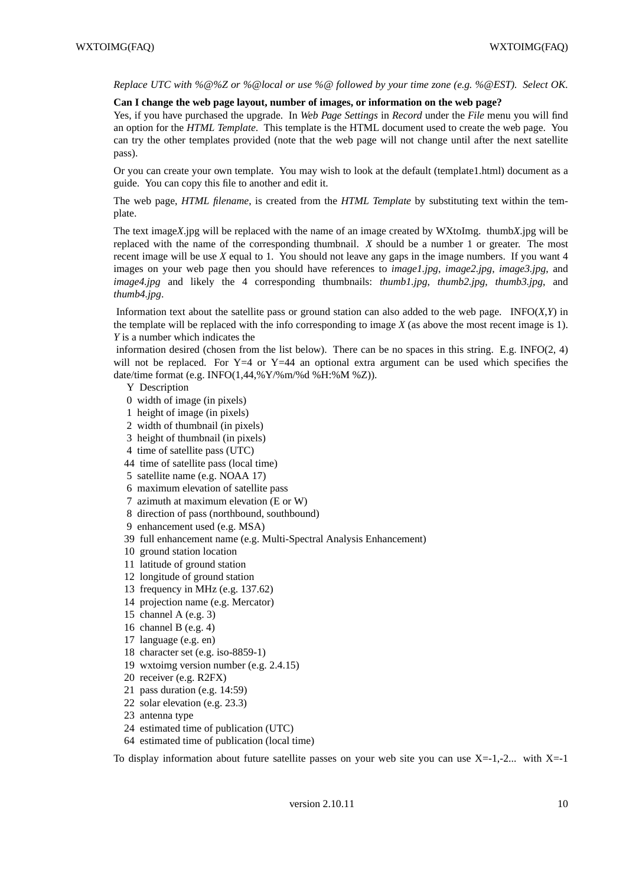*Replace UTC with %@%Z or %@local or use %@ followed by your time zone (e.g. %@EST). Select OK.*

**Can I change the web page layout, number of images, or information on the web page?**

Yes, if you have purchased the upgrade. In *Web Page Settings* in *Record* under the *File* menu you will find an option for the *HTML Template*. This template is the HTML document used to create the web page. You can try the other templates provided (note that the web page will not change until after the next satellite pass).

Or you can create your own template. You may wish to look at the default (template1.html) document as a guide. You can copy this file to another and edit it.

The web page, *HTML filename*, is created from the *HTML Template* by substituting text within the template.

The text image*X*.jpg will be replaced with the name of an image created by WXtoImg. thumb*X*.jpg will be replaced with the name of the corresponding thumbnail. *X* should be a number 1 or greater. The most recent image will be use *X* equal to 1. You should not leave any gaps in the image numbers. If you want 4 images on your web page then you should have references to *image1.jpg*, *image2.jpg*, *image3.jpg*, and *image4.jpg* and likely the 4 corresponding thumbnails: *thumb1.jpg*, *thumb2.jpg*, *thumb3.jpg*, and *thumb4.jpg*.

Information text about the satellite pass or ground station can also added to the web page. INFO(*X*,*Y*) in the template will be replaced with the info corresponding to image *X* (as above the most recent image is 1). *Y* is a number which indicates the information desired (chosen from the list below). There can be no spaces in this string. E.g. INFO(2, 4) will not be replaced. For Y=4 or Y=44 an optional extra argument can be used which specifies the date/time format (e.g. INFO(1,44,%Y/%m/%d %H:%M %Z)).

| Y | Description |
|---|---|
| 0 | width of image (in pixels) |
| 1 | height of image (in pixels) |
| 2 | width of thumbnail (in pixels) |
| 3 | height of thumbnail (in pixels) |
| 4 | time of satellite pass (UTC) |
| 44 | time of satellite pass (local time) |
| 5 | satellite name (e.g. NOAA 17) |
| 6 | maximum elevation of satellite pass |
| 7 | azimuth at maximum elevation (E or W) |
| 8 | direction of pass (northbound, southbound) |
| 9 | enhancement used (e.g. MSA) |
| 39 | full enhancement name (e.g. Multi-Spectral Analysis Enhancement) |
| 10 | ground station location |
| 11 | latitude of ground station |
| 12 | longitude of ground station |
| 13 | frequency in MHz (e.g. 137.62) |
| 14 | projection name (e.g. Mercator) |
| 15 | channel A (e.g. 3) |
| 16 | channel B (e.g. 4) |
| 17 | language (e.g. en) |
| 18 | character set (e.g. iso-8859-1) |
| 19 | wxtoimg version number (e.g. 2.4.15) |
| 20 | receiver (e.g. R2FX) |
| 21 | pass duration (e.g. 14:59) |
| 22 | solar elevation (e.g. 23.3) |
| 23 | antenna type |
| 24 | estimated time of publication (UTC) |
| 64 | estimated time of publication (local time) |

To display information about future satellite passes on your web site you can use X=-1,-2... with X=-1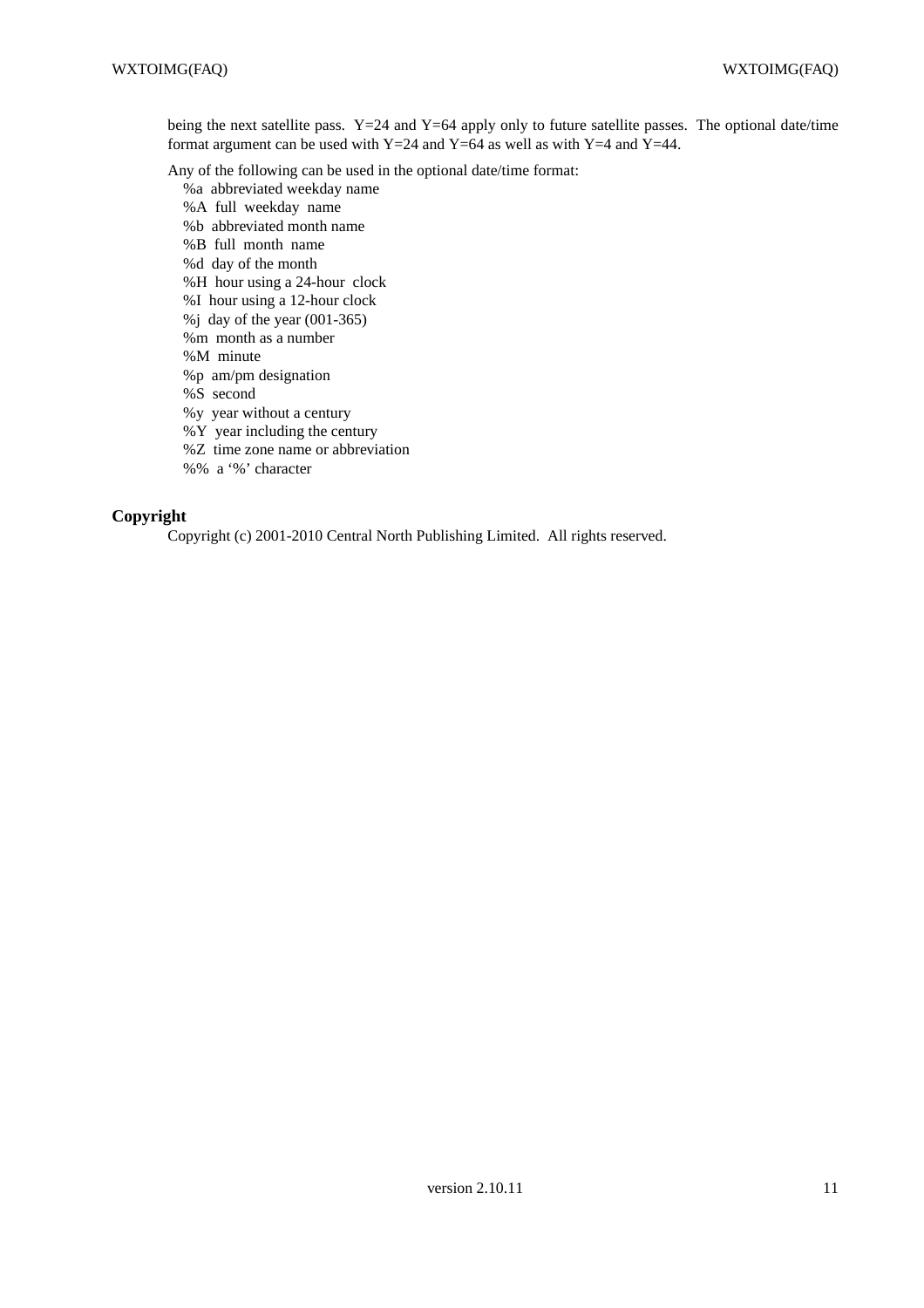being the next satellite pass. Y=24 and Y=64 apply only to future satellite passes. The optional date/time format argument can be used with Y=24 and Y=64 as well as with Y=4 and Y=44.

Any of the following can be used in the optional date/time format:

- %a abbreviated weekday name
- %A full weekday name
- %b abbreviated month name
- %B full month name
- %d day of the month
- %H hour using a 24-hour clock
- %I hour using a 12-hour clock
- %j day of the year (001-365)
- %m month as a number
- %M minute
- %p am/pm designation
- %S second
- %y year without a century
- %Y year including the century
- %Z time zone name or abbreviation
- %% a '%' character

## Copyright

Copyright (c) 2001-2010 Central North Publishing Limited. All rights reserved.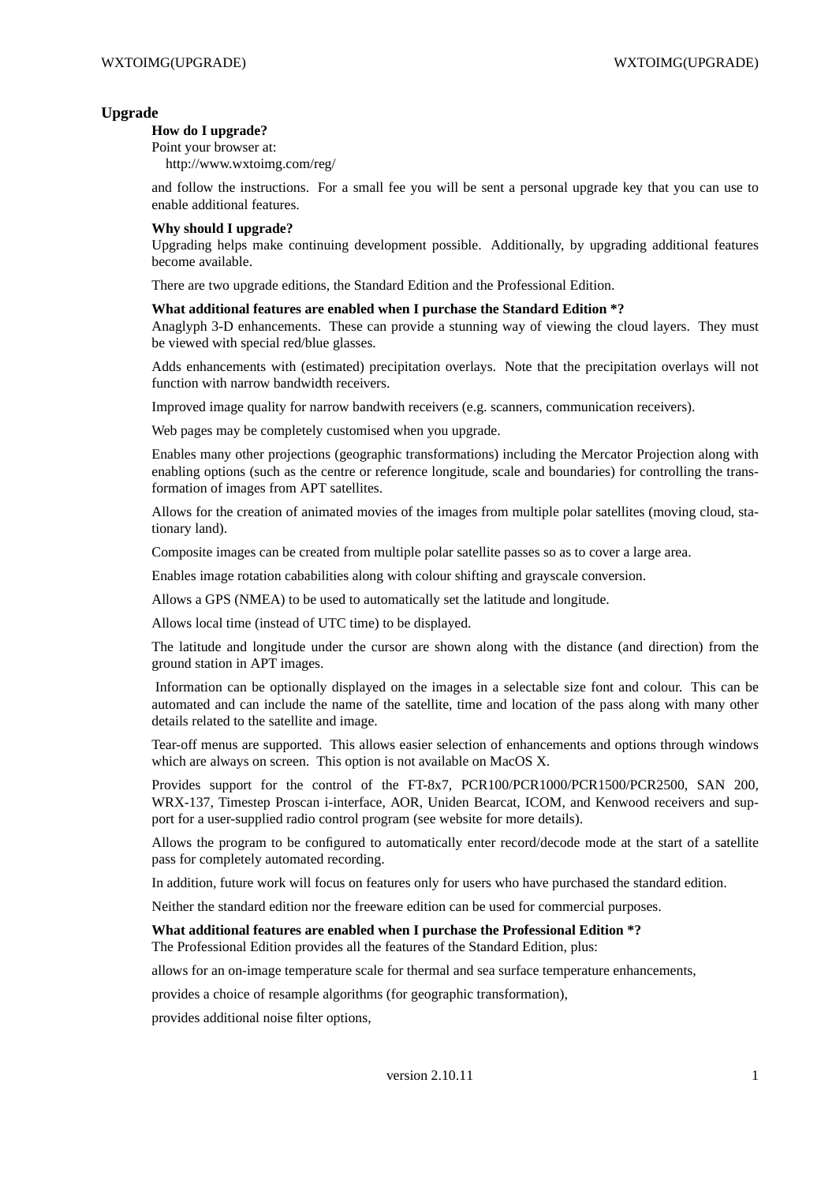## Upgrade

**How do I upgrade?**

Point your browser at:

http://www.wxtoimg.com/reg/

and follow the instructions. For a small fee you will be sent a personal upgrade key that you can use to enable additional features.

**Why should I upgrade?**

Upgrading helps make continuing development possible. Additionally, by upgrading additional features become available.

There are two upgrade editions, the Standard Edition and the Professional Edition.

**What additional features are enabled when I purchase the Standard Edition *?**

Anaglyph 3-D enhancements. These can provide a stunning way of viewing the cloud layers. They must be viewed with special red/blue glasses.

Adds enhancements with (estimated) precipitation overlays. Note that the precipitation overlays will not function with narrow bandwidth receivers.

Improved image quality for narrow bandwith receivers (e.g. scanners, communication receivers).

Web pages may be completely customised when you upgrade.

Enables many other projections (geographic transformations) including the Mercator Projection along with enabling options (such as the centre or reference longitude, scale and boundaries) for controlling the transformation of images from APT satellites.

Allows for the creation of animated movies of the images from multiple polar satellites (moving cloud, stationary land).

Composite images can be created from multiple polar satellite passes so as to cover a large area.

Enables image rotation cababilities along with colour shifting and grayscale conversion.

Allows a GPS (NMEA) to be used to automatically set the latitude and longitude.

Allows local time (instead of UTC time) to be displayed.

The latitude and longitude under the cursor are shown along with the distance (and direction) from the ground station in APT images.

Information can be optionally displayed on the images in a selectable size font and colour. This can be automated and can include the name of the satellite, time and location of the pass along with many other details related to the satellite and image.

Tear-off menus are supported. This allows easier selection of enhancements and options through windows which are always on screen. This option is not available on MacOS X.

Provides support for the control of the FT-8x7, PCR100/PCR1000/PCR1500/PCR2500, SAN 200, WRX-137, Timestep Proscan i-interface, AOR, Uniden Bearcat, ICOM, and Kenwood receivers and support for a user-supplied radio control program (see website for more details).

Allows the program to be configured to automatically enter record/decode mode at the start of a satellite pass for completely automated recording.

In addition, future work will focus on features only for users who have purchased the standard edition.

Neither the standard edition nor the freeware edition can be used for commercial purposes.

**What additional features are enabled when I purchase the Professional Edition *?**

The Professional Edition provides all the features of the Standard Edition, plus:

allows for an on-image temperature scale for thermal and sea surface temperature enhancements,

provides a choice of resample algorithms (for geographic transformation),

provides additional noise filter options,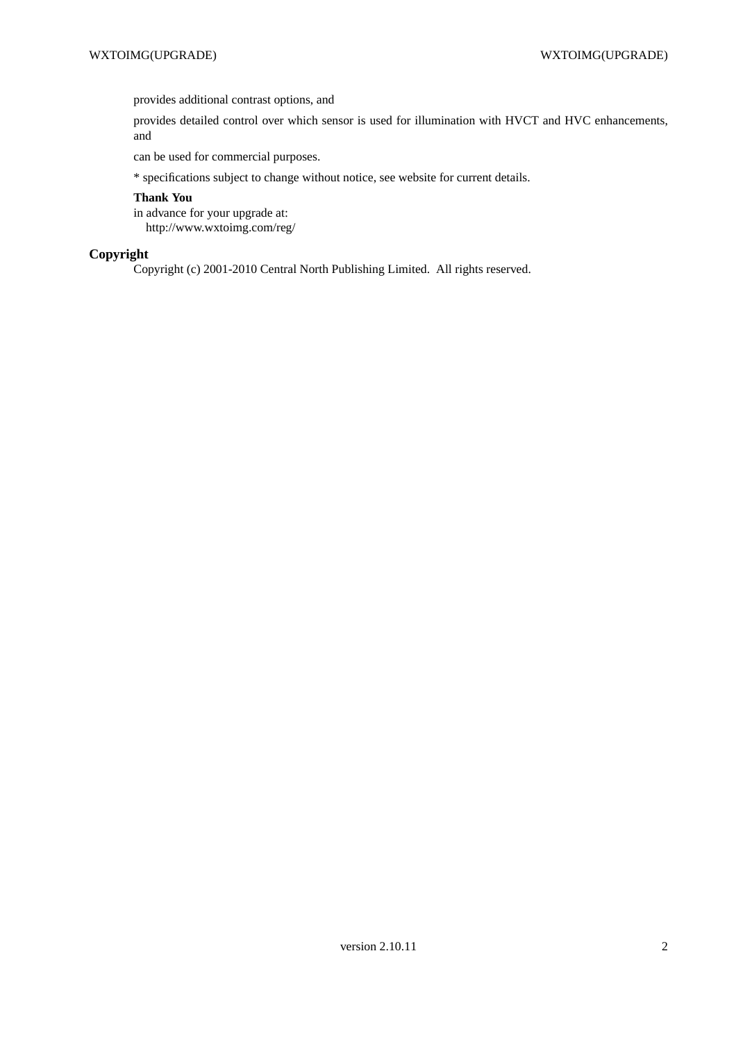provides additional contrast options, and

provides detailed control over which sensor is used for illumination with HVCT and HVC enhancements, and

can be used for commercial purposes.

* specifications subject to change without notice, see website for current details.

**Thank You**
in advance for your upgrade at:
http://www.wxtoimg.com/reg/

## Copyright

Copyright (c) 2001-2010 Central North Publishing Limited. All rights reserved.